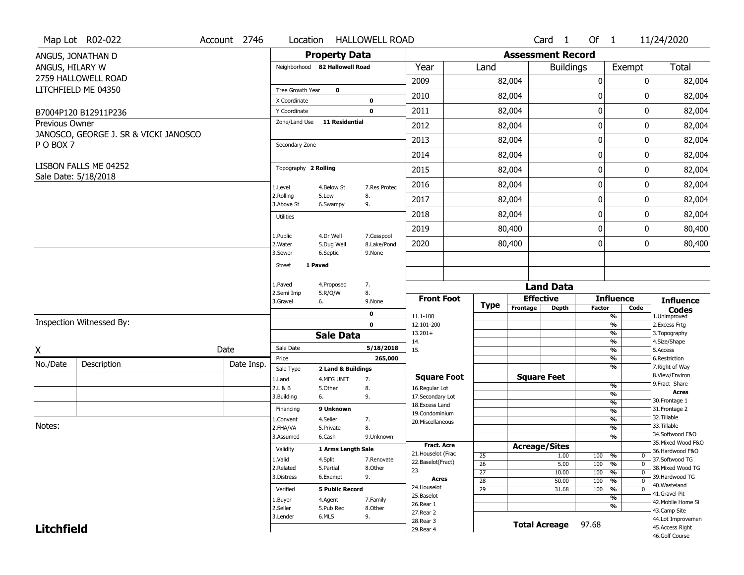Map Lot R02-022 | Account 2746 | Location HALLOWELL ROAD | Card 1 Of 1 | 11/24/2020

ANGUS, JONATHAN D
ANGUS, HILARY W
2759 HALLOWELL ROAD
LITCHFIELD ME 04350

B7004P120 B12911P236

Previous Owner
JANOSCO, GEORGE J. SR & VICKI JANOSCO
P O BOX 7

LISBON FALLS ME 04252
Sale Date: 5/18/2018

## Property Data

Neighborhood **82 Hallowell Road**

Tree Growth Year **0**
X Coordinate **0**
Y Coordinate **0**
Zone/Land Use **11 Residential**

Secondary Zone

Topography **2 Rolling**

1.Level 4.Below St 7.Res Protec
2.Rolling 5.Low 8.
3.Above St 6.Swampy 9.

Utilities

1.Public 4.Dr Well 7.Cesspool
2.Water 5.Dug Well 8.Lake/Pond
3.Sewer 6.Septic 9.None

Street **1 Paved**

1.Paved 4.Proposed 7.
2.Semi Imp 5.R/O/W 8.
3.Gravel 6. 9.None

0
0

## Sale Data

Sale Date **5/18/2018**
Price **265,000**
Sale Type **2 Land & Buildings**

1.Land 4.MFG UNIT 7.
2.L & B 5.Other 8.
3.Building 6. 9.

Financing **9 Unknown**

1.Convent 4.Seller 7.
2.FHA/VA 5.Private 8.
3.Assumed 6.Cash 9.Unknown

Validity **1 Arms Length Sale**

1.Valid 4.Split 7.Renovate
2.Related 5.Partial 8.Other
3.Distress 6.Exempt 9.

Verified **5 Public Record**

1.Buyer 4.Agent 7.Family
2.Seller 5.Pub Rec 8.Other
3.Lender 6.MLS 9.

## Assessment Record

| Year | Land | Buildings | Exempt | Total |
|---|---|---|---|---|
| 2009 | 82,004 | 0 | 0 | 82,004 |
| 2010 | 82,004 | 0 | 0 | 82,004 |
| 2011 | 82,004 | 0 | 0 | 82,004 |
| 2012 | 82,004 | 0 | 0 | 82,004 |
| 2013 | 82,004 | 0 | 0 | 82,004 |
| 2014 | 82,004 | 0 | 0 | 82,004 |
| 2015 | 82,004 | 0 | 0 | 82,004 |
| 2016 | 82,004 | 0 | 0 | 82,004 |
| 2017 | 82,004 | 0 | 0 | 82,004 |
| 2018 | 82,004 | 0 | 0 | 82,004 |
| 2019 | 80,400 | 0 | 0 | 80,400 |
| 2020 | 80,400 | 0 | 0 | 80,400 |

## Land Data

| Front Foot | Type | Effective Frontage | Effective Depth | Influence Factor | Influence Code |
|---|---|---|---|---|---|
| 11.1-100 | | | | % | |
| 12.101-200 | | | | % | |
| 13.201+ | | | | % | |
| 14. | | | | % | |
| 15. | | | | % | |
| | | | | % | |
| | | | | % | |

| Square Foot | Square Feet | | |
|---|---|---|---|
| 16.Regular Lot | | % | |
| 17.Secondary Lot | | % | |
| 18.Excess Land | | % | |
| 19.Condominium | | % | |
| 20.Miscellaneous | | % | |
| | | % | |
| | | % | |

| Fract. Acre / Acres | Type | Acreage/Sites | Factor | | Code |
|---|---|---|---|---|---|
| 21.Houselot (Frac | 25 | 1.00 | 100 | % | 0 |
| 22.Baselot(Fract) | 26 | 5.00 | 100 | % | 0 |
| 23. | 27 | 10.00 | 100 | % | 0 |
| 24.Houselot | 28 | 50.00 | 100 | % | 0 |
| 25.Baselot | 29 | 31.68 | 100 | % | 0 |
| 26.Rear 1 | | | | % | |
| 27.Rear 2 | | | | % | |
| 28.Rear 3 | | | | | |
| 29.Rear 4 | | | | | |

**Total Acreage** 97.68

### Influence Codes

1.Unimproved
2.Excess Frtg
3.Topography
4.Size/Shape
5.Access
6.Restriction
7.Right of Way
8.View/Environ
9.Fract Share

**Acres**

30.Frontage 1
31.Frontage 2
32.Tillable
33.Tillable
34.Softwood F&O
35.Mixed Wood F&O
36.Hardwood F&O
37.Softwood TG
38.Mixed Wood TG
39.Hardwood TG
40.Wasteland
41.Gravel Pit
42.Mobile Home Si
43.Camp Site
44.Lot Improvemen
45.Access Right
46.Golf Course

Inspection Witnessed By:

X ______________________ Date

| No./Date | Description | Date Insp. |
|---|---|---|
| | | |
| | | |
| | | |

Notes:

**Litchfield**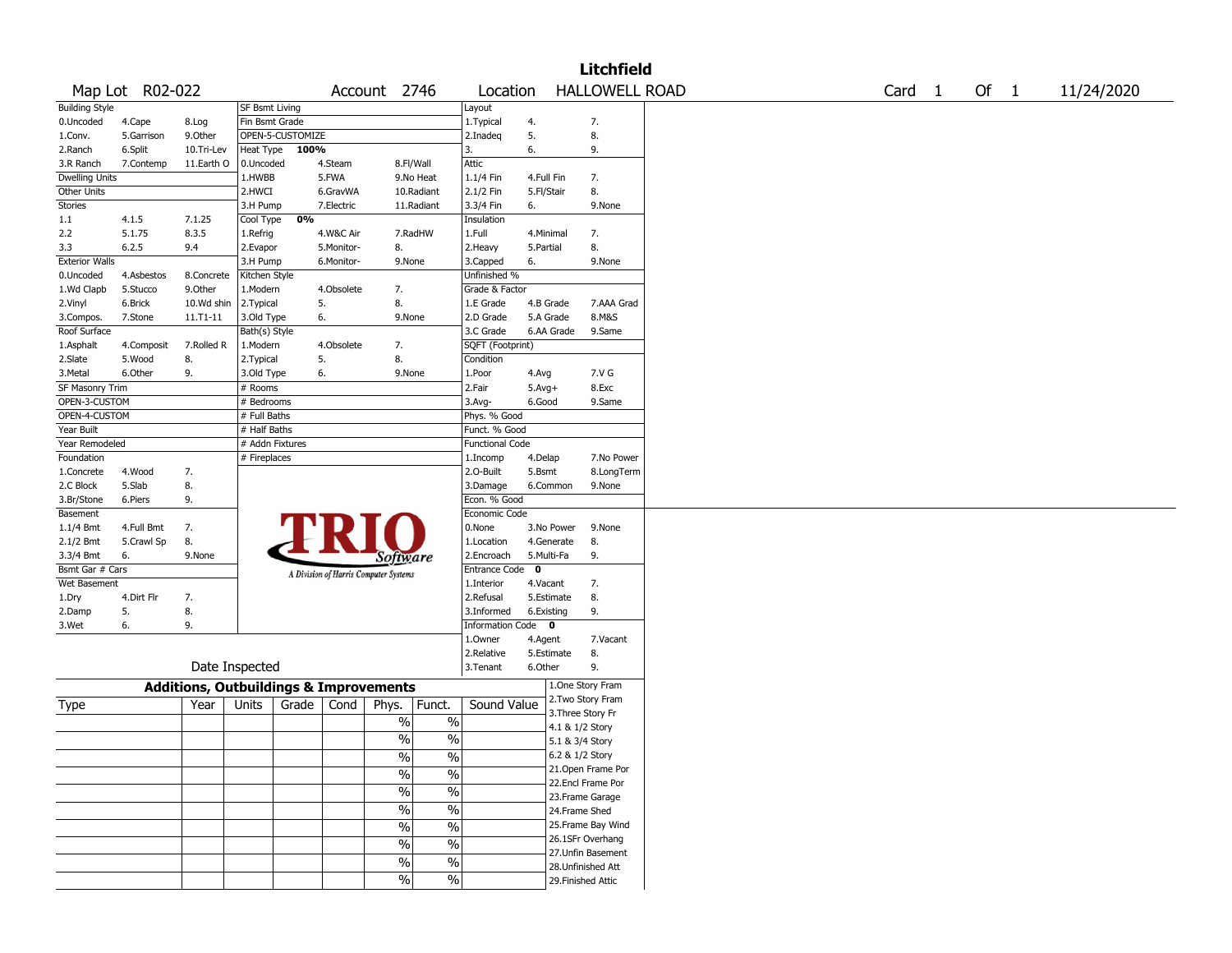# Litchfield

| Map Lot | R02-022 | Account | 2746 | Location | HALLOWELL ROAD | Card | 1 | Of | 1 | 11/24/2020 |
|---|---|---|---|---|---|---|---|---|---|---|

| Building Style | | | SF Bsmt Living | | | Layout | | |
|---|---|---|---|---|---|---|---|---|
| 0.Uncoded | 4.Cape | 8.Log | Fin Bsmt Grade | | | 1.Typical | 4. | 7. |
| 1.Conv. | 5.Garrison | 9.Other | OPEN-5-CUSTOMIZE | | | 2.Inadeq | 5. | 8. |
| 2.Ranch | 6.Split | 10.Tri-Lev | Heat Type 100% | | | 3. | 6. | 9. |
| 3.R Ranch | 7.Contemp | 11.Earth O | 0.Uncoded | 4.Steam | 8.Fl/Wall | Attic | | |
| Dwelling Units | | | 1.HWBB | 5.FWA | 9.No Heat | 1.1/4 Fin | 4.Full Fin | 7. |
| Other Units | | | 2.HWCI | 6.GravWA | 10.Radiant | 2.1/2 Fin | 5.Fl/Stair | 8. |
| Stories | | | 3.H Pump | 7.Electric | 11.Radiant | 3.3/4 Fin | 6. | 9.None |
| 1.1 | 4.1.5 | 7.1.25 | Cool Type 0% | | | Insulation | | |
| 2.2 | 5.1.75 | 8.3.5 | 1.Refrig | 4.W&C Air | 7.RadHW | 1.Full | 4.Minimal | 7. |
| 3.3 | 6.2.5 | 9.4 | 2.Evapor | 5.Monitor- | 8. | 2.Heavy | 5.Partial | 8. |
| Exterior Walls | | | 3.H Pump | 6.Monitor- | 9.None | 3.Capped | 6. | 9.None |
| 0.Uncoded | 4.Asbestos | 8.Concrete | Kitchen Style | | | Unfinished % | | |
| 1.Wd Clapb | 5.Stucco | 9.Other | 1.Modern | 4.Obsolete | 7. | Grade & Factor | | |
| 2.Vinyl | 6.Brick | 10.Wd shin | 2.Typical | 5. | 8. | 1.E Grade | 4.B Grade | 7.AAA Grad |
| 3.Compos. | 7.Stone | 11.T1-11 | 3.Old Type | 6. | 9.None | 2.D Grade | 5.A Grade | 8.M&S |
| Roof Surface | | | Bath(s) Style | | | 3.C Grade | 6.AA Grade | 9.Same |
| 1.Asphalt | 4.Composit | 7.Rolled R | 1.Modern | 4.Obsolete | 7. | SQFT (Footprint) | | |
| 2.Slate | 5.Wood | 8. | 2.Typical | 5. | 8. | Condition | | |
| 3.Metal | 6.Other | 9. | 3.Old Type | 6. | 9.None | 1.Poor | 4.Avg | 7.V G |
| SF Masonry Trim | | | # Rooms | | | 2.Fair | 5.Avg+ | 8.Exc |
| OPEN-3-CUSTOM | | | # Bedrooms | | | 3.Avg- | 6.Good | 9.Same |
| OPEN-4-CUSTOM | | | # Full Baths | | | Phys. % Good | | |
| Year Built | | | # Half Baths | | | Funct. % Good | | |
| Year Remodeled | | | # Addn Fixtures | | | Functional Code | | |
| Foundation | | | # Fireplaces | | | 1.Incomp | 4.Delap | 7.No Power |
| 1.Concrete | 4.Wood | 7. | | | | 2.O-Built | 5.Bsmt | 8.LongTerm |
| 2.C Block | 5.Slab | 8. | | | | 3.Damage | 6.Common | 9.None |
| 3.Br/Stone | 6.Piers | 9. | | | | Econ. % Good | | |
| Basement | | | | | | Economic Code | | |
| 1.1/4 Bmt | 4.Full Bmt | 7. | | | | 0.None | 3.No Power | 9.None |
| 2.1/2 Bmt | 5.Crawl Sp | 8. | | | | 1.Location | 4.Generate | 8. |
| 3.3/4 Bmt | 6. | 9.None | | | | 2.Encroach | 5.Multi-Fa | 9. |
| Bsmt Gar # Cars | | | | | | Entrance Code 0 | | |
| Wet Basement | | | | | | 1.Interior | 4.Vacant | 7. |
| 1.Dry | 4.Dirt Flr | 7. | | | | 2.Refusal | 5.Estimate | 8. |
| 2.Damp | 5. | 8. | | | | 3.Informed | 6.Existing | 9. |
| 3.Wet | 6. | 9. | | | | Information Code 0 | | |
| | | | | | | 1.Owner | 4.Agent | 7.Vacant |
| | | | | | | 2.Relative | 5.Estimate | 8. |
| Date Inspected | | | | | | 3.Tenant | 6.Other | 9. |

TRIO Software — A Division of Harris Computer Systems

## Additions, Outbuildings & Improvements

| Type | Year | Units | Grade | Cond | Phys. | Funct. | Sound Value | |
|---|---|---|---|---|---|---|---|---|
| | | | | | % | % | | 1.One Story Fram |
| | | | | | % | % | | 2.Two Story Fram |
| | | | | | % | % | | 3.Three Story Fr |
| | | | | | % | % | | 4.1 & 1/2 Story |
| | | | | | % | % | | 5.1 & 3/4 Story |
| | | | | | % | % | | 6.2 & 1/2 Story |
| | | | | | % | % | | 21.Open Frame Por |
| | | | | | % | % | | 22.Encl Frame Por |
| | | | | | % | % | | 23.Frame Garage |
| | | | | | % | % | | 24.Frame Shed |
| | | | | | | | | 25.Frame Bay Wind |
| | | | | | | | | 26.1SFr Overhang |
| | | | | | | | | 27.Unfin Basement |
| | | | | | | | | 28.Unfinished Att |
| | | | | | | | | 29.Finished Attic |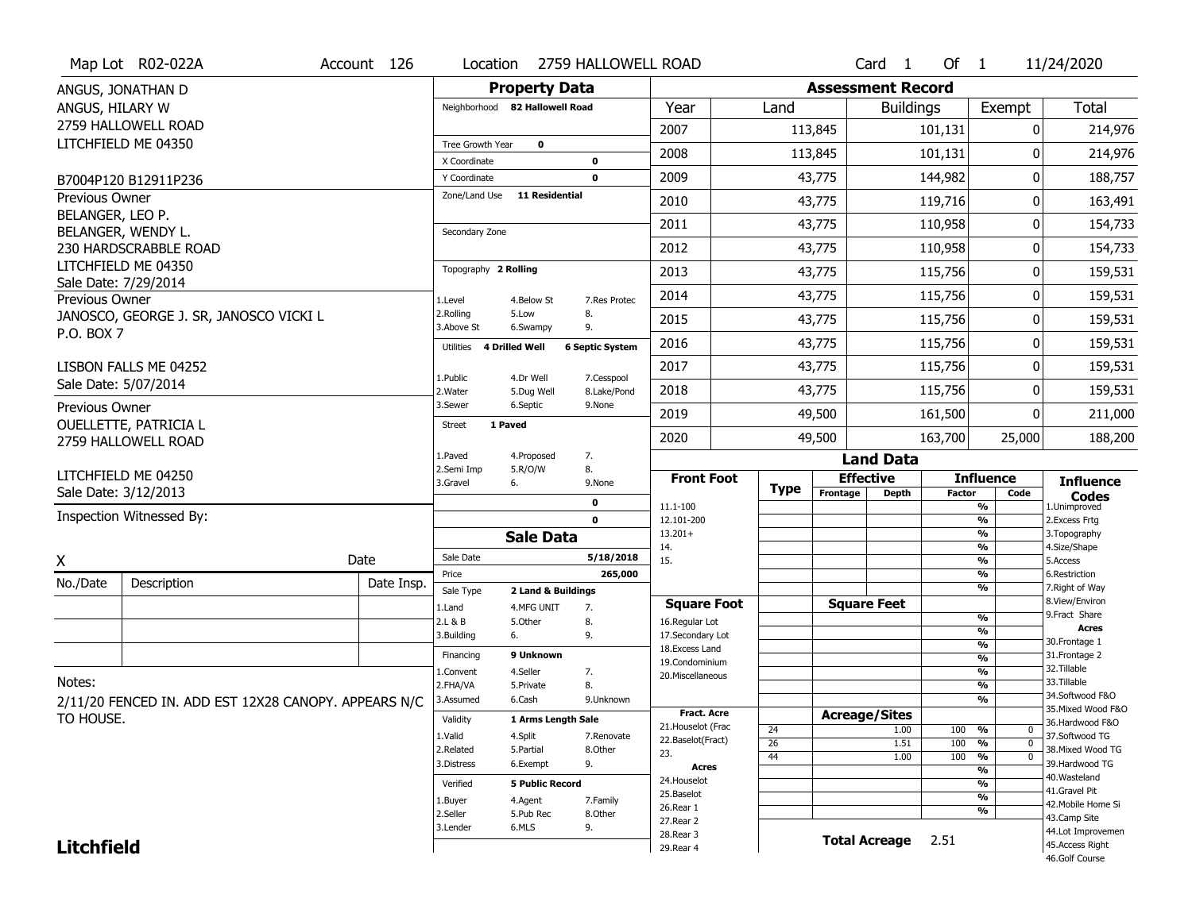Map Lot R02-022A | Account 126 | Location 2759 HALLOWELL ROAD | Card 1 Of 1 | 11/24/2020

ANGUS, JONATHAN D
ANGUS, HILARY W
2759 HALLOWELL ROAD
LITCHFIELD ME 04350

B7004P120 B12911P236

Previous Owner
BELANGER, LEO P.
BELANGER, WENDY L.
230 HARDSCRABBLE ROAD
LITCHFIELD ME 04350
Sale Date: 7/29/2014

Previous Owner
JANOSCO, GEORGE J. SR, JANOSCO VICKI L
P.O. BOX 7

LISBON FALLS ME 04252
Sale Date: 5/07/2014

Previous Owner
OUELLETTE, PATRICIA L
2759 HALLOWELL ROAD

LITCHFIELD ME 04250
Sale Date: 3/12/2013

Inspection Witnessed By:

X ______ Date ______

| No./Date | Description | Date Insp. |
|---|---|---|
| | | |
| | | |
| | | |

Notes:

2/11/20 FENCED IN. ADD EST 12X28 CANOPY. APPEARS N/C TO HOUSE.

## Property Data

Neighborhood 82 Hallowell Road

Tree Growth Year 0
X Coordinate 0
Y Coordinate 0
Zone/Land Use 11 Residential

Secondary Zone

Topography 2 Rolling

1.Level 4.Below St 7.Res Protec
2.Rolling 5.Low 8.
3.Above St 6.Swampy 9.

Utilities 4 Drilled Well 6 Septic System

1.Public 4.Dr Well 7.Cesspool
2.Water 5.Dug Well 8.Lake/Pond
3.Sewer 6.Septic 9.None

Street 1 Paved

1.Paved 4.Proposed 7.
2.Semi Imp 5.R/O/W 8.
3.Gravel 6. 9.None

0
0

## Sale Data

Sale Date 5/18/2018
Price 265,000
Sale Type 2 Land & Buildings

1.Land 4.MFG UNIT 7.
2.L & B 5.Other 8.
3.Building 6. 9.

Financing 9 Unknown

1.Convent 4.Seller 7.
2.FHA/VA 5.Private 8.
3.Assumed 6.Cash 9.Unknown

Validity 1 Arms Length Sale

1.Valid 4.Split 7.Renovate
2.Related 5.Partial 8.Other
3.Distress 6.Exempt 9.

Verified 5 Public Record

1.Buyer 4.Agent 7.Family
2.Seller 5.Pub Rec 8.Other
3.Lender 6.MLS 9.

## Assessment Record

| Year | Land | Buildings | Exempt | Total |
|---|---|---|---|---|
| 2007 | 113,845 | 101,131 | 0 | 214,976 |
| 2008 | 113,845 | 101,131 | 0 | 214,976 |
| 2009 | 43,775 | 144,982 | 0 | 188,757 |
| 2010 | 43,775 | 119,716 | 0 | 163,491 |
| 2011 | 43,775 | 110,958 | 0 | 154,733 |
| 2012 | 43,775 | 110,958 | 0 | 154,733 |
| 2013 | 43,775 | 115,756 | 0 | 159,531 |
| 2014 | 43,775 | 115,756 | 0 | 159,531 |
| 2015 | 43,775 | 115,756 | 0 | 159,531 |
| 2016 | 43,775 | 115,756 | 0 | 159,531 |
| 2017 | 43,775 | 115,756 | 0 | 159,531 |
| 2018 | 43,775 | 115,756 | 0 | 159,531 |
| 2019 | 49,500 | 161,500 | 0 | 211,000 |
| 2020 | 49,500 | 163,700 | 25,000 | 188,200 |

## Land Data

| Front Foot | Type | Effective Frontage | Effective Depth | Influence Factor | Influence Code |
|---|---|---|---|---|---|
| 11.1-100 | | | | % | |
| 12.101-200 | | | | % | |
| 13.201+ | | | | % | |
| 14. | | | | % | |
| 15. | | | | % | |
| | | | | % | |
| | | | | % | |
| **Square Foot** | | **Square Feet** | | | |
| 16.Regular Lot | | | | % | |
| 17.Secondary Lot | | | | % | |
| 18.Excess Land | | | | % | |
| 19.Condominium | | | | % | |
| 20.Miscellaneous | | | | % | |
| | | | | % | |
| | | | | % | |
| **Fract. Acre** | | **Acreage/Sites** | | | |
| 21.Houselot (Frac | 24 | | 1.00 | 100 % | 0 |
| 22.Baselot(Fract) | 26 | | 1.51 | 100 % | 0 |
| 23. | 44 | | 1.00 | 100 % | 0 |
| **Acres** | | | | % | |
| 24.Houselot | | | | % | |
| 25.Baselot | | | | % | |
| 26.Rear 1 | | | | % | |
| 27.Rear 2 | | | | | |
| 28.Rear 3 | | | | | |
| 29.Rear 4 | | | | | |

**Total Acreage** 2.51

**Influence Codes**
1.Unimproved
2.Excess Frtg
3.Topography
4.Size/Shape
5.Access
6.Restriction
7.Right of Way
8.View/Environ
9.Fract Share

**Acres**
30.Frontage 1
31.Frontage 2
32.Tillable
33.Tillable
34.Softwood F&O
35.Mixed Wood F&O
36.Hardwood F&O
37.Softwood TG
38.Mixed Wood TG
39.Hardwood TG
40.Wasteland
41.Gravel Pit
42.Mobile Home Si
43.Camp Site
44.Lot Improvemen
45.Access Right
46.Golf Course

**Litchfield**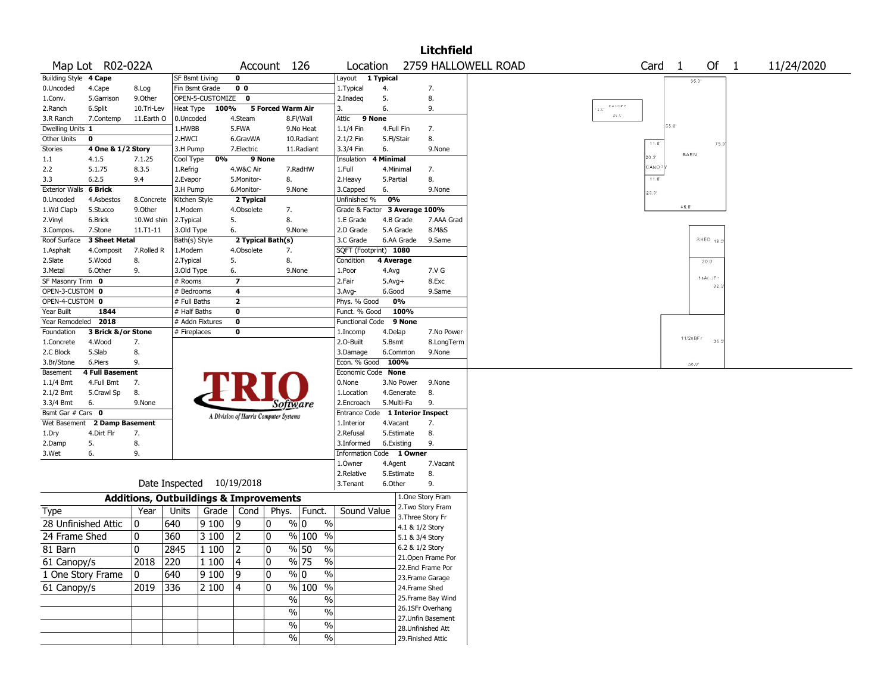# Litchfield

**Map Lot** R02-022A **Account** 126 **Location** 2759 HALLOWELL ROAD **Card** 1 **Of** 1 11/24/2020

| Building Style | 4 Cape | | SF Bsmt Living | 0 | | Layout | 1 Typical | |
|---|---|---|---|---|---|---|---|---|
| 0.Uncoded | 4.Cape | 8.Log | Fin Bsmt Grade | 0 0 | | 1.Typical | 4. | 7. |
| 1.Conv. | 5.Garrison | 9.Other | OPEN-5-CUSTOMIZE | 0 | | 2.Inadeq | 5. | 8. |
| 2.Ranch | 6.Split | 10.Tri-Lev | Heat Type | 100% | 5 Forced Warm Air | 3. | 6. | 9. |
| 3.R Ranch | 7.Contemp | 11.Earth O | 0.Uncoded | 4.Steam | 8.Fl/Wall | Attic | 9 None | |
| Dwelling Units | 1 | | 1.HWBB | 5.FWA | 9.No Heat | 1.1/4 Fin | 4.Full Fin | 7. |
| Other Units | 0 | | 2.HWCI | 6.GravWA | 10.Radiant | 2.1/2 Fin | 5.Fl/Stair | 8. |
| Stories | 4 One & 1/2 Story | | 3.H Pump | 7.Electric | 11.Radiant | 3.3/4 Fin | 6. | 9.None |
| 1.1 | 4.1.5 | 7.1.25 | Cool Type | 0% | 9 None | Insulation | 4 Minimal | |
| 2.2 | 5.1.75 | 8.3.5 | 1.Refrig | 4.W&C Air | 7.RadHW | 1.Full | 4.Minimal | 7. |
| 3.3 | 6.2.5 | 9.4 | 2.Evapor | 5.Monitor- | 8. | 2.Heavy | 5.Partial | 8. |
| Exterior Walls | 6 Brick | | 3.H Pump | 6.Monitor- | 9.None | 3.Capped | 6. | 9.None |
| 0.Uncoded | 4.Asbestos | 8.Concrete | Kitchen Style | 2 Typical | | Unfinished % | 0% | |
| 1.Wd Clapb | 5.Stucco | 9.Other | 1.Modern | 4.Obsolete | 7. | Grade & Factor | 3 Average 100% | |
| 2.Vinyl | 6.Brick | 10.Wd shin | 2.Typical | 5. | 8. | 1.E Grade | 4.B Grade | 7.AAA Grad |
| 3.Compos. | 7.Stone | 11.T1-11 | 3.Old Type | 6. | 9.None | 2.D Grade | 5.A Grade | 8.M&S |
| Roof Surface | 3 Sheet Metal | | Bath(s) Style | 2 Typical Bath(s) | | 3.C Grade | 6.AA Grade | 9.Same |
| 1.Asphalt | 4.Composit | 7.Rolled R | 1.Modern | 4.Obsolete | 7. | SQFT (Footprint) | 1080 | |
| 2.Slate | 5.Wood | 8. | 2.Typical | 5. | 8. | Condition | 4 Average | |
| 3.Metal | 6.Other | 9. | 3.Old Type | 6. | 9.None | 1.Poor | 4.Avg | 7.V G |
| SF Masonry Trim | 0 | | # Rooms | 7 | | 2.Fair | 5.Avg+ | 8.Exc |
| OPEN-3-CUSTOM | 0 | | # Bedrooms | 4 | | 3.Avg- | 6.Good | 9.Same |
| OPEN-4-CUSTOM | 0 | | # Full Baths | 2 | | Phys. % Good | 0% | |
| Year Built | 1844 | | # Half Baths | 0 | | Funct. % Good | 100% | |
| Year Remodeled | 2018 | | # Addn Fixtures | 0 | | Functional Code | 9 None | |
| Foundation | 3 Brick &/or Stone | | # Fireplaces | 0 | | 1.Incomp | 4.Delap | 7.No Power |
| 1.Concrete | 4.Wood | 7. | | | | 2.O-Built | 5.Bsmt | 8.LongTerm |
| 2.C Block | 5.Slab | 8. | | | | 3.Damage | 6.Common | 9.None |
| 3.Br/Stone | 6.Piers | 9. | | | | Econ. % Good | 100% | |
| Basement | 4 Full Basement | | | | | Economic Code | None | |
| 1.1/4 Bmt | 4.Full Bmt | 7. | | | | 0.None | 3.No Power | 9.None |
| 2.1/2 Bmt | 5.Crawl Sp | 8. | | | | 1.Location | 4.Generate | 8. |
| 3.3/4 Bmt | 6. | 9.None | | | | 2.Encroach | 5.Multi-Fa | 9. |
| Bsmt Gar # Cars | 0 | | | | | Entrance Code | 1 Interior Inspect | |
| Wet Basement | 2 Damp Basement | | | | | 1.Interior | 4.Vacant | 7. |
| 1.Dry | 4.Dirt Flr | 7. | | | | 2.Refusal | 5.Estimate | 8. |
| 2.Damp | 5. | 8. | | | | 3.Informed | 6.Existing | 9. |
| 3.Wet | 6. | 9. | | | | Information Code | 1 Owner | |
| | | | | | | 1.Owner | 4.Agent | 7.Vacant |
| | | | | | | 2.Relative | 5.Estimate | 8. |
| | | | Date Inspected | 10/19/2018 | | 3.Tenant | 6.Other | 9. |

TRIO Software — A Division of Harris Computer Systems

## Additions, Outbuildings & Improvements

| Type | Year | Units | Grade | Cond | Phys. | Funct. | Sound Value |
|---|---|---|---|---|---|---|---|
| 28 Unfinished Attic | 0 | 640 | 9 100 | 9 | 0 % | 0 % | |
| 24 Frame Shed | 0 | 360 | 3 100 | 2 | 0 % | 100 % | |
| 81 Barn | 0 | 2845 | 1 100 | 2 | 0 % | 50 % | |
| 61 Canopy/s | 2018 | 220 | 1 100 | 4 | 0 % | 75 % | |
| 1 One Story Frame | 0 | 640 | 9 100 | 9 | 0 % | 0 % | |
| 61 Canopy/s | 2019 | 336 | 2 100 | 4 | 0 % | 100 % | |
| | | | | | % | % | |
| | | | | | % | % | |
| | | | | | % | % | |
| | | | | | % | % | |

1.One Story Fram
2.Two Story Fram
3.Three Story Fr
4.1 & 1/2 Story
5.1 & 3/4 Story
6.2 & 1/2 Story
21.Open Frame Por
22.Encl Frame Por
23.Frame Garage
24.Frame Shed
25.Frame Bay Wind
26.1SFr Overhang
27.Unfin Basement
28.Unfinished Att
29.Finished Attic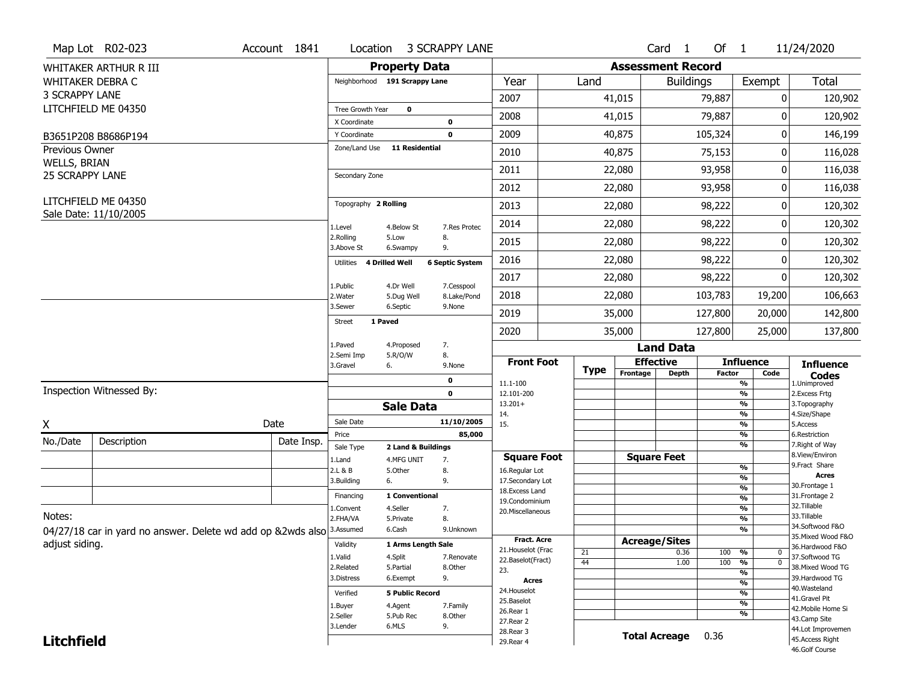Map Lot R02-023 | Account 1841 | Location 3 SCRAPPY LANE | Card 1 Of 1 | 11/24/2020

WHITAKER ARTHUR R III
WHITAKER DEBRA C
3 SCRAPPY LANE
LITCHFIELD ME 04350

B3651P208 B8686P194

Previous Owner
WELLS, BRIAN
25 SCRAPPY LANE

LITCHFIELD ME 04350
Sale Date: 11/10/2005

## Property Data

- Neighborhood: 191 Scrappy Lane
- Tree Growth Year: 0
- X Coordinate: 0
- Y Coordinate: 0
- Zone/Land Use: 11 Residential
- Secondary Zone:
- Topography: 2 Rolling
  - 1.Level, 2.Rolling, 3.Above St, 4.Below St, 5.Low, 6.Swampy, 7.Res Protec, 8., 9.
- Utilities: 4 Drilled Well, 6 Septic System
  - 1.Public, 2.Water, 3.Sewer, 4.Dr Well, 5.Dug Well, 6.Septic, 7.Cesspool, 8.Lake/Pond, 9.None
- Street: 1 Paved
  - 1.Paved, 2.Semi Imp, 3.Gravel, 4.Proposed, 5.R/O/W, 6., 7., 8., 9.None
- 0
- 0

## Assessment Record

| Year | Land | Buildings | Exempt | Total |
|---|---|---|---|---|
| 2007 | 41,015 | 79,887 | 0 | 120,902 |
| 2008 | 41,015 | 79,887 | 0 | 120,902 |
| 2009 | 40,875 | 105,324 | 0 | 146,199 |
| 2010 | 40,875 | 75,153 | 0 | 116,028 |
| 2011 | 22,080 | 93,958 | 0 | 116,038 |
| 2012 | 22,080 | 93,958 | 0 | 116,038 |
| 2013 | 22,080 | 98,222 | 0 | 120,302 |
| 2014 | 22,080 | 98,222 | 0 | 120,302 |
| 2015 | 22,080 | 98,222 | 0 | 120,302 |
| 2016 | 22,080 | 98,222 | 0 | 120,302 |
| 2017 | 22,080 | 98,222 | 0 | 120,302 |
| 2018 | 22,080 | 103,783 | 19,200 | 106,663 |
| 2019 | 35,000 | 127,800 | 20,000 | 142,800 |
| 2020 | 35,000 | 127,800 | 25,000 | 137,800 |

## Sale Data

- Sale Date: 11/10/2005
- Price: 85,000
- Sale Type: 2 Land & Buildings
  - 1.Land, 2.L & B, 3.Building, 4.MFG UNIT, 5.Other, 6., 7., 8., 9.
- Financing: 1 Conventional
  - 1.Convent, 2.FHA/VA, 3.Assumed, 4.Seller, 5.Private, 6.Cash, 7., 8., 9.Unknown
- Validity: 1 Arms Length Sale
  - 1.Valid, 2.Related, 3.Distress, 4.Split, 5.Partial, 6.Exempt, 7.Renovate, 8.Other, 9.
- Verified: 5 Public Record
  - 1.Buyer, 2.Seller, 3.Lender, 4.Agent, 5.Pub Rec, 6.MLS, 7.Family, 8.Other, 9.

## Land Data

Front Foot: 11.1-100, 12.101-200, 13.201+, 14., 15.

Square Foot: 16.Regular Lot, 17.Secondary Lot, 18.Excess Land, 19.Condominium, 20.Miscellaneous

Fract. Acre: 21.Houselot (Frac, 22.Baselot(Fract), 23.

Acres: 24.Houselot, 25.Baselot, 26.Rear 1, 27.Rear 2, 28.Rear 3, 29.Rear 4

Acreage/Sites

| Type | Acreage | Influence Factor | Code |
|---|---|---|---|
| 21 | 0.36 | 100 % | 0 |
| 44 | 1.00 | 100 % | 0 |

Total Acreage 0.36

Influence Codes: 1.Unimproved, 2.Excess Frtg, 3.Topography, 4.Size/Shape, 5.Access, 6.Restriction, 7.Right of Way, 8.View/Environ, 9.Fract Share

Acres: 30.Frontage 1, 31.Frontage 2, 32.Tillable, 33.Tillable, 34.Softwood F&O, 35.Mixed Wood F&O, 36.Hardwood F&O, 37.Softwood TG, 38.Mixed Wood TG, 39.Hardwood TG, 40.Wasteland, 41.Gravel Pit, 42.Mobile Home Si, 43.Camp Site, 44.Lot Improvemen, 45.Access Right, 46.Golf Course

Inspection Witnessed By:

X ______________________ Date

| No./Date | Description | Date Insp. |
|---|---|---|
| | | |
| | | |
| | | |

Notes:
04/27/18 car in yard no answer. Delete wd add op &2wds also adjust siding.

**Litchfield**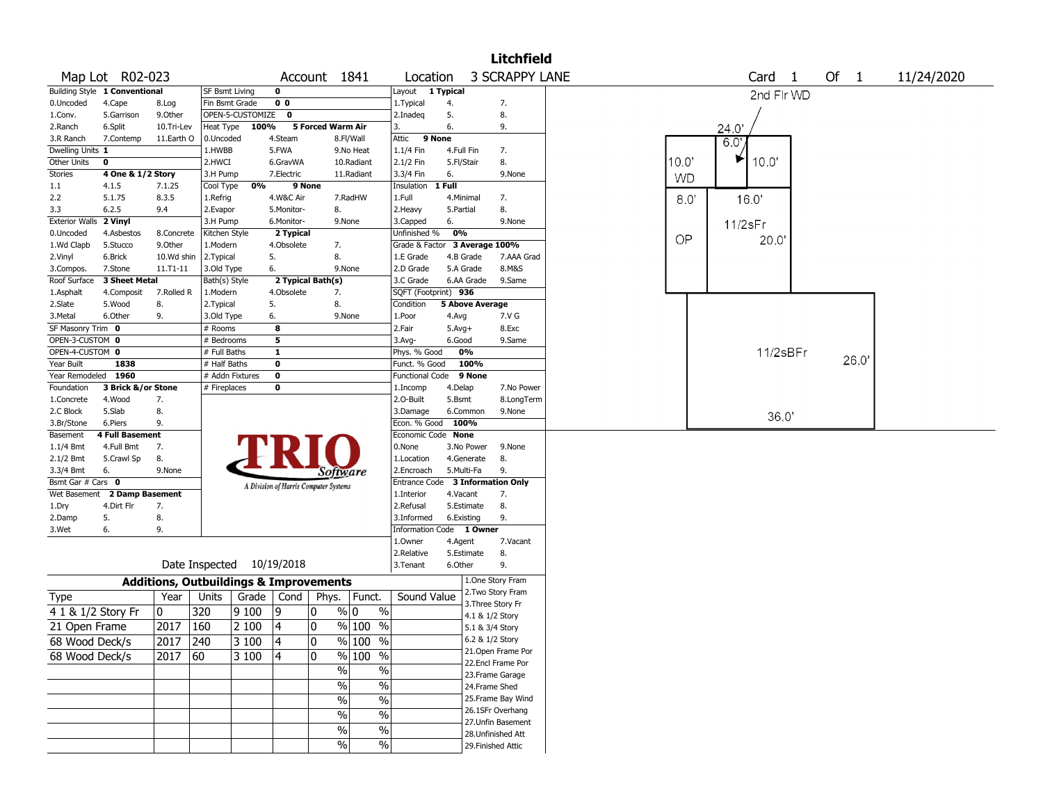# Litchfield

Map Lot R02-023 | Account 1841 | Location 3 SCRAPPY LANE | Card 1 Of 1 | 11/24/2020

| Building Style | 1 Conventional | | SF Bsmt Living | 0 | | Layout | 1 Typical | |
|---|---|---|---|---|---|---|---|---|
| 0.Uncoded | 4.Cape | 8.Log | Fin Bsmt Grade | 0 0 | | 1.Typical | 4. | 7. |
| 1.Conv. | 5.Garrison | 9.Other | OPEN-5-CUSTOMIZE | 0 | | 2.Inadeq | 5. | 8. |
| 2.Ranch | 6.Split | 10.Tri-Lev | Heat Type 100% | 5 Forced Warm Air | | 3. | 6. | 9. |
| 3.R Ranch | 7.Contemp | 11.Earth O | 0.Uncoded | 4.Steam | 8.Fl/Wall | Attic | 9 None | |
| Dwelling Units | 1 | | 1.HWBB | 5.FWA | 9.No Heat | 1.1/4 Fin | 4.Full Fin | 7. |
| Other Units | 0 | | 2.HWCI | 6.GravWA | 10.Radiant | 2.1/2 Fin | 5.Fl/Stair | 8. |
| Stories | 4 One & 1/2 Story | | 3.H Pump | 7.Electric | 11.Radiant | 3.3/4 Fin | 6. | 9.None |
| 1.1 | 4.1.5 | 7.1.25 | Cool Type 0% | 9 None | | Insulation | 1 Full | |
| 2.2 | 5.1.75 | 8.3.5 | 1.Refrig | 4.W&C Air | 7.RadHW | 1.Full | 4.Minimal | 7. |
| 3.3 | 6.2.5 | 9.4 | 2.Evapor | 5.Monitor- | 8. | 2.Heavy | 5.Partial | 8. |
| Exterior Walls | 2 Vinyl | | 3.H Pump | 6.Monitor- | 9.None | 3.Capped | 6. | 9.None |
| 0.Uncoded | 4.Asbestos | 8.Concrete | Kitchen Style | 2 Typical | | Unfinished % | 0% | |
| 1.Wd Clapb | 5.Stucco | 9.Other | 1.Modern | 4.Obsolete | 7. | Grade & Factor | 3 Average 100% | |
| 2.Vinyl | 6.Brick | 10.Wd shin | 2.Typical | 5. | 8. | 1.E Grade | 4.B Grade | 7.AAA Grad |
| 3.Compos. | 7.Stone | 11.T1-11 | 3.Old Type | 6. | 9.None | 2.D Grade | 5.A Grade | 8.M&S |
| Roof Surface | 3 Sheet Metal | | Bath(s) Style | 2 Typical Bath(s) | | 3.C Grade | 6.AA Grade | 9.Same |
| 1.Asphalt | 4.Composit | 7.Rolled R | 1.Modern | 4.Obsolete | 7. | SQFT (Footprint) | 936 | |
| 2.Slate | 5.Wood | 8. | 2.Typical | 5. | 8. | Condition | 5 Above Average | |
| 3.Metal | 6.Other | 9. | 3.Old Type | 6. | 9.None | 1.Poor | 4.Avg | 7.V G |
| SF Masonry Trim | 0 | | # Rooms | 8 | | 2.Fair | 5.Avg+ | 8.Exc |
| OPEN-3-CUSTOM | 0 | | # Bedrooms | 5 | | 3.Avg- | 6.Good | 9.Same |
| OPEN-4-CUSTOM | 0 | | # Full Baths | 1 | | Phys. % Good | 0% | |
| Year Built | 1838 | | # Half Baths | 0 | | Funct. % Good | 100% | |
| Year Remodeled | 1960 | | # Addn Fixtures | 0 | | Functional Code | 9 None | |
| Foundation | 3 Brick &/or Stone | | # Fireplaces | 0 | | 1.Incomp | 4.Delap | 7.No Power |
| 1.Concrete | 4.Wood | 7. | | | | 2.O-Built | 5.Bsmt | 8.LongTerm |
| 2.C Block | 5.Slab | 8. | | | | 3.Damage | 6.Common | 9.None |
| 3.Br/Stone | 6.Piers | 9. | | | | Econ. % Good | 100% | |
| Basement | 4 Full Basement | | | | | Economic Code | None | |
| 1.1/4 Bmt | 4.Full Bmt | 7. | | | | 0.None | 3.No Power | 9.None |
| 2.1/2 Bmt | 5.Crawl Sp | 8. | | | | 1.Location | 4.Generate | 8. |
| 3.3/4 Bmt | 6. | 9.None | | | | 2.Encroach | 5.Multi-Fa | 9. |
| Bsmt Gar # Cars | 0 | | | | | Entrance Code | 3 Information Only | |
| Wet Basement | 2 Damp Basement | | | | | 1.Interior | 4.Vacant | 7. |
| 1.Dry | 4.Dirt Flr | 7. | | | | 2.Refusal | 5.Estimate | 8. |
| 2.Damp | 5. | 8. | | | | 3.Informed | 6.Existing | 9. |
| 3.Wet | 6. | 9. | | | | Information Code | 1 Owner | |
| | | | | | | 1.Owner | 4.Agent | 7.Vacant |
| | | | | | | 2.Relative | 5.Estimate | 8. |
| | | | | | | 3.Tenant | 6.Other | 9. |

TRIO Software — A Division of Harris Computer Systems

Date Inspected 10/19/2018

## Additions, Outbuildings & Improvements

| Type | Year | Units | Grade | Cond | Phys. | Funct. | Sound Value |
|---|---|---|---|---|---|---|---|
| 4 1 & 1/2 Story Fr | 0 | 320 | 9 100 | 9 | 0 % | 0 % | |
| 21 Open Frame | 2017 | 160 | 2 100 | 4 | 0 % | 100 % | |
| 68 Wood Deck/s | 2017 | 240 | 3 100 | 4 | 0 % | 100 % | |
| 68 Wood Deck/s | 2017 | 60 | 3 100 | 4 | 0 % | 100 % | |
| | | | | | % | % | |
| | | | | | % | % | |
| | | | | | % | % | |
| | | | | | % | % | |
| | | | | | % | % | |
| | | | | | % | % | |

1.One Story Fram
2.Two Story Fram
3.Three Story Fr
4.1 & 1/2 Story
5.1 & 3/4 Story
6.2 & 1/2 Story
21.Open Frame Por
22.Encl Frame Por
23.Frame Garage
24.Frame Shed
25.Frame Bay Wind
26.1SFr Overhang
27.Unfin Basement
28.Unfinished Att
29.Finished Attic

Sketch labels: 2nd Flr WD; 24.0'; 6.0'; 10.0'; 10.0'; WD; 8.0'; 16.0'; 11/2sFr; OP; 20.0'; 11/2sBFr; 26.0'; 36.0'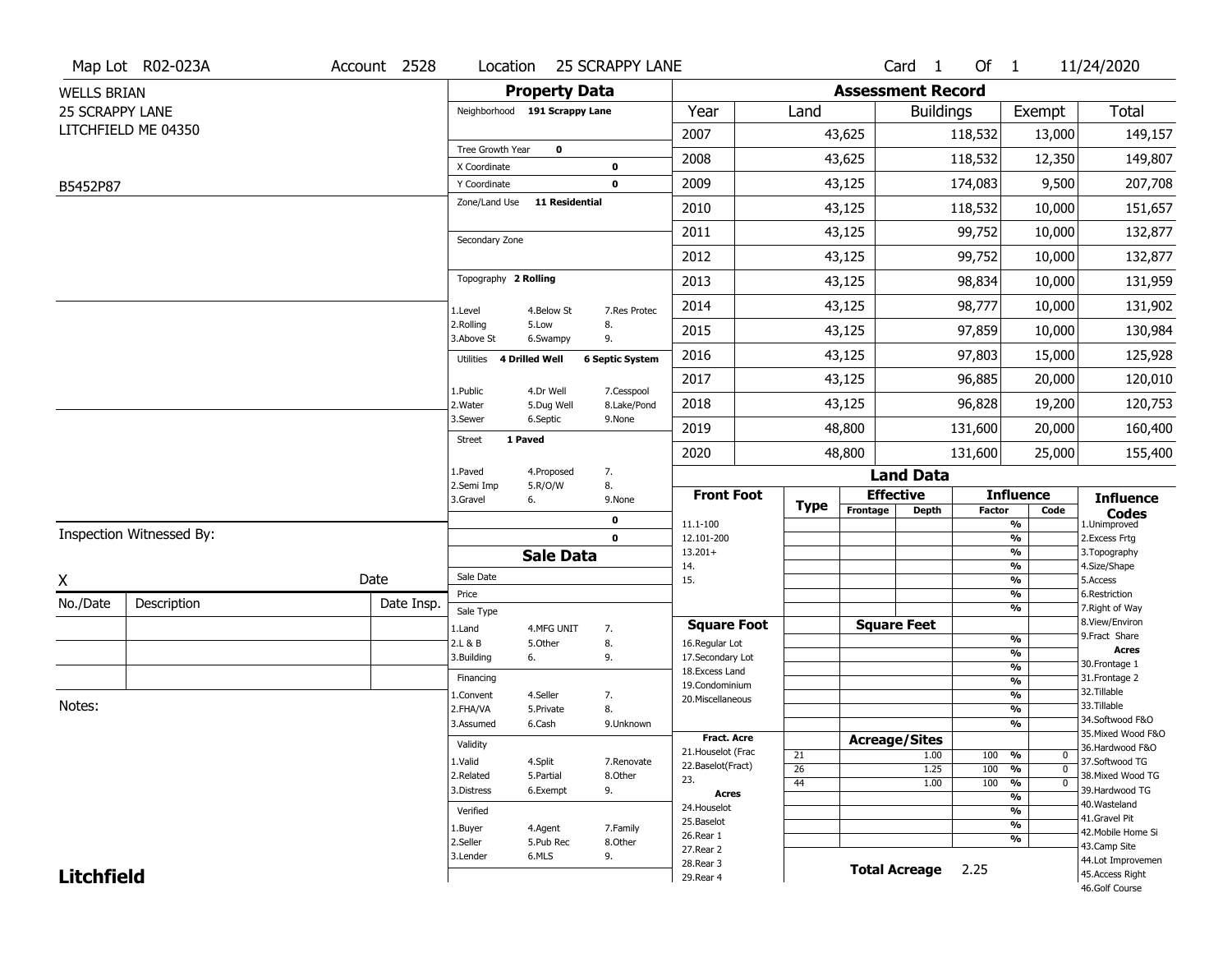Map Lot R02-023A | Account 2528 | Location 25 SCRAPPY LANE | Card 1 Of 1 | 11/24/2020

WELLS BRIAN
25 SCRAPPY LANE
LITCHFIELD ME 04350

B5452P87

## Property Data

Neighborhood **191 Scrappy Lane**

Tree Growth Year **0**
X Coordinate **0**
Y Coordinate **0**
Zone/Land Use **11 Residential**

Secondary Zone

Topography **2 Rolling**

1.Level 4.Below St 7.Res Protec
2.Rolling 5.Low 8.
3.Above St 6.Swampy 9.

Utilities **4 Drilled Well** **6 Septic System**

1.Public 4.Dr Well 7.Cesspool
2.Water 5.Dug Well 8.Lake/Pond
3.Sewer 6.Septic 9.None

Street **1 Paved**

1.Paved 4.Proposed 7.
2.Semi Imp 5.R/O/W 8.
3.Gravel 6. 9.None

0
0

## Assessment Record

| Year | Land | Buildings | Exempt | Total |
|---|---|---|---|---|
| 2007 | 43,625 | 118,532 | 13,000 | 149,157 |
| 2008 | 43,625 | 118,532 | 12,350 | 149,807 |
| 2009 | 43,125 | 174,083 | 9,500 | 207,708 |
| 2010 | 43,125 | 118,532 | 10,000 | 151,657 |
| 2011 | 43,125 | 99,752 | 10,000 | 132,877 |
| 2012 | 43,125 | 99,752 | 10,000 | 132,877 |
| 2013 | 43,125 | 98,834 | 10,000 | 131,959 |
| 2014 | 43,125 | 98,777 | 10,000 | 131,902 |
| 2015 | 43,125 | 97,859 | 10,000 | 130,984 |
| 2016 | 43,125 | 97,803 | 15,000 | 125,928 |
| 2017 | 43,125 | 96,885 | 20,000 | 120,010 |
| 2018 | 43,125 | 96,828 | 19,200 | 120,753 |
| 2019 | 48,800 | 131,600 | 20,000 | 160,400 |
| 2020 | 48,800 | 131,600 | 25,000 | 155,400 |

## Land Data

| Front Foot | Type | Effective Frontage | Effective Depth | Influence Factor | Influence Code |
|---|---|---|---|---|---|
| 11.1-100 | | | | % | |
| 12.101-200 | | | | % | |
| 13.201+ | | | | % | |
| 14. | | | | % | |
| 15. | | | | % | |
| | | | | % | |
| | | | | % | |

| Square Foot | Square Feet | | Influence Factor |
|---|---|---|---|
| 16.Regular Lot | | | % |
| 17.Secondary Lot | | | % |
| 18.Excess Land | | | % |
| 19.Condominium | | | % |
| 20.Miscellaneous | | | % |
| | | | % |
| | | | % |

| Fract. Acre / Acres | Type | Acreage/Sites | Influence Factor | Influence Code |
|---|---|---|---|---|
| 21.Houselot (Frac | 21 | 1.00 | 100 % | 0 |
| 22.Baselot(Fract) | 26 | 1.25 | 100 % | 0 |
| 23. | 44 | 1.00 | 100 % | 0 |
| 24.Houselot | | | % | |
| 25.Baselot | | | % | |
| 26.Rear 1 | | | % | |
| 27.Rear 2 | | | % | |
| 28.Rear 3 | | | | |
| 29.Rear 4 | | | | |

**Total Acreage** 2.25

**Influence Codes**
1.Unimproved
2.Excess Frtg
3.Topography
4.Size/Shape
5.Access
6.Restriction
7.Right of Way
8.View/Environ
9.Fract Share

**Acres**
30.Frontage 1
31.Frontage 2
32.Tillable
33.Tillable
34.Softwood F&O
35.Mixed Wood F&O
36.Hardwood F&O
37.Softwood TG
38.Mixed Wood TG
39.Hardwood TG
40.Wasteland
41.Gravel Pit
42.Mobile Home Si
43.Camp Site
44.Lot Improvemen
45.Access Right
46.Golf Course

## Sale Data

Sale Date
Price
Sale Type
1.Land 4.MFG UNIT 7.
2.L & B 5.Other 8.
3.Building 6. 9.

Financing
1.Convent 4.Seller 7.
2.FHA/VA 5.Private 8.
3.Assumed 6.Cash 9.Unknown

Validity
1.Valid 4.Split 7.Renovate
2.Related 5.Partial 8.Other
3.Distress 6.Exempt 9.

Verified
1.Buyer 4.Agent 7.Family
2.Seller 5.Pub Rec 8.Other
3.Lender 6.MLS 9.

Inspection Witnessed By:

X Date

| No./Date | Description | Date Insp. |
|---|---|---|
| | | |
| | | |
| | | |

Notes:

**Litchfield**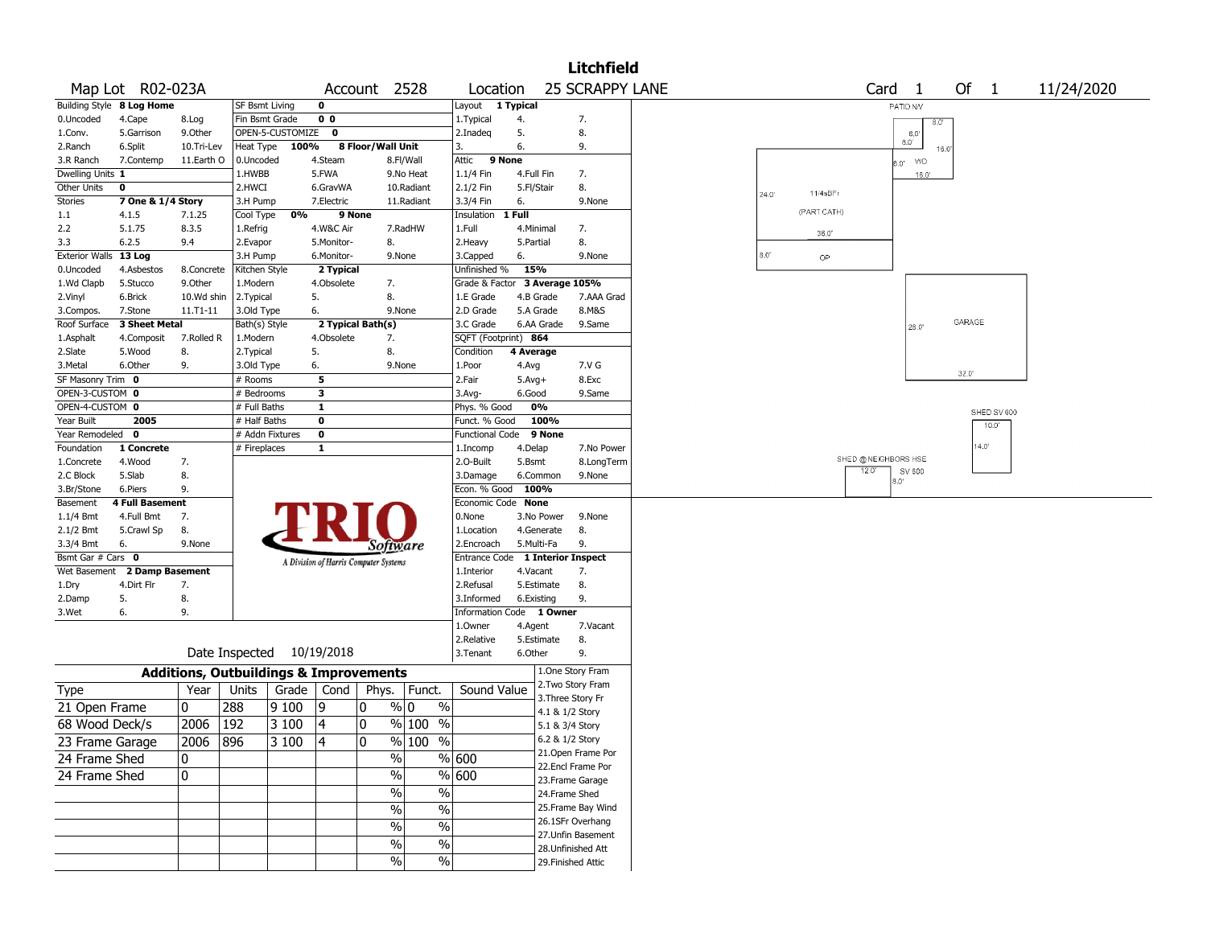# Litchfield

**Map Lot** R02-023A **Account** 2528 **Location** 25 SCRAPPY LANE **Card** 1 **Of** 1 11/24/2020

| Building Style | 8 Log Home | | SF Bsmt Living | 0 | | Layout | 1 Typical | |
|---|---|---|---|---|---|---|---|---|
| 0.Uncoded | 4.Cape | 8.Log | Fin Bsmt Grade | 0 0 | | 1.Typical | 4. | 7. |
| 1.Conv. | 5.Garrison | 9.Other | OPEN-5-CUSTOMIZE | 0 | | 2.Inadeq | 5. | 8. |
| 2.Ranch | 6.Split | 10.Tri-Lev | Heat Type 100% | 8 Floor/Wall Unit | | 3. | 6. | 9. |
| 3.R Ranch | 7.Contemp | 11.Earth O | 0.Uncoded | 4.Steam | 8.Fl/Wall | Attic | 9 None | |
| Dwelling Units | 1 | | 1.HWBB | 5.FWA | 9.No Heat | 1.1/4 Fin | 4.Full Fin | 7. |
| Other Units | 0 | | 2.HWCI | 6.GravWA | 10.Radiant | 2.1/2 Fin | 5.Fl/Stair | 8. |
| Stories | 7 One & 1/4 Story | | 3.H Pump | 7.Electric | 11.Radiant | 3.3/4 Fin | 6. | 9.None |
| 1.1 | 4.1.5 | 7.1.25 | Cool Type 0% | 9 None | | Insulation | 1 Full | |
| 2.2 | 5.1.75 | 8.3.5 | 1.Refrig | 4.W&C Air | 7.RadHW | 1.Full | 4.Minimal | 7. |
| 3.3 | 6.2.5 | 9.4 | 2.Evapor | 5.Monitor- | 8. | 2.Heavy | 5.Partial | 8. |
| Exterior Walls | 13 Log | | 3.H Pump | 6.Monitor- | 9.None | 3.Capped | 6. | 9.None |
| 0.Uncoded | 4.Asbestos | 8.Concrete | Kitchen Style | 2 Typical | | Unfinished % | 15% | |
| 1.Wd Clapb | 5.Stucco | 9.Other | 1.Modern | 4.Obsolete | 7. | Grade & Factor | 3 Average 105% | |
| 2.Vinyl | 6.Brick | 10.Wd shin | 2.Typical | 5. | 8. | 1.E Grade | 4.B Grade | 7.AAA Grad |
| 3.Compos. | 7.Stone | 11.T1-11 | 3.Old Type | 6. | 9.None | 2.D Grade | 5.A Grade | 8.M&S |
| Roof Surface | 3 Sheet Metal | | Bath(s) Style | 2 Typical Bath(s) | | 3.C Grade | 6.AA Grade | 9.Same |
| 1.Asphalt | 4.Composit | 7.Rolled R | 1.Modern | 4.Obsolete | 7. | SQFT (Footprint) | 864 | |
| 2.Slate | 5.Wood | 8. | 2.Typical | 5. | 8. | Condition | 4 Average | |
| 3.Metal | 6.Other | 9. | 3.Old Type | 6. | 9.None | 1.Poor | 4.Avg | 7.V G |
| SF Masonry Trim | 0 | | # Rooms | 5 | | 2.Fair | 5.Avg+ | 8.Exc |
| OPEN-3-CUSTOM | 0 | | # Bedrooms | 3 | | 3.Avg- | 6.Good | 9.Same |
| OPEN-4-CUSTOM | 0 | | # Full Baths | 1 | | Phys. % Good | 0% | |
| Year Built | 2005 | | # Half Baths | 0 | | Funct. % Good | 100% | |
| Year Remodeled | 0 | | # Addn Fixtures | 0 | | Functional Code | 9 None | |
| Foundation | 1 Concrete | | # Fireplaces | 1 | | 1.Incomp | 4.Delap | 7.No Power |
| 1.Concrete | 4.Wood | 7. | | | | 2.O-Built | 5.Bsmt | 8.LongTerm |
| 2.C Block | 5.Slab | 8. | | | | 3.Damage | 6.Common | 9.None |
| 3.Br/Stone | 6.Piers | 9. | | | | Econ. % Good | 100% | |
| Basement | 4 Full Basement | | | | | Economic Code | None | |
| 1.1/4 Bmt | 4.Full Bmt | 7. | | | | 0.None | 3.No Power | 9.None |
| 2.1/2 Bmt | 5.Crawl Sp | 8. | | | | 1.Location | 4.Generate | 8. |
| 3.3/4 Bmt | 6. | 9.None | | | | 2.Encroach | 5.Multi-Fa | 9. |
| Bsmt Gar # Cars | 0 | | | | | Entrance Code | 1 Interior Inspect | |
| Wet Basement | 2 Damp Basement | | | | | 1.Interior | 4.Vacant | 7. |
| 1.Dry | 4.Dirt Flr | 7. | | | | 2.Refusal | 5.Estimate | 8. |
| 2.Damp | 5. | 8. | | | | 3.Informed | 6.Existing | 9. |
| 3.Wet | 6. | 9. | | | | Information Code | 1 Owner | |
| | | | | | | 1.Owner | 4.Agent | 7.Vacant |
| | | | | | | 2.Relative | 5.Estimate | 8. |
| | | | | | | 3.Tenant | 6.Other | 9. |

Date Inspected 10/19/2018

## Additions, Outbuildings & Improvements

| Type | Year | Units | Grade | Cond | Phys. | Funct. | Sound Value |
|---|---|---|---|---|---|---|---|
| 21 Open Frame | 0 | 288 | 9 100 | 9 | 0 % | 0 % | |
| 68 Wood Deck/s | 2006 | 192 | 3 100 | 4 | 0 % | 100 % | |
| 23 Frame Garage | 2006 | 896 | 3 100 | 4 | 0 % | 100 % | |
| 24 Frame Shed | 0 | | | | % | % | 600 |
| 24 Frame Shed | 0 | | | | % | % | 600 |
| | | | | | % | % | |
| | | | | | % | % | |
| | | | | | % | % | |
| | | | | | % | % | |
| | | | | | % | % | |

1.One Story Fram
2.Two Story Fram
3.Three Story Fr
4.1 & 1/2 Story
5.1 & 3/4 Story
6.2 & 1/2 Story
21.Open Frame Por
22.Encl Frame Por
23.Frame Garage
24.Frame Shed
25.Frame Bay Wind
26.1SFr Overhang
27.Unfin Basement
28.Unfinished Att
29.Finished Attic

PATIO N/V 8.0' 8.0' 8.0' 16.0' WD 8.0' 16.0' 24.0' 11/4sBFr (PART CATH) 36.0' 8.0' OP GARAGE 28.0' 32.0' SHED SV 600 10.0' 14.0' SHED @ NEIGHBORS HSE 12.0' SV 600 8.0'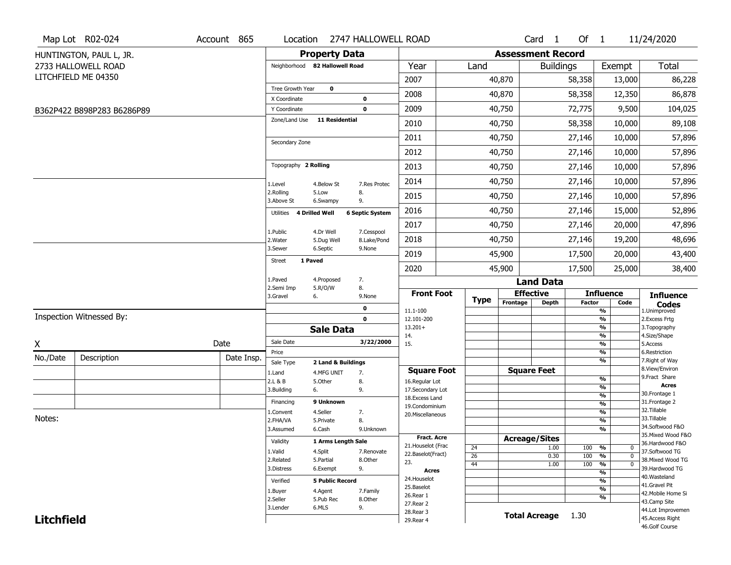Map Lot R02-024 | Account 865 | Location 2747 HALLOWELL ROAD | Card 1 Of 1 | 11/24/2020

HUNTINGTON, PAUL L, JR.
2733 HALLOWELL ROAD
LITCHFIELD ME 04350

B362P422 B898P283 B6286P89

## Property Data

Neighborhood **82 Hallowell Road**

Tree Growth Year **0**
X Coordinate **0**
Y Coordinate **0**
Zone/Land Use **11 Residential**

Secondary Zone

Topography **2 Rolling**

1.Level 4.Below St 7.Res Protec
2.Rolling 5.Low 8.
3.Above St 6.Swampy 9.

Utilities **4 Drilled Well** **6 Septic System**

1.Public 4.Dr Well 7.Cesspool
2.Water 5.Dug Well 8.Lake/Pond
3.Sewer 6.Septic 9.None

Street **1 Paved**

1.Paved 4.Proposed 7.
2.Semi Imp 5.R/O/W 8.
3.Gravel 6. 9.None

0
0

## Sale Data

Sale Date **3/22/2000**
Price
Sale Type **2 Land & Buildings**

1.Land 4.MFG UNIT 7.
2.L & B 5.Other 8.
3.Building 6. 9.

Financing **9 Unknown**

1.Convent 4.Seller 7.
2.FHA/VA 5.Private 8.
3.Assumed 6.Cash 9.Unknown

Validity **1 Arms Length Sale**

1.Valid 4.Split 7.Renovate
2.Related 5.Partial 8.Other
3.Distress 6.Exempt 9.

Verified **5 Public Record**

1.Buyer 4.Agent 7.Family
2.Seller 5.Pub Rec 8.Other
3.Lender 6.MLS 9.

## Assessment Record

| Year | Land | Buildings | Exempt | Total |
|---|---|---|---|---|
| 2007 | 40,870 | 58,358 | 13,000 | 86,228 |
| 2008 | 40,870 | 58,358 | 12,350 | 86,878 |
| 2009 | 40,750 | 72,775 | 9,500 | 104,025 |
| 2010 | 40,750 | 58,358 | 10,000 | 89,108 |
| 2011 | 40,750 | 27,146 | 10,000 | 57,896 |
| 2012 | 40,750 | 27,146 | 10,000 | 57,896 |
| 2013 | 40,750 | 27,146 | 10,000 | 57,896 |
| 2014 | 40,750 | 27,146 | 10,000 | 57,896 |
| 2015 | 40,750 | 27,146 | 10,000 | 57,896 |
| 2016 | 40,750 | 27,146 | 15,000 | 52,896 |
| 2017 | 40,750 | 27,146 | 20,000 | 47,896 |
| 2018 | 40,750 | 27,146 | 19,200 | 48,696 |
| 2019 | 45,900 | 17,500 | 20,000 | 43,400 |
| 2020 | 45,900 | 17,500 | 25,000 | 38,400 |

## Land Data

| Type | Effective Frontage | Effective Depth | Influence Factor | Influence Code |
|---|---|---|---|---|
| 24 | | 1.00 | 100 % | 0 |
| 26 | | 0.30 | 100 % | 0 |
| 44 | | 1.00 | 100 % | 0 |

Front Foot: 11.1-100, 12.101-200, 13.201+, 14., 15.

Square Foot: 16.Regular Lot, 17.Secondary Lot, 18.Excess Land, 19.Condominium, 20.Miscellaneous

Fract. Acre: 21.Houselot (Frac, 22.Baselot(Fract), 23.

Acres: 24.Houselot, 25.Baselot, 26.Rear 1, 27.Rear 2, 28.Rear 3, 29.Rear 4

**Total Acreage** 1.30

Influence Codes: 1.Unimproved, 2.Excess Frtg, 3.Topography, 4.Size/Shape, 5.Access, 6.Restriction, 7.Right of Way, 8.View/Environ, 9.Fract Share

Acres: 30.Frontage 1, 31.Frontage 2, 32.Tillable, 33.Tillable, 34.Softwood F&O, 35.Mixed Wood F&O, 36.Hardwood F&O, 37.Softwood TG, 38.Mixed Wood TG, 39.Hardwood TG, 40.Wasteland, 41.Gravel Pit, 42.Mobile Home Si, 43.Camp Site, 44.Lot Improvemen, 45.Access Right, 46.Golf Course

Inspection Witnessed By:

X Date

| No./Date | Description | Date Insp. |
|---|---|---|
| | | |
| | | |
| | | |

Notes:

**Litchfield**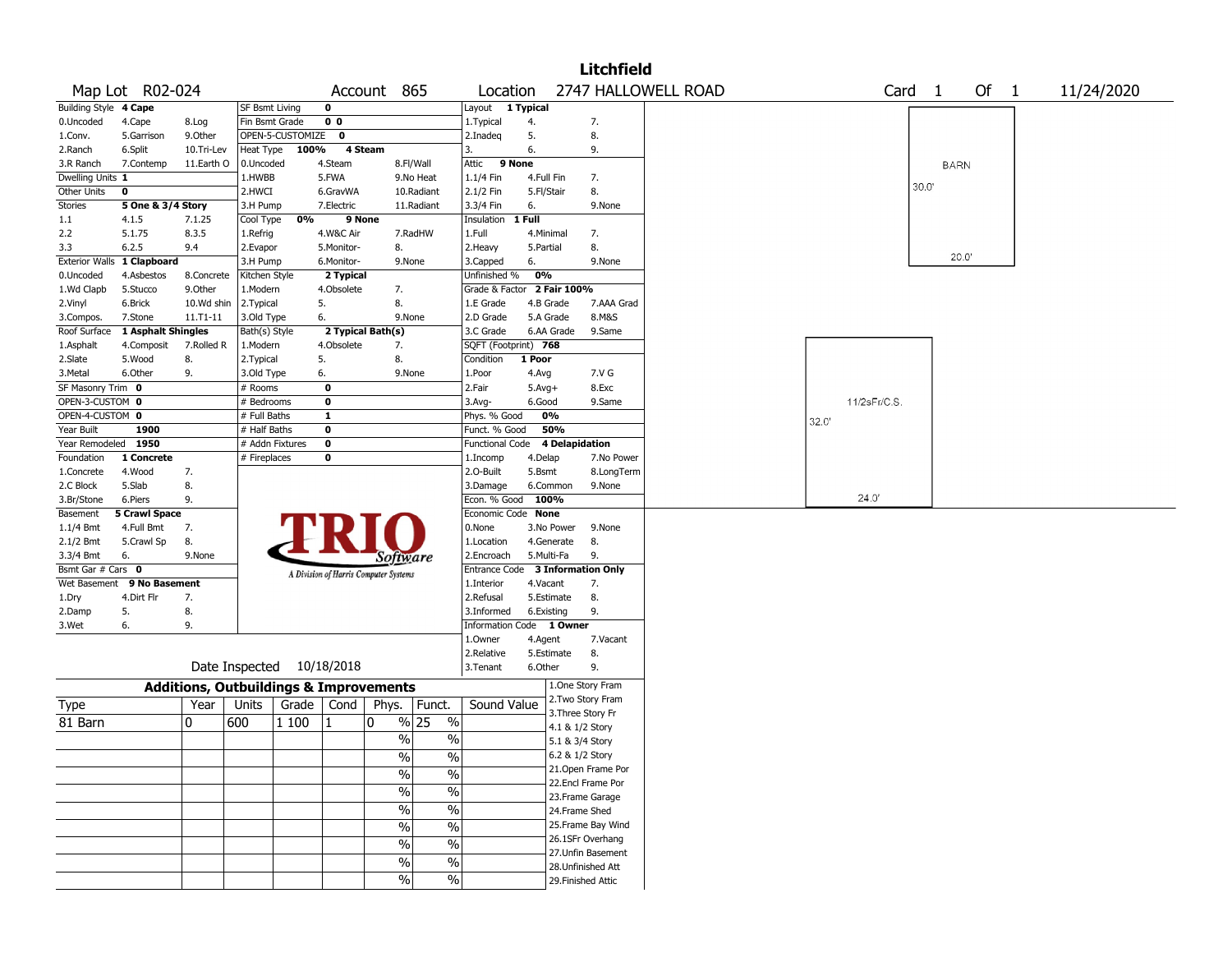# Litchfield

**Map Lot** R02-024 **Account** 865 **Location** 2747 HALLOWELL ROAD **Card** 1 **Of** 1 11/24/2020

| Building Style | 4 Cape | | SF Bsmt Living | 0 | | Layout | 1 Typical | |
|---|---|---|---|---|---|---|---|---|
| 0.Uncoded | 4.Cape | 8.Log | Fin Bsmt Grade | 0 0 | | 1.Typical | 4. | 7. |
| 1.Conv. | 5.Garrison | 9.Other | OPEN-5-CUSTOMIZE | 0 | | 2.Inadeq | 5. | 8. |
| 2.Ranch | 6.Split | 10.Tri-Lev | Heat Type | 100% | 4 Steam | 3. | 6. | 9. |
| 3.R Ranch | 7.Contemp | 11.Earth O | 0.Uncoded | 4.Steam | 8.Fl/Wall | Attic | 9 None | |
| Dwelling Units | 1 | | 1.HWBB | 5.FWA | 9.No Heat | 1.1/4 Fin | 4.Full Fin | 7. |
| Other Units | 0 | | 2.HWCI | 6.GravWA | 10.Radiant | 2.1/2 Fin | 5.Fl/Stair | 8. |
| Stories | 5 One & 3/4 Story | | 3.H Pump | 7.Electric | 11.Radiant | 3.3/4 Fin | 6. | 9.None |
| 1.1 | 4.1.5 | 7.1.25 | Cool Type | 0% | 9 None | Insulation | 1 Full | |
| 2.2 | 5.1.75 | 8.3.5 | 1.Refrig | 4.W&C Air | 7.RadHW | 1.Full | 4.Minimal | 7. |
| 3.3 | 6.2.5 | 9.4 | 2.Evapor | 5.Monitor- | 8. | 2.Heavy | 5.Partial | 8. |
| Exterior Walls | 1 Clapboard | | 3.H Pump | 6.Monitor- | 9.None | 3.Capped | 6. | 9.None |
| 0.Uncoded | 4.Asbestos | 8.Concrete | Kitchen Style | 2 Typical | | Unfinished % | 0% | |
| 1.Wd Clapb | 5.Stucco | 9.Other | 1.Modern | 4.Obsolete | 7. | Grade & Factor | 2 Fair 100% | |
| 2.Vinyl | 6.Brick | 10.Wd shin | 2.Typical | 5. | 8. | 1.E Grade | 4.B Grade | 7.AAA Grad |
| 3.Compos. | 7.Stone | 11.T1-11 | 3.Old Type | 6. | 9.None | 2.D Grade | 5.A Grade | 8.M&S |
| Roof Surface | 1 Asphalt Shingles | | Bath(s) Style | 2 Typical Bath(s) | | 3.C Grade | 6.AA Grade | 9.Same |
| 1.Asphalt | 4.Composit | 7.Rolled R | 1.Modern | 4.Obsolete | 7. | SQFT (Footprint) | 768 | |
| 2.Slate | 5.Wood | 8. | 2.Typical | 5. | 8. | Condition | 1 Poor | |
| 3.Metal | 6.Other | 9. | 3.Old Type | 6. | 9.None | 1.Poor | 4.Avg | 7.V G |
| SF Masonry Trim | 0 | | # Rooms | 0 | | 2.Fair | 5.Avg+ | 8.Exc |
| OPEN-3-CUSTOM | 0 | | # Bedrooms | 0 | | 3.Avg- | 6.Good | 9.Same |
| OPEN-4-CUSTOM | 0 | | # Full Baths | 1 | | Phys. % Good | 0% | |
| Year Built | 1900 | | # Half Baths | 0 | | Funct. % Good | 50% | |
| Year Remodeled | 1950 | | # Addn Fixtures | 0 | | Functional Code | 4 Delapidation | |
| Foundation | 1 Concrete | | # Fireplaces | 0 | | 1.Incomp | 4.Delap | 7.No Power |
| 1.Concrete | 4.Wood | 7. | | | | 2.O-Built | 5.Bsmt | 8.LongTerm |
| 2.C Block | 5.Slab | 8. | | | | 3.Damage | 6.Common | 9.None |
| 3.Br/Stone | 6.Piers | 9. | | | | Econ. % Good | 100% | |
| Basement | 5 Crawl Space | | | | | Economic Code | None | |
| 1.1/4 Bmt | 4.Full Bmt | 7. | | | | 0.None | 3.No Power | 9.None |
| 2.1/2 Bmt | 5.Crawl Sp | 8. | | | | 1.Location | 4.Generate | 8. |
| 3.3/4 Bmt | 6. | 9.None | | | | 2.Encroach | 5.Multi-Fa | 9. |
| Bsmt Gar # Cars | 0 | | | | | Entrance Code | 3 Information Only | |
| Wet Basement | 9 No Basement | | | | | 1.Interior | 4.Vacant | 7. |
| 1.Dry | 4.Dirt Flr | 7. | | | | 2.Refusal | 5.Estimate | 8. |
| 2.Damp | 5. | 8. | | | | 3.Informed | 6.Existing | 9. |
| 3.Wet | 6. | 9. | | | | Information Code | 1 Owner | |
| | | | | | | 1.Owner | 4.Agent | 7.Vacant |
| | | | | | | 2.Relative | 5.Estimate | 8. |
| | | | | | | 3.Tenant | 6.Other | 9. |

Date Inspected 10/18/2018

## Additions, Outbuildings & Improvements

| Type | Year | Units | Grade | Cond | Phys. | Funct. | Sound Value |
|---|---|---|---|---|---|---|---|
| 81 Barn | 0 | 600 | 1 100 | 1 | 0 % | 25 % | |
| | | | | | % | % | |
| | | | | | % | % | |
| | | | | | % | % | |
| | | | | | % | % | |
| | | | | | % | % | |
| | | | | | % | % | |
| | | | | | % | % | |
| | | | | | % | % | |

1.One Story Fram
2.Two Story Fram
3.Three Story Fr
4.1 & 1/2 Story
5.1 & 3/4 Story
6.2 & 1/2 Story
21.Open Frame Por
22.Encl Frame Por
23.Frame Garage
24.Frame Shed
25.Frame Bay Wind
26.1SFr Overhang
27.Unfin Basement
28.Unfinished Att
29.Finished Attic

BARN
30.0'
20.0'

11/2sFr/C.S.
32.0'
24.0'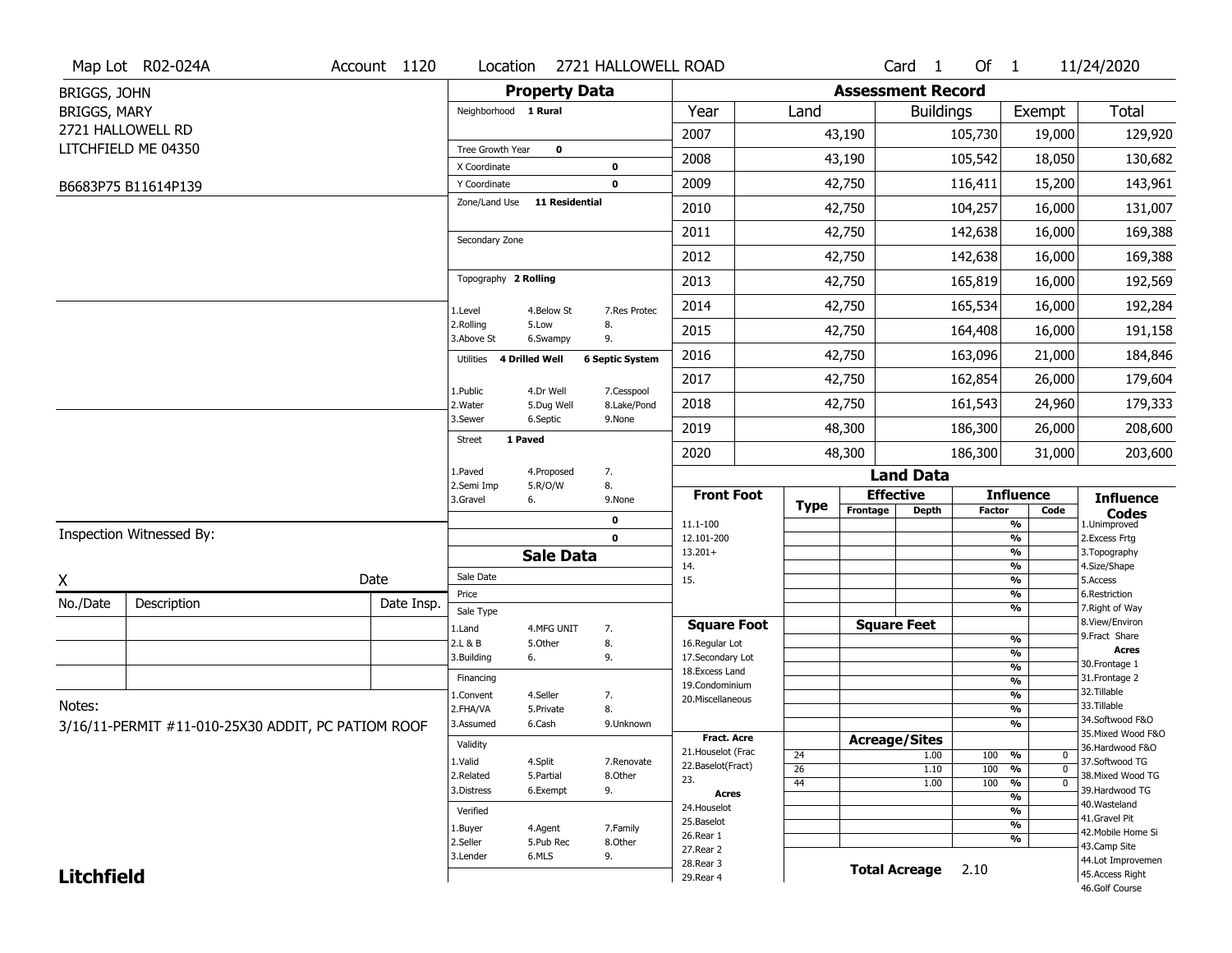Map Lot R02-024A | Account 1120 | Location 2721 HALLOWELL ROAD | Card 1 Of 1 | 11/24/2020

BRIGGS, JOHN
BRIGGS, MARY
2721 HALLOWELL RD
LITCHFIELD ME 04350

B6683P75 B11614P139

## Property Data

Neighborhood **1 Rural**

Tree Growth Year **0**
X Coordinate **0**
Y Coordinate **0**
Zone/Land Use **11 Residential**

Secondary Zone

Topography **2 Rolling**

1.Level 4.Below St 7.Res Protec
2.Rolling 5.Low 8.
3.Above St 6.Swampy 9.

Utilities **4 Drilled Well** **6 Septic System**

1.Public 4.Dr Well 7.Cesspool
2.Water 5.Dug Well 8.Lake/Pond
3.Sewer 6.Septic 9.None

Street **1 Paved**

1.Paved 4.Proposed 7.
2.Semi Imp 5.R/O/W 8.
3.Gravel 6. 9.None

**0**
**0**

## Assessment Record

| Year | Land | Buildings | Exempt | Total |
|---|---|---|---|---|
| 2007 | 43,190 | 105,730 | 19,000 | 129,920 |
| 2008 | 43,190 | 105,542 | 18,050 | 130,682 |
| 2009 | 42,750 | 116,411 | 15,200 | 143,961 |
| 2010 | 42,750 | 104,257 | 16,000 | 131,007 |
| 2011 | 42,750 | 142,638 | 16,000 | 169,388 |
| 2012 | 42,750 | 142,638 | 16,000 | 169,388 |
| 2013 | 42,750 | 165,819 | 16,000 | 192,569 |
| 2014 | 42,750 | 165,534 | 16,000 | 192,284 |
| 2015 | 42,750 | 164,408 | 16,000 | 191,158 |
| 2016 | 42,750 | 163,096 | 21,000 | 184,846 |
| 2017 | 42,750 | 162,854 | 26,000 | 179,604 |
| 2018 | 42,750 | 161,543 | 24,960 | 179,333 |
| 2019 | 48,300 | 186,300 | 26,000 | 208,600 |
| 2020 | 48,300 | 186,300 | 31,000 | 203,600 |

## Land Data

| Front Foot | Type | Effective Frontage | Effective Depth | Influence Factor | Influence Code |
|---|---|---|---|---|---|
| 11.1-100 | | | | % | |
| 12.101-200 | | | | % | |
| 13.201+ | | | | % | |
| 14. | | | | % | |
| 15. | | | | % | |
| | | | | % | |
| | | | | % | |

| Square Foot | | Square Feet | | |
|---|---|---|---|---|
| 16.Regular Lot | | | % | |
| 17.Secondary Lot | | | % | |
| 18.Excess Land | | | % | |
| 19.Condominium | | | % | |
| 20.Miscellaneous | | | % | |
| | | | % | |
| | | | % | |

| Fract. Acre / Acres | Type | Acreage/Sites | Influence Factor | Influence Code |
|---|---|---|---|---|
| 21.Houselot (Frac | 24 | 1.00 | 100 % | 0 |
| 22.Baselot(Fract) | 26 | 1.10 | 100 % | 0 |
| 23. | 44 | 1.00 | 100 % | 0 |
| 24.Houselot | | | % | |
| 25.Baselot | | | % | |
| 26.Rear 1 | | | % | |
| 27.Rear 2 | | | % | |
| 28.Rear 3 | | | | |
| 29.Rear 4 | | | | |

**Total Acreage** 2.10

**Influence Codes**
1.Unimproved
2.Excess Frtg
3.Topography
4.Size/Shape
5.Access
6.Restriction
7.Right of Way
8.View/Environ
9.Fract Share

**Acres**
30.Frontage 1
31.Frontage 2
32.Tillable
33.Tillable
34.Softwood F&O
35.Mixed Wood F&O
36.Hardwood F&O
37.Softwood TG
38.Mixed Wood TG
39.Hardwood TG
40.Wasteland
41.Gravel Pit
42.Mobile Home Si
43.Camp Site
44.Lot Improvemen
45.Access Right
46.Golf Course

## Sale Data

Sale Date
Price
Sale Type
1.Land 4.MFG UNIT 7.
2.L & B 5.Other 8.
3.Building 6. 9.

Financing
1.Convent 4.Seller 7.
2.FHA/VA 5.Private 8.
3.Assumed 6.Cash 9.Unknown

Validity
1.Valid 4.Split 7.Renovate
2.Related 5.Partial 8.Other
3.Distress 6.Exempt 9.

Verified
1.Buyer 4.Agent 7.Family
2.Seller 5.Pub Rec 8.Other
3.Lender 6.MLS 9.

Inspection Witnessed By:

X Date

| No./Date | Description | Date Insp. |
|---|---|---|
| | | |
| | | |
| | | |

Notes:
3/16/11-PERMIT #11-010-25X30 ADDIT, PC PATIOM ROOF

**Litchfield**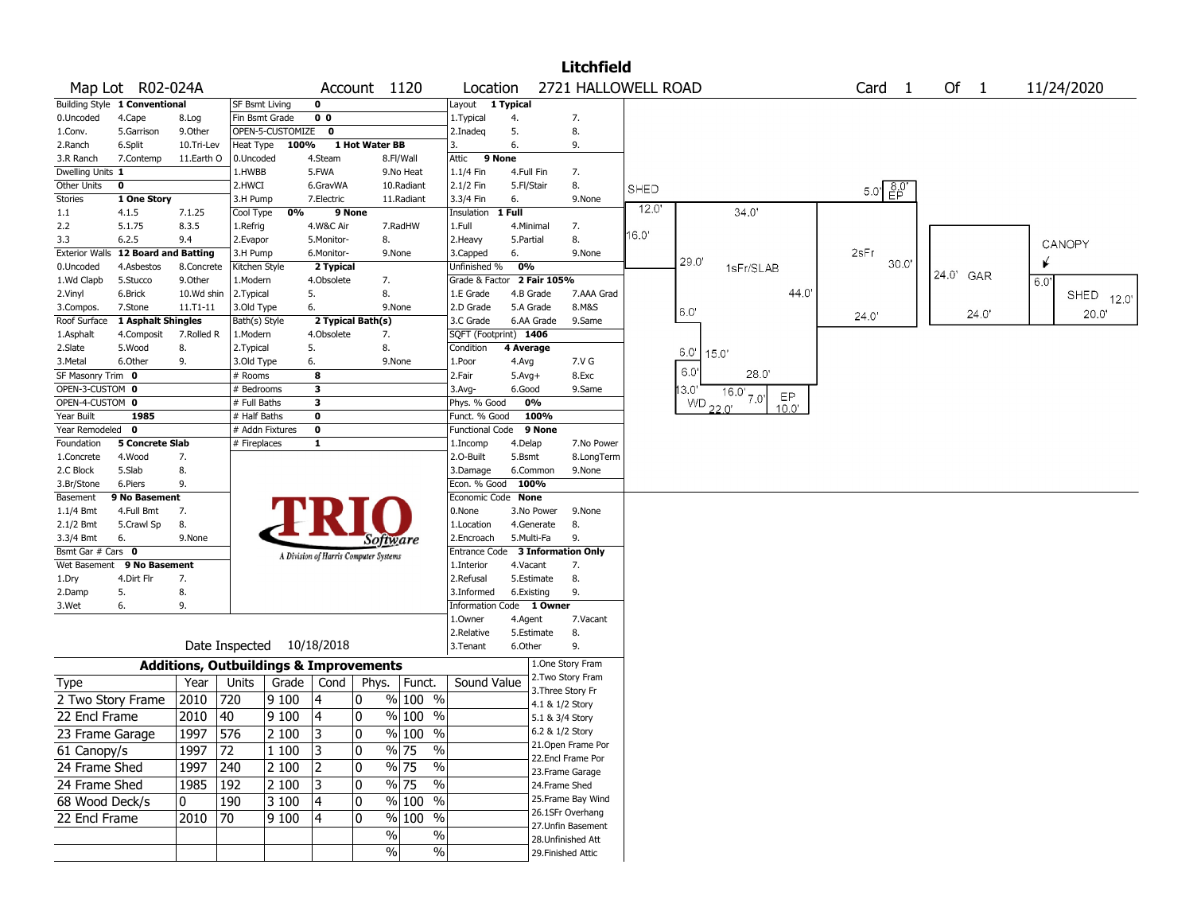# Litchfield

Map Lot R02-024A | Account 1120 | Location 2721 HALLOWELL ROAD | Card 1 Of 1 | 11/24/2020

| Building Style | 1 Conventional | SF Bsmt Living | 0 | Layout | 1 Typical |
|---|---|---|---|---|---|
| 0.Uncoded 4.Cape 8.Log | | Fin Bsmt Grade | 0 0 | 1.Typical 4. 7. | |
| 1.Conv. 5.Garrison 9.Other | | OPEN-5-CUSTOMIZE | 0 | 2.Inadeq 5. 8. | |
| 2.Ranch 6.Split 10.Tri-Lev | | Heat Type 100% | 1 Hot Water BB | 3. 6. 9. | |
| 3.R Ranch 7.Contemp 11.Earth O | | 0.Uncoded 4.Steam 8.Fl/Wall | | Attic | 9 None |
| Dwelling Units | 1 | 1.HWBB 5.FWA 9.No Heat | | 1.1/4 Fin 4.Full Fin 7. | |
| Other Units | 0 | 2.HWCI 6.GravWA 10.Radiant | | 2.1/2 Fin 5.Fl/Stair 8. | |
| Stories | 1 One Story | 3.H Pump 7.Electric 11.Radiant | | 3.3/4 Fin 6. 9.None | |
| 1.1 4.1.5 7.1.25 | | Cool Type 0% | 9 None | Insulation | 1 Full |
| 2.2 5.1.75 8.3.5 | | 1.Refrig 4.W&C Air 7.RadHW | | 1.Full 4.Minimal 7. | |
| 3.3 6.2.5 9.4 | | 2.Evapor 5.Monitor- 8. | | 2.Heavy 5.Partial 8. | |
| Exterior Walls | 12 Board and Batting | 3.H Pump 6.Monitor- 9.None | | 3.Capped 6. 9.None | |
| 0.Uncoded 4.Asbestos 8.Concrete | | Kitchen Style | 2 Typical | Unfinished % | 0% |
| 1.Wd Clapb 5.Stucco 9.Other | | 1.Modern 4.Obsolete 7. | | Grade & Factor | 2 Fair 105% |
| 2.Vinyl 6.Brick 10.Wd shin | | 2.Typical 5. 8. | | 1.E Grade 4.B Grade 7.AAA Grad | |
| 3.Compos. 7.Stone 11.T1-11 | | 3.Old Type 6. 9.None | | 2.D Grade 5.A Grade 8.M&S | |
| Roof Surface | 1 Asphalt Shingles | Bath(s) Style | 2 Typical Bath(s) | 3.C Grade 6.AA Grade 9.Same | |
| 1.Asphalt 4.Composit 7.Rolled R | | 1.Modern 4.Obsolete 7. | | SQFT (Footprint) | 1406 |
| 2.Slate 5.Wood 8. | | 2.Typical 5. 8. | | Condition | 4 Average |
| 3.Metal 6.Other 9. | | 3.Old Type 6. 9.None | | 1.Poor 4.Avg 7.V G | |
| SF Masonry Trim | 0 | # Rooms | 8 | 2.Fair 5.Avg+ 8.Exc | |
| OPEN-3-CUSTOM | 0 | # Bedrooms | 3 | 3.Avg- 6.Good 9.Same | |
| OPEN-4-CUSTOM | 0 | # Full Baths | 3 | Phys. % Good | 0% |
| Year Built | 1985 | # Half Baths | 0 | Funct. % Good | 100% |
| Year Remodeled | 0 | # Addn Fixtures | 0 | Functional Code | 9 None |
| Foundation | 5 Concrete Slab | # Fireplaces | 1 | 1.Incomp 4.Delap 7.No Power | |
| 1.Concrete 4.Wood 7. | | | | 2.O-Built 5.Bsmt 8.LongTerm | |
| 2.C Block 5.Slab 8. | | | | 3.Damage 6.Common 9.None | |
| 3.Br/Stone 6.Piers 9. | | | | Econ. % Good | 100% |
| Basement | 9 No Basement | | | Economic Code | None |
| 1.1/4 Bmt 4.Full Bmt 7. | | | | 0.None 3.No Power 9.None | |
| 2.1/2 Bmt 5.Crawl Sp 8. | | | | 1.Location 4.Generate 8. | |
| 3.3/4 Bmt 6. 9.None | | | | 2.Encroach 5.Multi-Fa 9. | |
| Bsmt Gar # Cars | 0 | | | Entrance Code | 3 Information Only |
| Wet Basement | 9 No Basement | | | 1.Interior 4.Vacant 7. | |
| 1.Dry 4.Dirt Flr 7. | | | | 2.Refusal 5.Estimate 8. | |
| 2.Damp 5. 8. | | | | 3.Informed 6.Existing 9. | |
| 3.Wet 6. 9. | | | | Information Code | 1 Owner |
| | | | | 1.Owner 4.Agent 7.Vacant | |
| | | | | 2.Relative 5.Estimate 8. | |
| Date Inspected | 10/18/2018 | | | 3.Tenant 6.Other 9. | |

TRIO Software — A Division of Harris Computer Systems

## Additions, Outbuildings & Improvements

| Type | Year | Units | Grade | Cond | Phys. | Funct. | Sound Value |
|---|---|---|---|---|---|---|---|
| 2 Two Story Frame | 2010 | 720 | 9 100 | 4 | 0 % | 100 % | |
| 22 Encl Frame | 2010 | 40 | 9 100 | 4 | 0 % | 100 % | |
| 23 Frame Garage | 1997 | 576 | 2 100 | 3 | 0 % | 100 % | |
| 61 Canopy/s | 1997 | 72 | 1 100 | 3 | 0 % | 75 % | |
| 24 Frame Shed | 1997 | 240 | 2 100 | 2 | 0 % | 75 % | |
| 24 Frame Shed | 1985 | 192 | 2 100 | 3 | 0 % | 75 % | |
| 68 Wood Deck/s | 0 | 190 | 3 100 | 4 | 0 % | 100 % | |
| 22 Encl Frame | 2010 | 70 | 9 100 | 4 | 0 % | 100 % | |
| | | | | | % | % | |
| | | | | | % | % | |

1.One Story Fram
2.Two Story Fram
3.Three Story Fr
4.1 & 1/2 Story
5.1 & 3/4 Story
6.2 & 1/2 Story
21.Open Frame Por
22.Encl Frame Por
23.Frame Garage
24.Frame Shed
25.Frame Bay Wind
26.1SFr Overhang
27.Unfin Basement
28.Unfinished Att
29.Finished Attic

Sketch labels: SHED 12.0' 16.0'; 34.0'; 1sFr/SLAB 29.0' 44.0'; 6.0'; 6.0' 15.0'; 6.0' 28.0'; 13.0' WD 22.0' 16.0' 7.0' EP 10.0'; 5.0' 8.0' EP; 2sFr 30.0' 24.0'; 24.0' GAR 24.0'; CANOPY 6.0'; SHED 12.0' 20.0'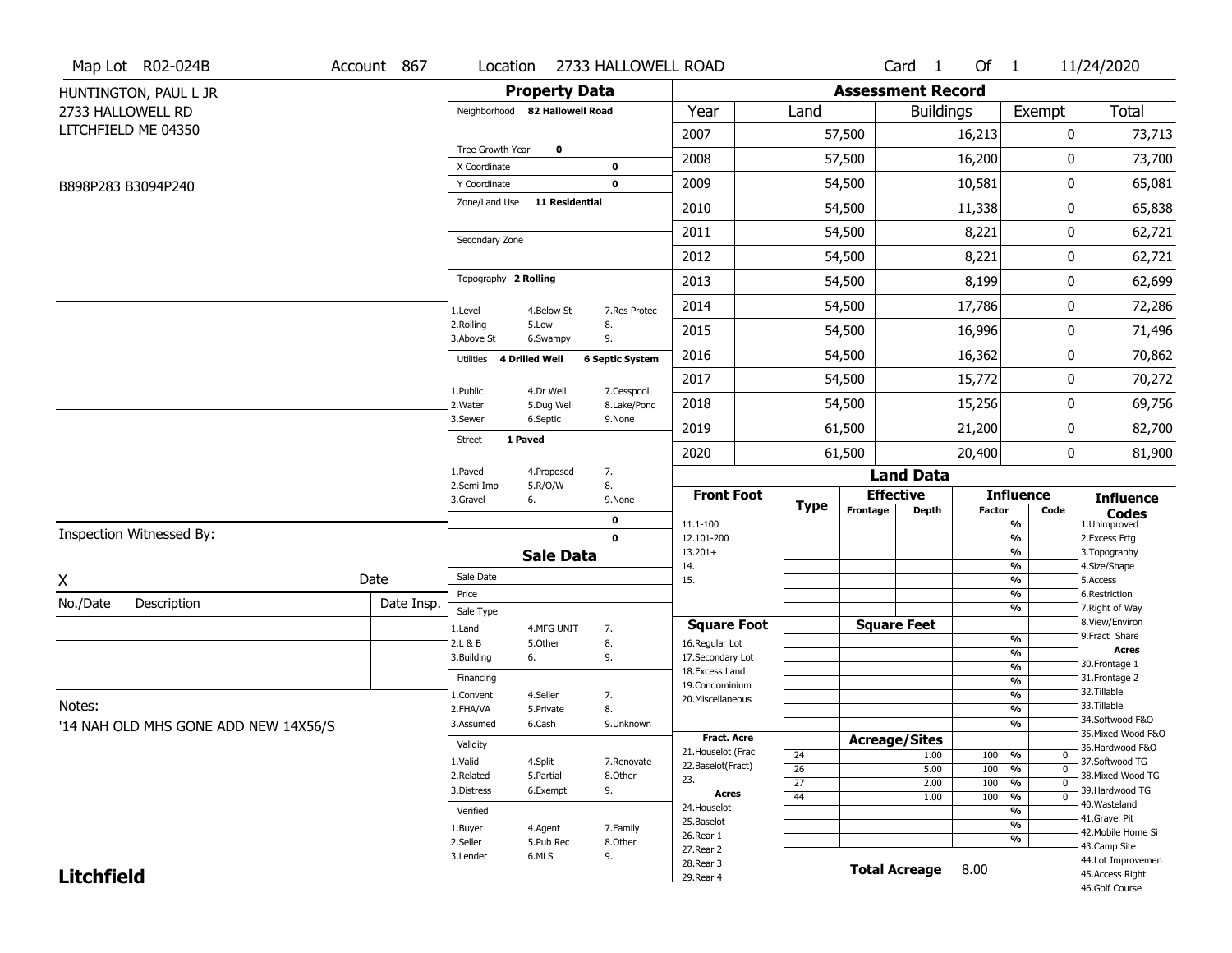Map Lot R02-024B | Account 867 | Location 2733 HALLOWELL ROAD | Card 1 Of 1 | 11/24/2020

HUNTINGTON, PAUL L JR
2733 HALLOWELL RD
LITCHFIELD ME 04350

B898P283 B3094P240

## Property Data

- Neighborhood: 82 Hallowell Road
- Tree Growth Year: 0
- X Coordinate: 0
- Y Coordinate: 0
- Zone/Land Use: 11 Residential
- Secondary Zone:
- Topography: 2 Rolling

1.Level 4.Below St 7.Res Protec
2.Rolling 5.Low 8.
3.Above St 6.Swampy 9.

- Utilities: 4 Drilled Well, 6 Septic System

1.Public 4.Dr Well 7.Cesspool
2.Water 5.Dug Well 8.Lake/Pond
3.Sewer 6.Septic 9.None

- Street: 1 Paved

1.Paved 4.Proposed 7.
2.Semi Imp 5.R/O/W 8.
3.Gravel 6. 9.None

0
0

## Sale Data

- Sale Date:
- Price:
- Sale Type:

1.Land 4.MFG UNIT 7.
2.L & B 5.Other 8.
3.Building 6. 9.

- Financing:

1.Convent 4.Seller 7.
2.FHA/VA 5.Private 8.
3.Assumed 6.Cash 9.Unknown

- Validity:

1.Valid 4.Split 7.Renovate
2.Related 5.Partial 8.Other
3.Distress 6.Exempt 9.

- Verified:

1.Buyer 4.Agent 7.Family
2.Seller 5.Pub Rec 8.Other
3.Lender 6.MLS 9.

## Assessment Record

| Year | Land | Buildings | Exempt | Total |
|---|---|---|---|---|
| 2007 | 57,500 | 16,213 | 0 | 73,713 |
| 2008 | 57,500 | 16,200 | 0 | 73,700 |
| 2009 | 54,500 | 10,581 | 0 | 65,081 |
| 2010 | 54,500 | 11,338 | 0 | 65,838 |
| 2011 | 54,500 | 8,221 | 0 | 62,721 |
| 2012 | 54,500 | 8,221 | 0 | 62,721 |
| 2013 | 54,500 | 8,199 | 0 | 62,699 |
| 2014 | 54,500 | 17,786 | 0 | 72,286 |
| 2015 | 54,500 | 16,996 | 0 | 71,496 |
| 2016 | 54,500 | 16,362 | 0 | 70,862 |
| 2017 | 54,500 | 15,772 | 0 | 70,272 |
| 2018 | 54,500 | 15,256 | 0 | 69,756 |
| 2019 | 61,500 | 21,200 | 0 | 82,700 |
| 2020 | 61,500 | 20,400 | 0 | 81,900 |

## Land Data

Front Foot: 11.1-100, 12.101-200, 13.201+, 14., 15.

Square Foot: 16.Regular Lot, 17.Secondary Lot, 18.Excess Land, 19.Condominium, 20.Miscellaneous

Fract. Acre: 21.Houselot (Frac, 22.Baselot(Fract), 23.

Acres: 24.Houselot, 25.Baselot, 26.Rear 1, 27.Rear 2, 28.Rear 3, 29.Rear 4

### Acreage/Sites

| Type | Acreage/Sites | Influence Factor | Code |
|---|---|---|---|
| 24 | 1.00 | 100 % | 0 |
| 26 | 5.00 | 100 % | 0 |
| 27 | 2.00 | 100 % | 0 |
| 44 | 1.00 | 100 % | 0 |

**Total Acreage** 8.00

### Influence Codes

1.Unimproved, 2.Excess Frtg, 3.Topography, 4.Size/Shape, 5.Access, 6.Restriction, 7.Right of Way, 8.View/Environ, 9.Fract Share

**Acres**: 30.Frontage 1, 31.Frontage 2, 32.Tillable, 33.Tillable, 34.Softwood F&O, 35.Mixed Wood F&O, 36.Hardwood F&O, 37.Softwood TG, 38.Mixed Wood TG, 39.Hardwood TG, 40.Wasteland, 41.Gravel Pit, 42.Mobile Home Si, 43.Camp Site, 44.Lot Improvemen, 45.Access Right, 46.Golf Course

Inspection Witnessed By:

X Date

| No./Date | Description | Date Insp. |
|---|---|---|
| | | |
| | | |
| | | |

Notes:
'14 NAH OLD MHS GONE ADD NEW 14X56/S

**Litchfield**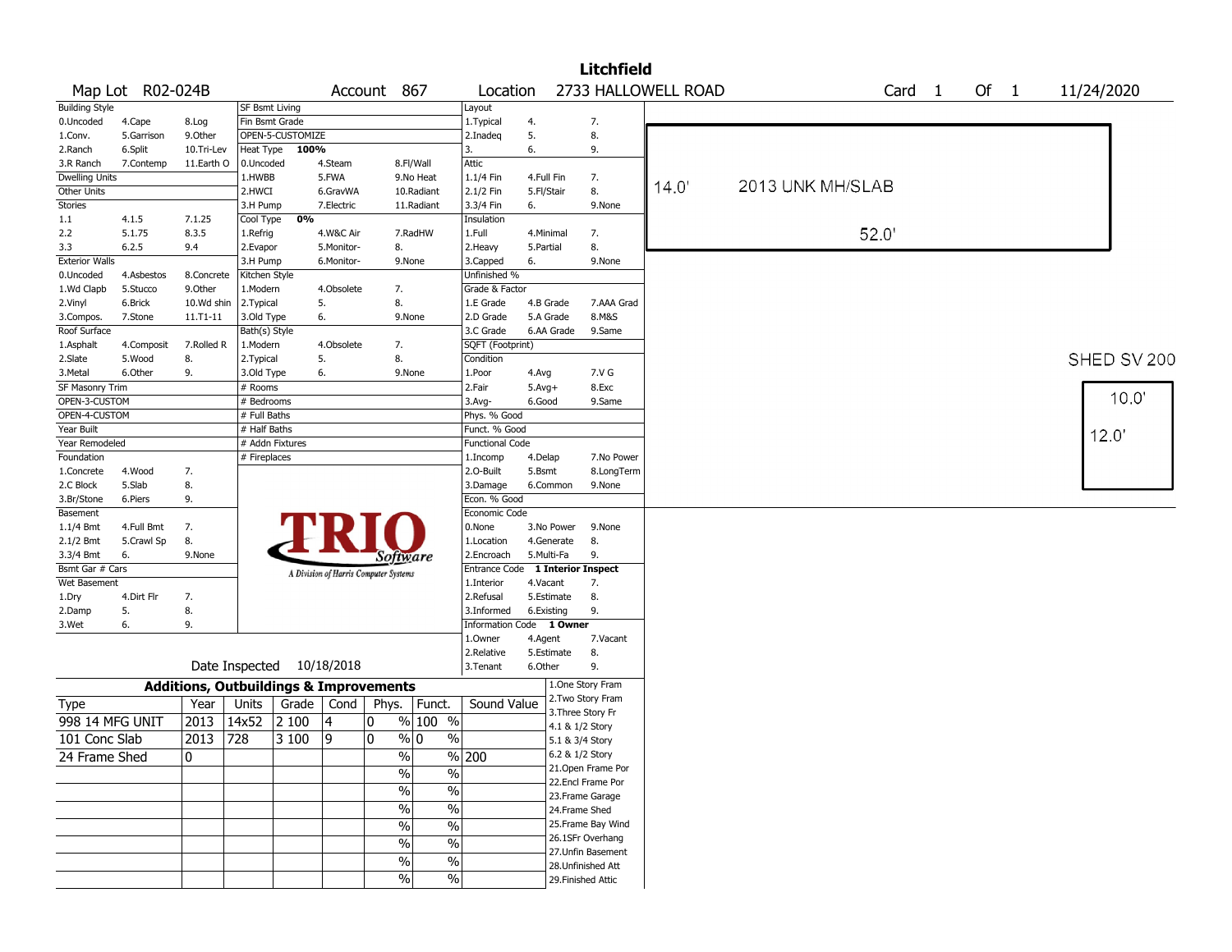# Litchfield

Map Lot R02-024B | Account 867 | Location 2733 HALLOWELL ROAD | Card 1 Of 1 | 11/24/2020

| Building Style | | | SF Bsmt Living | | | Layout | | |
|---|---|---|---|---|---|---|---|---|
| 0.Uncoded | 4.Cape | 8.Log | Fin Bsmt Grade | | | 1.Typical | 4. | 7. |
| 1.Conv. | 5.Garrison | 9.Other | OPEN-5-CUSTOMIZE | | | 2.Inadeq | 5. | 8. |
| 2.Ranch | 6.Split | 10.Tri-Lev | Heat Type 100% | | | 3. | 6. | 9. |
| 3.R Ranch | 7.Contemp | 11.Earth O | 0.Uncoded | 4.Steam | 8.Fl/Wall | Attic | | |
| Dwelling Units | | | 1.HWBB | 5.FWA | 9.No Heat | 1.1/4 Fin | 4.Full Fin | 7. |
| Other Units | | | 2.HWCI | 6.GravWA | 10.Radiant | 2.1/2 Fin | 5.Fl/Stair | 8. |
| Stories | | | 3.H Pump | 7.Electric | 11.Radiant | 3.3/4 Fin | 6. | 9.None |
| 1.1 | 4.1.5 | 7.1.25 | Cool Type 0% | | | Insulation | | |
| 2.2 | 5.1.75 | 8.3.5 | 1.Refrig | 4.W&C Air | 7.RadHW | 1.Full | 4.Minimal | 7. |
| 3.3 | 6.2.5 | 9.4 | 2.Evapor | 5.Monitor- | 8. | 2.Heavy | 5.Partial | 8. |
| Exterior Walls | | | 3.H Pump | 6.Monitor- | 9.None | 3.Capped | 6. | 9.None |
| 0.Uncoded | 4.Asbestos | 8.Concrete | Kitchen Style | | | Unfinished % | | |
| 1.Wd Clapb | 5.Stucco | 9.Other | 1.Modern | 4.Obsolete | 7. | Grade & Factor | | |
| 2.Vinyl | 6.Brick | 10.Wd shin | 2.Typical | 5. | 8. | 1.E Grade | 4.B Grade | 7.AAA Grad |
| 3.Compos. | 7.Stone | 11.T1-11 | 3.Old Type | 6. | 9.None | 2.D Grade | 5.A Grade | 8.M&S |
| Roof Surface | | | Bath(s) Style | | | 3.C Grade | 6.AA Grade | 9.Same |
| 1.Asphalt | 4.Composit | 7.Rolled R | 1.Modern | 4.Obsolete | 7. | SQFT (Footprint) | | |
| 2.Slate | 5.Wood | 8. | 2.Typical | 5. | 8. | Condition | | |
| 3.Metal | 6.Other | 9. | 3.Old Type | 6. | 9.None | 1.Poor | 4.Avg | 7.V G |
| SF Masonry Trim | | | # Rooms | | | 2.Fair | 5.Avg+ | 8.Exc |
| OPEN-3-CUSTOM | | | # Bedrooms | | | 3.Avg- | 6.Good | 9.Same |
| OPEN-4-CUSTOM | | | # Full Baths | | | Phys. % Good | | |
| Year Built | | | # Half Baths | | | Funct. % Good | | |
| Year Remodeled | | | # Addn Fixtures | | | Functional Code | | |
| Foundation | | | # Fireplaces | | | 1.Incomp | 4.Delap | 7.No Power |
| 1.Concrete | 4.Wood | 7. | | | | 2.O-Built | 5.Bsmt | 8.LongTerm |
| 2.C Block | 5.Slab | 8. | | | | 3.Damage | 6.Common | 9.None |
| 3.Br/Stone | 6.Piers | 9. | | | | Econ. % Good | | |
| Basement | | | | | | Economic Code | | |
| 1.1/4 Bmt | 4.Full Bmt | 7. | | | | 0.None | 3.No Power | 9.None |
| 2.1/2 Bmt | 5.Crawl Sp | 8. | | | | 1.Location | 4.Generate | 8. |
| 3.3/4 Bmt | 6. | 9.None | | | | 2.Encroach | 5.Multi-Fa | 9. |
| Bsmt Gar # Cars | | | | | | Entrance Code 1 Interior Inspect | | |
| Wet Basement | | | | | | 1.Interior | 4.Vacant | 7. |
| 1.Dry | 4.Dirt Flr | 7. | | | | 2.Refusal | 5.Estimate | 8. |
| 2.Damp | 5. | 8. | | | | 3.Informed | 6.Existing | 9. |
| 3.Wet | 6. | 9. | | | | Information Code 1 Owner | | |
| | | | | | | 1.Owner | 4.Agent | 7.Vacant |
| | | | | | | 2.Relative | 5.Estimate | 8. |
| Date Inspected 10/18/2018 | | | | | | 3.Tenant | 6.Other | 9. |

TRIO Software — A Division of Harris Computer Systems

## Additions, Outbuildings & Improvements

| Type | Year | Units | Grade | Cond | Phys. | Funct. | Sound Value |
|---|---|---|---|---|---|---|---|
| 998 14 MFG UNIT | 2013 | 14x52 | 2 100 | 4 | 0 % | 100 % | |
| 101 Conc Slab | 2013 | 728 | 3 100 | 9 | 0 % | 0 % | |
| 24 Frame Shed | 0 | | | | % | % | 200 |
| | | | | | % | % | |
| | | | | | % | % | |
| | | | | | % | % | |
| | | | | | % | % | |
| | | | | | % | % | |
| | | | | | % | % | |
| | | | | | % | % | |

1.One Story Fram
2.Two Story Fram
3.Three Story Fr
4.1 & 1/2 Story
5.1 & 3/4 Story
6.2 & 1/2 Story
21.Open Frame Por
22.Encl Frame Por
23.Frame Garage
24.Frame Shed
25.Frame Bay Wind
26.1SFr Overhang
27.Unfin Basement
28.Unfinished Att
29.Finished Attic

Sketch: 2013 UNK MH/SLAB — 14.0' x 52.0'

SHED SV 200 — 10.0' x 12.0'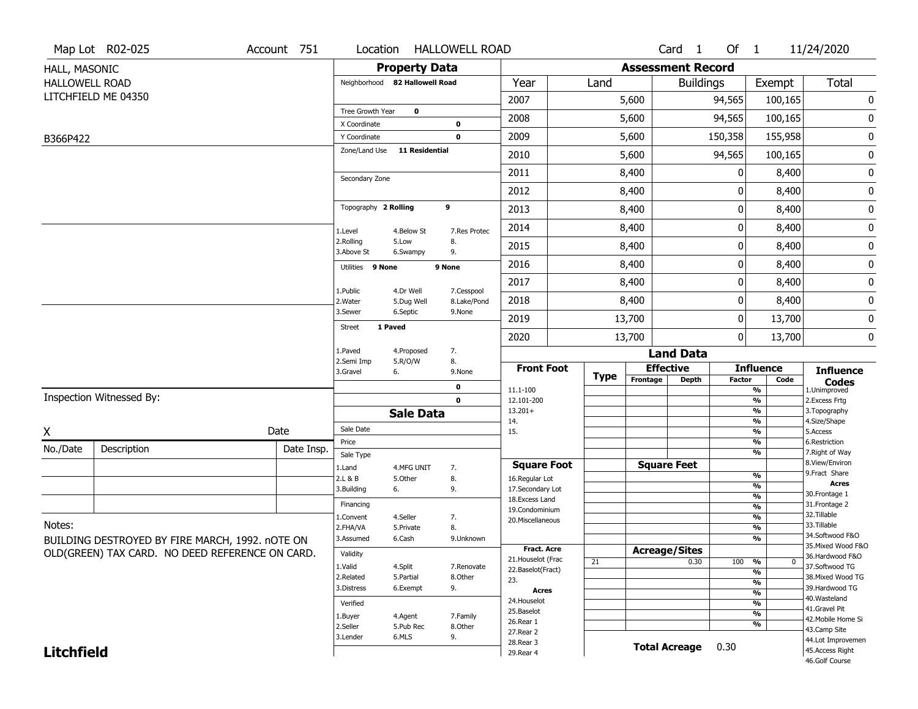Map Lot R02-025 | Account 751 | Location HALLOWELL ROAD | Card 1 Of 1 | 11/24/2020

HALL, MASONIC
HALLOWELL ROAD
LITCHFIELD ME 04350

B366P422

## Property Data

Neighborhood **82 Hallowell Road**

Tree Growth Year **0**

X Coordinate **0**

Y Coordinate **0**

Zone/Land Use **11 Residential**

Secondary Zone

Topography **2 Rolling** **9**

| | | |
|---|---|---|
| 1.Level | 4.Below St | 7.Res Protec |
| 2.Rolling | 5.Low | 8. |
| 3.Above St | 6.Swampy | 9. |

Utilities **9 None** **9 None**

| | | |
|---|---|---|
| 1.Public | 4.Dr Well | 7.Cesspool |
| 2.Water | 5.Dug Well | 8.Lake/Pond |
| 3.Sewer | 6.Septic | 9.None |

Street **1 Paved**

| | | |
|---|---|---|
| 1.Paved | 4.Proposed | 7. |
| 2.Semi Imp | 5.R/O/W | 8. |
| 3.Gravel | 6. | 9.None |

**0**

**0**

## Assessment Record

| Year | Land | Buildings | Exempt | Total |
|---|---|---|---|---|
| 2007 | 5,600 | 94,565 | 100,165 | 0 |
| 2008 | 5,600 | 94,565 | 100,165 | 0 |
| 2009 | 5,600 | 150,358 | 155,958 | 0 |
| 2010 | 5,600 | 94,565 | 100,165 | 0 |
| 2011 | 8,400 | 0 | 8,400 | 0 |
| 2012 | 8,400 | 0 | 8,400 | 0 |
| 2013 | 8,400 | 0 | 8,400 | 0 |
| 2014 | 8,400 | 0 | 8,400 | 0 |
| 2015 | 8,400 | 0 | 8,400 | 0 |
| 2016 | 8,400 | 0 | 8,400 | 0 |
| 2017 | 8,400 | 0 | 8,400 | 0 |
| 2018 | 8,400 | 0 | 8,400 | 0 |
| 2019 | 13,700 | 0 | 13,700 | 0 |
| 2020 | 13,700 | 0 | 13,700 | 0 |

## Land Data

| Front Foot | Type | Effective Frontage | Effective Depth | Influence Factor | Influence Code |
|---|---|---|---|---|---|
| 11.1-100 | | | | % | |
| 12.101-200 | | | | % | |
| 13.201+ | | | | % | |
| 14. | | | | % | |
| 15. | | | | % | |
| | | | | % | |
| **Square Foot** | | **Square Feet** | | | |
| 16.Regular Lot | | | | % | |
| 17.Secondary Lot | | | | % | |
| 18.Excess Land | | | | % | |
| 19.Condominium | | | | % | |
| 20.Miscellaneous | | | | % | |
| | | | | % | |
| | | | | % | |
| **Fract. Acre** | | **Acreage/Sites** | | | |
| 21.Houselot (Frac | 21 | | 0.30 | 100 % | 0 |
| 22.Baselot(Fract) | | | | % | |
| 23. | | | | % | |
| **Acres** | | | | % | |
| 24.Houselot | | | | % | |
| 25.Baselot | | | | % | |
| 26.Rear 1 | | | | % | |
| 27.Rear 2 | | | | | |
| 28.Rear 3 | | | | | |
| 29.Rear 4 | | | | | |

**Total Acreage** 0.30

**Influence Codes**
1.Unimproved
2.Excess Frtg
3.Topography
4.Size/Shape
5.Access
6.Restriction
7.Right of Way
8.View/Environ
9.Fract Share
**Acres**
30.Frontage 1
31.Frontage 2
32.Tillable
33.Tillable
34.Softwood F&O
35.Mixed Wood F&O
36.Hardwood F&O
37.Softwood TG
38.Mixed Wood TG
39.Hardwood TG
40.Wasteland
41.Gravel Pit
42.Mobile Home Si
43.Camp Site
44.Lot Improvemen
45.Access Right
46.Golf Course

## Sale Data

Sale Date

Price

Sale Type

| | | |
|---|---|---|
| 1.Land | 4.MFG UNIT | 7. |
| 2.L & B | 5.Other | 8. |
| 3.Building | 6. | 9. |

Financing

| | | |
|---|---|---|
| 1.Convent | 4.Seller | 7. |
| 2.FHA/VA | 5.Private | 8. |
| 3.Assumed | 6.Cash | 9.Unknown |

Validity

| | | |
|---|---|---|
| 1.Valid | 4.Split | 7.Renovate |
| 2.Related | 5.Partial | 8.Other |
| 3.Distress | 6.Exempt | 9. |

Verified

| | | |
|---|---|---|
| 1.Buyer | 4.Agent | 7.Family |
| 2.Seller | 5.Pub Rec | 8.Other |
| 3.Lender | 6.MLS | 9. |

Inspection Witnessed By:

X Date

| No./Date | Description | Date Insp. |
|---|---|---|
| | | |
| | | |
| | | |

Notes:

BUILDING DESTROYED BY FIRE MARCH, 1992. nOTE ON OLD(GREEN) TAX CARD. NO DEED REFERENCE ON CARD.

**Litchfield**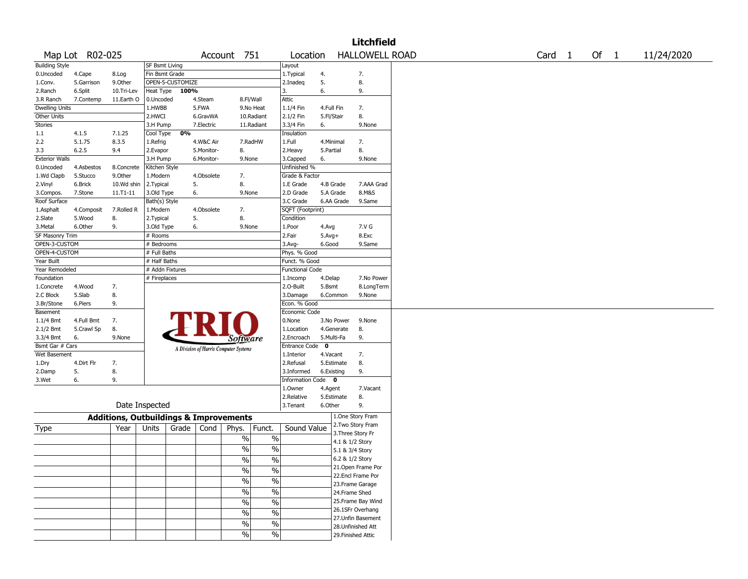# Litchfield

Map Lot R02-025 | Account 751 | Location HALLOWELL ROAD | Card 1 Of 1 | 11/24/2020

| Building Style | | | SF Bsmt Living | | | Layout | | |
|---|---|---|---|---|---|---|---|---|
| 0.Uncoded | 4.Cape | 8.Log | Fin Bsmt Grade | | | 1.Typical | 4. | 7. |
| 1.Conv. | 5.Garrison | 9.Other | OPEN-5-CUSTOMIZE | | | 2.Inadeq | 5. | 8. |
| 2.Ranch | 6.Split | 10.Tri-Lev | Heat Type 100% | | | 3. | 6. | 9. |
| 3.R Ranch | 7.Contemp | 11.Earth O | 0.Uncoded | 4.Steam | 8.Fl/Wall | Attic | | |
| Dwelling Units | | | 1.HWBB | 5.FWA | 9.No Heat | 1.1/4 Fin | 4.Full Fin | 7. |
| Other Units | | | 2.HWCI | 6.GravWA | 10.Radiant | 2.1/2 Fin | 5.Fl/Stair | 8. |
| Stories | | | 3.H Pump | 7.Electric | 11.Radiant | 3.3/4 Fin | 6. | 9.None |
| 1.1 | 4.1.5 | 7.1.25 | Cool Type 0% | | | Insulation | | |
| 2.2 | 5.1.75 | 8.3.5 | 1.Refrig | 4.W&C Air | 7.RadHW | 1.Full | 4.Minimal | 7. |
| 3.3 | 6.2.5 | 9.4 | 2.Evapor | 5.Monitor- | 8. | 2.Heavy | 5.Partial | 8. |
| Exterior Walls | | | 3.H Pump | 6.Monitor- | 9.None | 3.Capped | 6. | 9.None |
| 0.Uncoded | 4.Asbestos | 8.Concrete | Kitchen Style | | | Unfinished % | | |
| 1.Wd Clapb | 5.Stucco | 9.Other | 1.Modern | 4.Obsolete | 7. | Grade & Factor | | |
| 2.Vinyl | 6.Brick | 10.Wd shin | 2.Typical | 5. | 8. | 1.E Grade | 4.B Grade | 7.AAA Grad |
| 3.Compos. | 7.Stone | 11.T1-11 | 3.Old Type | 6. | 9.None | 2.D Grade | 5.A Grade | 8.M&S |
| Roof Surface | | | Bath(s) Style | | | 3.C Grade | 6.AA Grade | 9.Same |
| 1.Asphalt | 4.Composit | 7.Rolled R | 1.Modern | 4.Obsolete | 7. | SQFT (Footprint) | | |
| 2.Slate | 5.Wood | 8. | 2.Typical | 5. | 8. | Condition | | |
| 3.Metal | 6.Other | 9. | 3.Old Type | 6. | 9.None | 1.Poor | 4.Avg | 7.V G |
| SF Masonry Trim | | | # Rooms | | | 2.Fair | 5.Avg+ | 8.Exc |
| OPEN-3-CUSTOM | | | # Bedrooms | | | 3.Avg- | 6.Good | 9.Same |
| OPEN-4-CUSTOM | | | # Full Baths | | | Phys. % Good | | |
| Year Built | | | # Half Baths | | | Funct. % Good | | |
| Year Remodeled | | | # Addn Fixtures | | | Functional Code | | |
| Foundation | | | # Fireplaces | | | 1.Incomp | 4.Delap | 7.No Power |
| 1.Concrete | 4.Wood | 7. | | | | 2.O-Built | 5.Bsmt | 8.LongTerm |
| 2.C Block | 5.Slab | 8. | | | | 3.Damage | 6.Common | 9.None |
| 3.Br/Stone | 6.Piers | 9. | | | | Econ. % Good | | |
| Basement | | | | | | Economic Code | | |
| 1.1/4 Bmt | 4.Full Bmt | 7. | | | | 0.None | 3.No Power | 9.None |
| 2.1/2 Bmt | 5.Crawl Sp | 8. | | | | 1.Location | 4.Generate | 8. |
| 3.3/4 Bmt | 6. | 9.None | | | | 2.Encroach | 5.Multi-Fa | 9. |
| Bsmt Gar # Cars | | | | | | Entrance Code 0 | | |
| Wet Basement | | | | | | 1.Interior | 4.Vacant | 7. |
| 1.Dry | 4.Dirt Flr | 7. | | | | 2.Refusal | 5.Estimate | 8. |
| 2.Damp | 5. | 8. | | | | 3.Informed | 6.Existing | 9. |
| 3.Wet | 6. | 9. | | | | Information Code 0 | | |
| | | | | | | 1.Owner | 4.Agent | 7.Vacant |
| | | | | | | 2.Relative | 5.Estimate | 8. |
| | Date Inspected | | | | | 3.Tenant | 6.Other | 9. |

TRIO Software — A Division of Harris Computer Systems

## Additions, Outbuildings & Improvements

| Type | Year | Units | Grade | Cond | Phys. | Funct. | Sound Value |
|---|---|---|---|---|---|---|---|
| | | | | | % | % | |
| | | | | | % | % | |
| | | | | | % | % | |
| | | | | | % | % | |
| | | | | | % | % | |
| | | | | | % | % | |
| | | | | | % | % | |
| | | | | | % | % | |
| | | | | | % | % | |
| | | | | | % | % | |

1.One Story Fram
2.Two Story Fram
3.Three Story Fr
4.1 & 1/2 Story
5.1 & 3/4 Story
6.2 & 1/2 Story
21.Open Frame Por
22.Encl Frame Por
23.Frame Garage
24.Frame Shed
25.Frame Bay Wind
26.1SFr Overhang
27.Unfin Basement
28.Unfinished Att
29.Finished Attic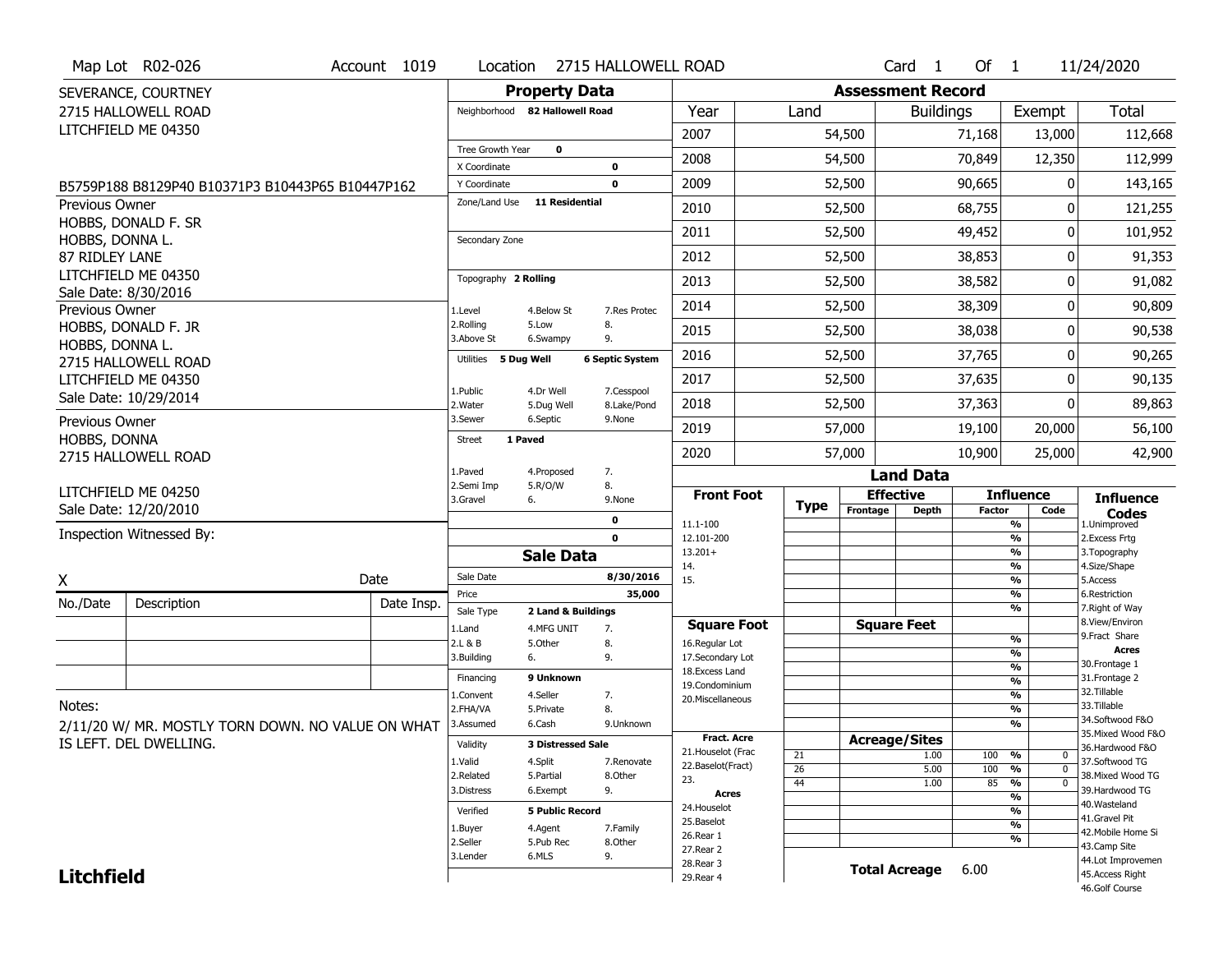Map Lot R02-026 | Account 1019 | Location 2715 HALLOWELL ROAD | Card 1 Of 1 | 11/24/2020

SEVERANCE, COURTNEY
2715 HALLOWELL ROAD
LITCHFIELD ME 04350

B5759P188 B8129P40 B10371P3 B10443P65 B10447P162

Previous Owner
HOBBS, DONALD F. SR
HOBBS, DONNA L.
87 RIDLEY LANE
LITCHFIELD ME 04350
Sale Date: 8/30/2016

Previous Owner
HOBBS, DONALD F. JR
HOBBS, DONNA L.
2715 HALLOWELL ROAD
LITCHFIELD ME 04350
Sale Date: 10/29/2014

Previous Owner
HOBBS, DONNA
2715 HALLOWELL ROAD

LITCHFIELD ME 04250
Sale Date: 12/20/2010

Inspection Witnessed By:

X ________ Date ________

| No./Date | Description | Date Insp. |
|---|---|---|
| | | |
| | | |
| | | |

Notes:
2/11/20 W/ MR. MOSTLY TORN DOWN. NO VALUE ON WHAT IS LEFT. DEL DWELLING.

## Property Data

Neighborhood **82 Hallowell Road**

Tree Growth Year **0**
X Coordinate **0**
Y Coordinate **0**
Zone/Land Use **11 Residential**

Secondary Zone

Topography **2 Rolling**
1.Level 2.Rolling 3.Above St 4.Below St 5.Low 6.Swampy 7.Res Protec 8. 9.

Utilities **5 Dug Well** **6 Septic System**
1.Public 2.Water 3.Sewer 4.Dr Well 5.Dug Well 6.Septic 7.Cesspool 8.Lake/Pond 9.None

Street **1 Paved**
1.Paved 2.Semi Imp 3.Gravel 4.Proposed 5.R/O/W 6. 7. 8. 9.None

0
0

## Sale Data

Sale Date **8/30/2016**
Price **35,000**
Sale Type **2 Land & Buildings**
1.Land 2.L & B 3.Building 4.MFG UNIT 5.Other 6. 7. 8. 9.

Financing **9 Unknown**
1.Convent 2.FHA/VA 3.Assumed 4.Seller 5.Private 6.Cash 7. 8. 9.Unknown

Validity **3 Distressed Sale**
1.Valid 2.Related 3.Distress 4.Split 5.Partial 6.Exempt 7.Renovate 8.Other 9.

Verified **5 Public Record**
1.Buyer 2.Seller 3.Lender 4.Agent 5.Pub Rec 6.MLS 7.Family 8.Other 9.

## Assessment Record

| Year | Land | Buildings | Exempt | Total |
|---|---|---|---|---|
| 2007 | 54,500 | 71,168 | 13,000 | 112,668 |
| 2008 | 54,500 | 70,849 | 12,350 | 112,999 |
| 2009 | 52,500 | 90,665 | 0 | 143,165 |
| 2010 | 52,500 | 68,755 | 0 | 121,255 |
| 2011 | 52,500 | 49,452 | 0 | 101,952 |
| 2012 | 52,500 | 38,853 | 0 | 91,353 |
| 2013 | 52,500 | 38,582 | 0 | 91,082 |
| 2014 | 52,500 | 38,309 | 0 | 90,809 |
| 2015 | 52,500 | 38,038 | 0 | 90,538 |
| 2016 | 52,500 | 37,765 | 0 | 90,265 |
| 2017 | 52,500 | 37,635 | 0 | 90,135 |
| 2018 | 52,500 | 37,363 | 0 | 89,863 |
| 2019 | 57,000 | 19,100 | 20,000 | 56,100 |
| 2020 | 57,000 | 10,900 | 25,000 | 42,900 |

## Land Data

| Front Foot | Type | Effective Frontage | Effective Depth | Influence Factor | Influence Code |
|---|---|---|---|---|---|
| 11.1-100 | | | | % | |
| 12.101-200 | | | | % | |
| 13.201+ | | | | % | |
| 14. | | | | % | |
| 15. | | | | % | |
| | | | | % | |
| | | | | % | |

| Square Foot | Square Feet | Influence Factor | Influence Code |
|---|---|---|---|
| 16.Regular Lot | | % | |
| 17.Secondary Lot | | % | |
| 18.Excess Land | | % | |
| 19.Condominium | | % | |
| 20.Miscellaneous | | % | |
| | | % | |
| | | % | |

| Fract. Acre / Acres | Type | Acreage/Sites | Influence Factor | Influence Code |
|---|---|---|---|---|
| 21.Houselot (Frac | 21 | 1.00 | 100 % | 0 |
| 22.Baselot(Fract) | 26 | 5.00 | 100 % | 0 |
| 23. | 44 | 1.00 | 85 % | 0 |
| 24.Houselot | | | % | |
| 25.Baselot | | | % | |
| 26.Rear 1 | | | % | |
| 27.Rear 2 | | | % | |
| 28.Rear 3 | | | | |
| 29.Rear 4 | | | | |

**Total Acreage** 6.00

**Influence Codes**
1.Unimproved
2.Excess Frtg
3.Topography
4.Size/Shape
5.Access
6.Restriction
7.Right of Way
8.View/Environ
9.Fract Share

**Acres**
30.Frontage 1
31.Frontage 2
32.Tillable
33.Tillable
34.Softwood F&O
35.Mixed Wood F&O
36.Hardwood F&O
37.Softwood TG
38.Mixed Wood TG
39.Hardwood TG
40.Wasteland
41.Gravel Pit
42.Mobile Home Si
43.Camp Site
44.Lot Improvemen
45.Access Right
46.Golf Course

**Litchfield**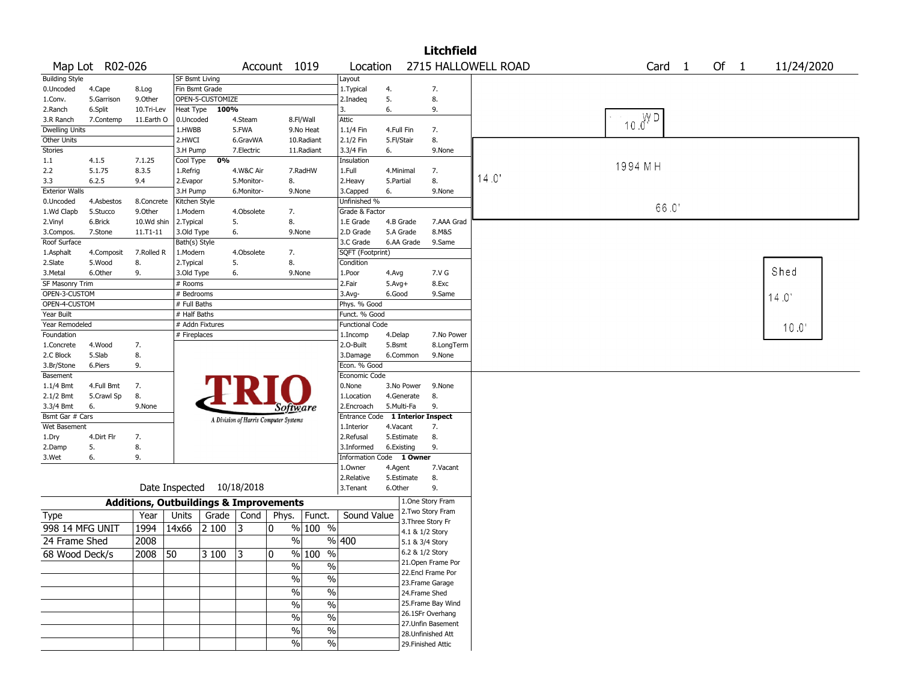# Litchfield

**Map Lot** R02-026 **Account** 1019 **Location** 2715 HALLOWELL ROAD **Card** 1 **Of** 1 11/24/2020

| Building Style | | | SF Bsmt Living | | | Layout | | |
|---|---|---|---|---|---|---|---|---|
| 0.Uncoded | 4.Cape | 8.Log | Fin Bsmt Grade | | | 1.Typical | 4. | 7. |
| 1.Conv. | 5.Garrison | 9.Other | OPEN-5-CUSTOMIZE | | | 2.Inadeq | 5. | 8. |
| 2.Ranch | 6.Split | 10.Tri-Lev | Heat Type 100% | | | 3. | 6. | 9. |
| 3.R Ranch | 7.Contemp | 11.Earth O | 0.Uncoded | 4.Steam | 8.Fl/Wall | Attic | | |
| Dwelling Units | | | 1.HWBB | 5.FWA | 9.No Heat | 1.1/4 Fin | 4.Full Fin | 7. |
| Other Units | | | 2.HWCI | 6.GravWA | 10.Radiant | 2.1/2 Fin | 5.Fl/Stair | 8. |
| Stories | | | 3.H Pump | 7.Electric | 11.Radiant | 3.3/4 Fin | 6. | 9.None |
| 1.1 | 4.1.5 | 7.1.25 | Cool Type 0% | | | Insulation | | |
| 2.2 | 5.1.75 | 8.3.5 | 1.Refrig | 4.W&C Air | 7.RadHW | 1.Full | 4.Minimal | 7. |
| 3.3 | 6.2.5 | 9.4 | 2.Evapor | 5.Monitor- | 8. | 2.Heavy | 5.Partial | 8. |
| Exterior Walls | | | 3.H Pump | 6.Monitor- | 9.None | 3.Capped | 6. | 9.None |
| 0.Uncoded | 4.Asbestos | 8.Concrete | Kitchen Style | | | Unfinished % | | |
| 1.Wd Clapb | 5.Stucco | 9.Other | 1.Modern | 4.Obsolete | 7. | Grade & Factor | | |
| 2.Vinyl | 6.Brick | 10.Wd shin | 2.Typical | 5. | 8. | 1.E Grade | 4.B Grade | 7.AAA Grad |
| 3.Compos. | 7.Stone | 11.T1-11 | 3.Old Type | 6. | 9.None | 2.D Grade | 5.A Grade | 8.M&S |
| Roof Surface | | | Bath(s) Style | | | 3.C Grade | 6.AA Grade | 9.Same |
| 1.Asphalt | 4.Composit | 7.Rolled R | 1.Modern | 4.Obsolete | 7. | SQFT (Footprint) | | |
| 2.Slate | 5.Wood | 8. | 2.Typical | 5. | 8. | Condition | | |
| 3.Metal | 6.Other | 9. | 3.Old Type | 6. | 9.None | 1.Poor | 4.Avg | 7.V G |
| SF Masonry Trim | | | # Rooms | | | 2.Fair | 5.Avg+ | 8.Exc |
| OPEN-3-CUSTOM | | | # Bedrooms | | | 3.Avg- | 6.Good | 9.Same |
| OPEN-4-CUSTOM | | | # Full Baths | | | Phys. % Good | | |
| Year Built | | | # Half Baths | | | Funct. % Good | | |
| Year Remodeled | | | # Addn Fixtures | | | Functional Code | | |
| Foundation | | | # Fireplaces | | | 1.Incomp | 4.Delap | 7.No Power |
| 1.Concrete | 4.Wood | 7. | | | | 2.O-Built | 5.Bsmt | 8.LongTerm |
| 2.C Block | 5.Slab | 8. | | | | 3.Damage | 6.Common | 9.None |
| 3.Br/Stone | 6.Piers | 9. | | | | Econ. % Good | | |
| Basement | | | | | | Economic Code | | |
| 1.1/4 Bmt | 4.Full Bmt | 7. | | | | 0.None | 3.No Power | 9.None |
| 2.1/2 Bmt | 5.Crawl Sp | 8. | | | | 1.Location | 4.Generate | 8. |
| 3.3/4 Bmt | 6. | 9.None | | | | 2.Encroach | 5.Multi-Fa | 9. |
| Bsmt Gar # Cars | | | | | | Entrance Code 1 Interior Inspect | | |
| Wet Basement | | | | | | 1.Interior | 4.Vacant | 7. |
| 1.Dry | 4.Dirt Flr | 7. | | | | 2.Refusal | 5.Estimate | 8. |
| 2.Damp | 5. | 8. | | | | 3.Informed | 6.Existing | 9. |
| 3.Wet | 6. | 9. | | | | Information Code 1 Owner | | |
| | | | | | | 1.Owner | 4.Agent | 7.Vacant |
| | | | | | | 2.Relative | 5.Estimate | 8. |
| | | | Date Inspected 10/18/2018 | | | 3.Tenant | 6.Other | 9. |

TRIO Software — A Division of Harris Computer Systems

## Additions, Outbuildings & Improvements

| Type | Year | Units | Grade | Cond | Phys. | Funct. | Sound Value |
|---|---|---|---|---|---|---|---|
| 998 14 MFG UNIT | 1994 | 14x66 | 2 100 | 3 | 0 % | 100 % | |
| 24 Frame Shed | 2008 | | | | % | % | 400 |
| 68 Wood Deck/s | 2008 | 50 | 3 100 | 3 | 0 % | 100 % | |
| | | | | | % | % | |
| | | | | | % | % | |
| | | | | | % | % | |
| | | | | | % | % | |
| | | | | | % | % | |
| | | | | | % | % | |
| | | | | | % | % | |

1.One Story Fram
2.Two Story Fram
3.Three Story Fr
4.1 & 1/2 Story
5.1 & 3/4 Story
6.2 & 1/2 Story
21.Open Frame Por
22.Encl Frame Por
23.Frame Garage
24.Frame Shed
25.Frame Bay Wind
26.1SFr Overhang
27.Unfin Basement
28.Unfinished Att
29.Finished Attic

WD 10.0'

1994 MH 14.0' 66.0'

Shed 14.0' 10.0'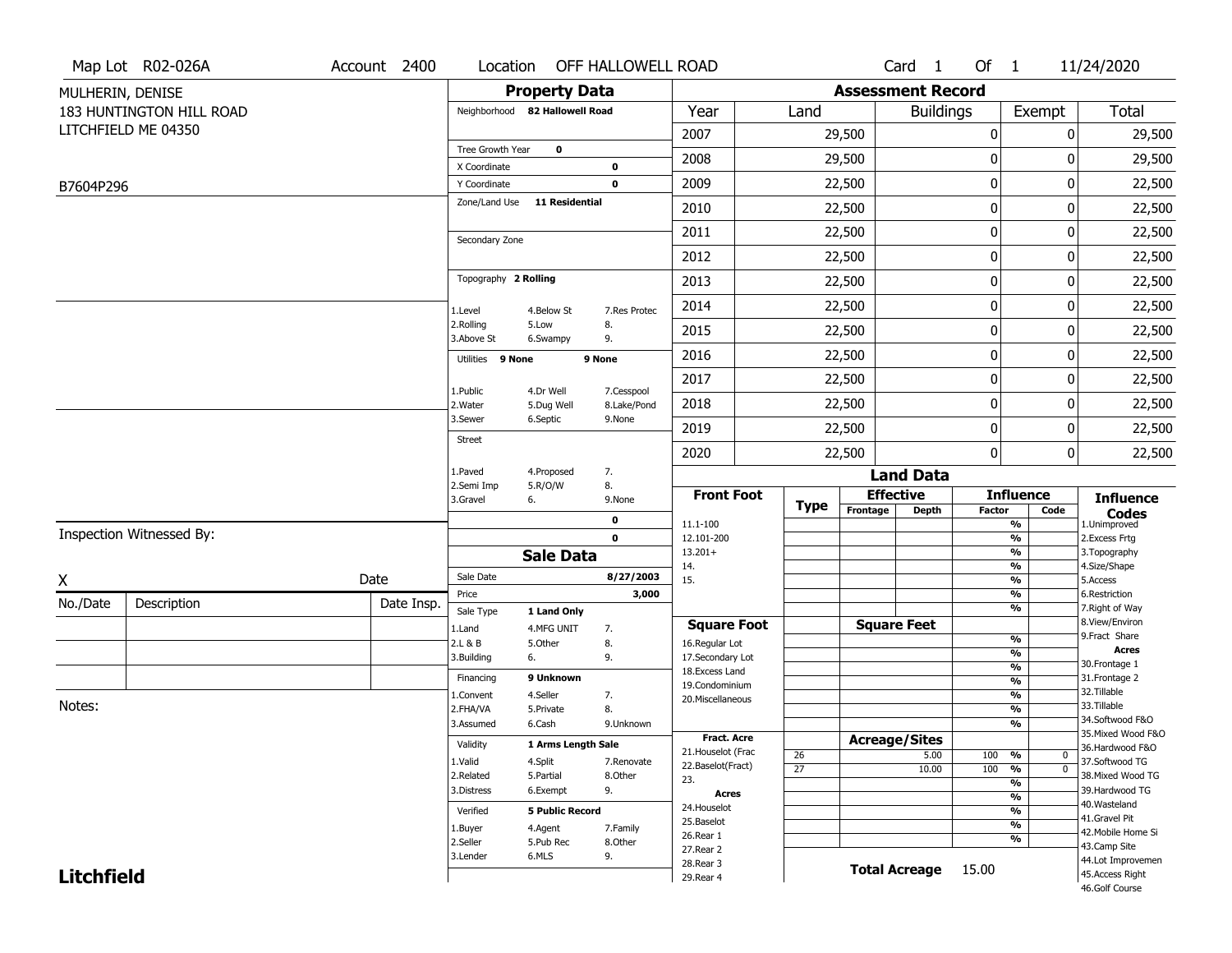Map Lot R02-026A | Account 2400 | Location OFF HALLOWELL ROAD | Card 1 Of 1 | 11/24/2020

MULHERIN, DENISE
183 HUNTINGTON HILL ROAD
LITCHFIELD ME 04350

B7604P296

## Property Data

| | | |
|---|---|---|
| Neighborhood | 82 Hallowell Road | |
| Tree Growth Year | 0 | |
| X Coordinate | | 0 |
| Y Coordinate | | 0 |
| Zone/Land Use | 11 Residential | |
| Secondary Zone | | |
| Topography | 2 Rolling | |
| 1.Level | 4.Below St | 7.Res Protec |
| 2.Rolling | 5.Low | 8. |
| 3.Above St | 6.Swampy | 9. |
| Utilities | 9 None | 9 None |
| 1.Public | 4.Dr Well | 7.Cesspool |
| 2.Water | 5.Dug Well | 8.Lake/Pond |
| 3.Sewer | 6.Septic | 9.None |
| Street | | |
| 1.Paved | 4.Proposed | 7. |
| 2.Semi Imp | 5.R/O/W | 8. |
| 3.Gravel | 6. | 9.None |
| | | 0 |
| | | 0 |

## Sale Data

| | | |
|---|---|---|
| Sale Date | | 8/27/2003 |
| Price | | 3,000 |
| Sale Type | 1 Land Only | |
| 1.Land | 4.MFG UNIT | 7. |
| 2.L & B | 5.Other | 8. |
| 3.Building | 6. | 9. |
| Financing | 9 Unknown | |
| 1.Convent | 4.Seller | 7. |
| 2.FHA/VA | 5.Private | 8. |
| 3.Assumed | 6.Cash | 9.Unknown |
| Validity | 1 Arms Length Sale | |
| 1.Valid | 4.Split | 7.Renovate |
| 2.Related | 5.Partial | 8.Other |
| 3.Distress | 6.Exempt | 9. |
| Verified | 5 Public Record | |
| 1.Buyer | 4.Agent | 7.Family |
| 2.Seller | 5.Pub Rec | 8.Other |
| 3.Lender | 6.MLS | 9. |

## Assessment Record

| Year | Land | Buildings | Exempt | Total |
|---|---|---|---|---|
| 2007 | 29,500 | 0 | 0 | 29,500 |
| 2008 | 29,500 | 0 | 0 | 29,500 |
| 2009 | 22,500 | 0 | 0 | 22,500 |
| 2010 | 22,500 | 0 | 0 | 22,500 |
| 2011 | 22,500 | 0 | 0 | 22,500 |
| 2012 | 22,500 | 0 | 0 | 22,500 |
| 2013 | 22,500 | 0 | 0 | 22,500 |
| 2014 | 22,500 | 0 | 0 | 22,500 |
| 2015 | 22,500 | 0 | 0 | 22,500 |
| 2016 | 22,500 | 0 | 0 | 22,500 |
| 2017 | 22,500 | 0 | 0 | 22,500 |
| 2018 | 22,500 | 0 | 0 | 22,500 |
| 2019 | 22,500 | 0 | 0 | 22,500 |
| 2020 | 22,500 | 0 | 0 | 22,500 |

## Land Data

| Front Foot | Type | Effective Frontage | Effective Depth | Influence Factor | Influence Code |
|---|---|---|---|---|---|
| 11.1-100 | | | | % | |
| 12.101-200 | | | | % | |
| 13.201+ | | | | % | |
| 14. | | | | % | |
| 15. | | | | % | |
| | | | | % | |
| | | | | % | |
| **Square Foot** | | **Square Feet** | | | |
| 16.Regular Lot | | | | % | |
| 17.Secondary Lot | | | | % | |
| 18.Excess Land | | | | % | |
| 19.Condominium | | | | % | |
| 20.Miscellaneous | | | | % | |
| | | | | % | |
| | | | | % | |
| **Fract. Acre** | | **Acreage/Sites** | | | |
| 21.Houselot (Frac | 26 | | 5.00 | 100 % | 0 |
| 22.Baselot(Fract) | 27 | | 10.00 | 100 % | 0 |
| 23. | | | | % | |
| **Acres** | | | | % | |
| 24.Houselot | | | | % | |
| 25.Baselot | | | | % | |
| 26.Rear 1 | | | | % | |
| 27.Rear 2 | | | | | |
| 28.Rear 3 | | | | | |
| 29.Rear 4 | | | | | |

**Total Acreage** 15.00

**Influence Codes**
1.Unimproved
2.Excess Frtg
3.Topography
4.Size/Shape
5.Access
6.Restriction
7.Right of Way
8.View/Environ
9.Fract Share

**Acres**
30.Frontage 1
31.Frontage 2
32.Tillable
33.Tillable
34.Softwood F&O
35.Mixed Wood F&O
36.Hardwood F&O
37.Softwood TG
38.Mixed Wood TG
39.Hardwood TG
40.Wasteland
41.Gravel Pit
42.Mobile Home Si
43.Camp Site
44.Lot Improvemen
45.Access Right
46.Golf Course

Inspection Witnessed By:

X ______________________ Date

| No./Date | Description | Date Insp. |
|---|---|---|
| | | |
| | | |
| | | |

Notes:

**Litchfield**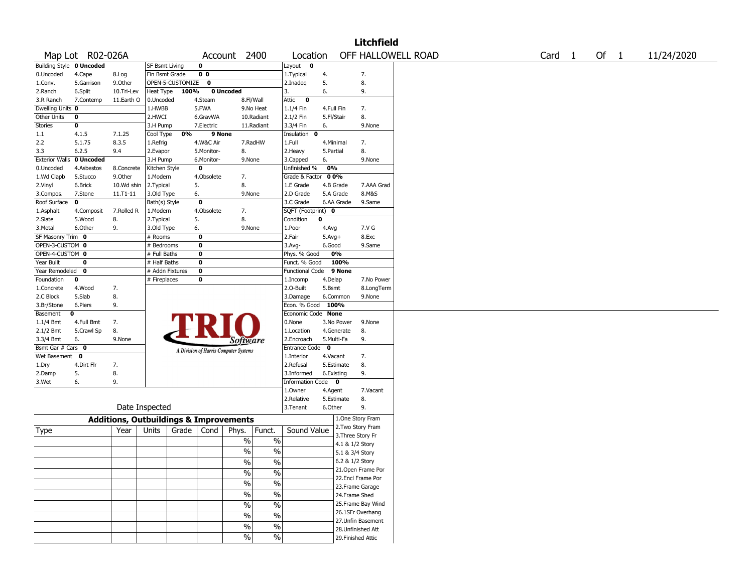# Litchfield

Map Lot R02-026A | Account 2400 | Location OFF HALLOWELL ROAD | Card 1 Of 1 | 11/24/2020

| | | | | | | | | | | |
|---|---|---|---|---|---|---|---|---|---|---|
| Building Style **0 Uncoded** | | | SF Bsmt Living **0** | | | | Layout **0** | | | |
| 0.Uncoded | 4.Cape | 8.Log | Fin Bsmt Grade **0 0** | | | | 1.Typical | 4. | 7. | |
| 1.Conv. | 5.Garrison | 9.Other | OPEN-5-CUSTOMIZE **0** | | | | 2.Inadeq | 5. | 8. | |
| 2.Ranch | 6.Split | 10.Tri-Lev | Heat Type **100%** | **0 Uncoded** | | | 3. | 6. | 9. | |
| 3.R Ranch | 7.Contemp | 11.Earth O | 0.Uncoded | 4.Steam | 8.Fl/Wall | | Attic **0** | | | |
| Dwelling Units **0** | | | 1.HWBB | 5.FWA | 9.No Heat | | 1.1/4 Fin | 4.Full Fin | 7. | |
| Other Units **0** | | | 2.HWCI | 6.GravWA | 10.Radiant | | 2.1/2 Fin | 5.Fl/Stair | 8. | |
| Stories **0** | | | 3.H Pump | 7.Electric | 11.Radiant | | 3.3/4 Fin | 6. | 9.None | |
| 1.1 | 4.1.5 | 7.1.25 | Cool Type **0%** | **9 None** | | | Insulation **0** | | | |
| 2.2 | 5.1.75 | 8.3.5 | 1.Refrig | 4.W&C Air | 7.RadHW | | 1.Full | 4.Minimal | 7. | |
| 3.3 | 6.2.5 | 9.4 | 2.Evapor | 5.Monitor- | 8. | | 2.Heavy | 5.Partial | 8. | |
| Exterior Walls **0 Uncoded** | | | 3.H Pump | 6.Monitor- | 9.None | | 3.Capped | 6. | 9.None | |
| 0.Uncoded | 4.Asbestos | 8.Concrete | Kitchen Style **0** | | | | Unfinished % **0%** | | | |
| 1.Wd Clapb | 5.Stucco | 9.Other | 1.Modern | 4.Obsolete | 7. | | Grade & Factor **0 0%** | | | |
| 2.Vinyl | 6.Brick | 10.Wd shin | 2.Typical | 5. | 8. | | 1.E Grade | 4.B Grade | 7.AAA Grad | |
| 3.Compos. | 7.Stone | 11.T1-11 | 3.Old Type | 6. | 9.None | | 2.D Grade | 5.A Grade | 8.M&S | |
| Roof Surface **0** | | | Bath(s) Style **0** | | | | 3.C Grade | 6.AA Grade | 9.Same | |
| 1.Asphalt | 4.Composit | 7.Rolled R | 1.Modern | 4.Obsolete | 7. | | SQFT (Footprint) **0** | | | |
| 2.Slate | 5.Wood | 8. | 2.Typical | 5. | 8. | | Condition **0** | | | |
| 3.Metal | 6.Other | 9. | 3.Old Type | 6. | 9.None | | 1.Poor | 4.Avg | 7.V G | |
| SF Masonry Trim **0** | | | # Rooms **0** | | | | 2.Fair | 5.Avg+ | 8.Exc | |
| OPEN-3-CUSTOM **0** | | | # Bedrooms **0** | | | | 3.Avg- | 6.Good | 9.Same | |
| OPEN-4-CUSTOM **0** | | | # Full Baths **0** | | | | Phys. % Good **0%** | | | |
| Year Built **0** | | | # Half Baths **0** | | | | Funct. % Good **100%** | | | |
| Year Remodeled **0** | | | # Addn Fixtures **0** | | | | Functional Code **9 None** | | | |
| Foundation **0** | | | # Fireplaces **0** | | | | 1.Incomp | 4.Delap | 7.No Power | |
| 1.Concrete | 4.Wood | 7. | | | | | 2.O-Built | 5.Bsmt | 8.LongTerm | |
| 2.C Block | 5.Slab | 8. | | | | | 3.Damage | 6.Common | 9.None | |
| 3.Br/Stone | 6.Piers | 9. | | | | | Econ. % Good **100%** | | | |
| Basement **0** | | | | | | | Economic Code **None** | | | |
| 1.1/4 Bmt | 4.Full Bmt | 7. | | | | | 0.None | 3.No Power | 9.None | |
| 2.1/2 Bmt | 5.Crawl Sp | 8. | | | | | 1.Location | 4.Generate | 8. | |
| 3.3/4 Bmt | 6. | 9.None | | | | | 2.Encroach | 5.Multi-Fa | 9. | |
| Bsmt Gar # Cars **0** | | | | | | | Entrance Code **0** | | | |
| Wet Basement **0** | | | | | | | 1.Interior | 4.Vacant | 7. | |
| 1.Dry | 4.Dirt Flr | 7. | | | | | 2.Refusal | 5.Estimate | 8. | |
| 2.Damp | 5. | 8. | | | | | 3.Informed | 6.Existing | 9. | |
| 3.Wet | 6. | 9. | | | | | Information Code **0** | | | |
| | | | | | | | 1.Owner | 4.Agent | 7.Vacant | |
| | | | | | | | 2.Relative | 5.Estimate | 8. | |
| | | | Date Inspected | | | | 3.Tenant | 6.Other | 9. | |

TRIO Software — A Division of Harris Computer Systems

## Additions, Outbuildings & Improvements

| Type | Year | Units | Grade | Cond | Phys. | Funct. | Sound Value |
|---|---|---|---|---|---|---|---|
| | | | | | % | % | |
| | | | | | % | % | |
| | | | | | % | % | |
| | | | | | % | % | |
| | | | | | % | % | |
| | | | | | % | % | |
| | | | | | % | % | |
| | | | | | % | % | |
| | | | | | % | % | |
| | | | | | % | % | |

1.One Story Fram
2.Two Story Fram
3.Three Story Fr
4.1 & 1/2 Story
5.1 & 3/4 Story
6.2 & 1/2 Story
21.Open Frame Por
22.Encl Frame Por
23.Frame Garage
24.Frame Shed
25.Frame Bay Wind
26.1SFr Overhang
27.Unfin Basement
28.Unfinished Att
29.Finished Attic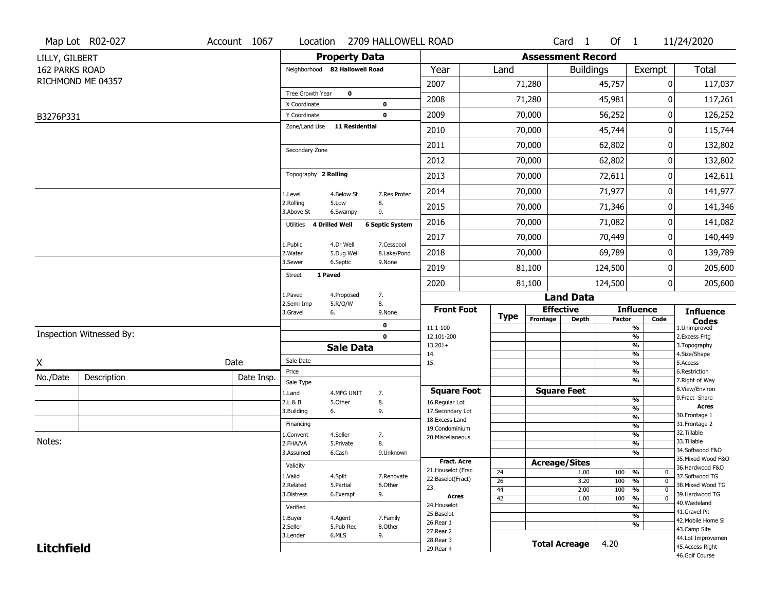Map Lot R02-027 | Account 1067 | Location 2709 HALLOWELL ROAD | Card 1 Of 1 | 11/24/2020

LILLY, GILBERT
162 PARKS ROAD
RICHMOND ME 04357

B3276P331

## Property Data

Neighborhood **82 Hallowell Road**

Tree Growth Year **0**
X Coordinate **0**
Y Coordinate **0**
Zone/Land Use **11 Residential**

Secondary Zone

Topography **2 Rolling**

1.Level 4.Below St 7.Res Protec
2.Rolling 5.Low 8.
3.Above St 6.Swampy 9.

Utilities **4 Drilled Well** **6 Septic System**

1.Public 4.Dr Well 7.Cesspool
2.Water 5.Dug Well 8.Lake/Pond
3.Sewer 6.Septic 9.None

Street **1 Paved**

1.Paved 4.Proposed 7.
2.Semi Imp 5.R/O/W 8.
3.Gravel 6. 9.None

0
0

## Assessment Record

| Year | Land | Buildings | Exempt | Total |
|---|---|---|---|---|
| 2007 | 71,280 | 45,757 | 0 | 117,037 |
| 2008 | 71,280 | 45,981 | 0 | 117,261 |
| 2009 | 70,000 | 56,252 | 0 | 126,252 |
| 2010 | 70,000 | 45,744 | 0 | 115,744 |
| 2011 | 70,000 | 62,802 | 0 | 132,802 |
| 2012 | 70,000 | 62,802 | 0 | 132,802 |
| 2013 | 70,000 | 72,611 | 0 | 142,611 |
| 2014 | 70,000 | 71,977 | 0 | 141,977 |
| 2015 | 70,000 | 71,346 | 0 | 141,346 |
| 2016 | 70,000 | 71,082 | 0 | 141,082 |
| 2017 | 70,000 | 70,449 | 0 | 140,449 |
| 2018 | 70,000 | 69,789 | 0 | 139,789 |
| 2019 | 81,100 | 124,500 | 0 | 205,600 |
| 2020 | 81,100 | 124,500 | 0 | 205,600 |

## Land Data

| Front Foot | Type | Effective Frontage | Effective Depth | Influence Factor | Influence Code |
|---|---|---|---|---|---|
| 11.1-100 | | | | % | |
| 12.101-200 | | | | % | |
| 13.201+ | | | | % | |
| 14. | | | | % | |
| 15. | | | | % | |
| | | | | % | |
| | | | | % | |

| Square Foot | Type | Square Feet | Influence Factor | Influence Code |
|---|---|---|---|---|
| 16.Regular Lot | | | % | |
| 17.Secondary Lot | | | % | |
| 18.Excess Land | | | % | |
| 19.Condominium | | | % | |
| 20.Miscellaneous | | | % | |
| | | | % | |
| | | | % | |

| Fract. Acre / Acres | Type | Acreage/Sites | Influence Factor | Influence Code |
|---|---|---|---|---|
| 21.Houselot (Frac | 24 | 1.00 | 100 % | 0 |
| 22.Baselot(Fract) | 26 | 3.20 | 100 % | 0 |
| 23. | 44 | 2.00 | 100 % | 0 |
| 24.Houselot | 42 | 1.00 | 100 % | 0 |
| 25.Baselot | | | % | |
| 26.Rear 1 | | | % | |
| 27.Rear 2 | | | % | |
| 28.Rear 3 | | | | |
| 29.Rear 4 | | | | |

**Total Acreage** 4.20

### Influence Codes

1.Unimproved
2.Excess Frtg
3.Topography
4.Size/Shape
5.Access
6.Restriction
7.Right of Way
8.View/Environ
9.Fract Share

**Acres**

30.Frontage 1
31.Frontage 2
32.Tillable
33.Tillable
34.Softwood F&O
35.Mixed Wood F&O
36.Hardwood F&O
37.Softwood TG
38.Mixed Wood TG
39.Hardwood TG
40.Wasteland
41.Gravel Pit
42.Mobile Home Si
43.Camp Site
44.Lot Improvemen
45.Access Right
46.Golf Course

## Sale Data

Sale Date
Price
Sale Type

1.Land 4.MFG UNIT 7.
2.L & B 5.Other 8.
3.Building 6. 9.

Financing

1.Convent 4.Seller 7.
2.FHA/VA 5.Private 8.
3.Assumed 6.Cash 9.Unknown

Validity

1.Valid 4.Split 7.Renovate
2.Related 5.Partial 8.Other
3.Distress 6.Exempt 9.

Verified

1.Buyer 4.Agent 7.Family
2.Seller 5.Pub Rec 8.Other
3.Lender 6.MLS 9.

Inspection Witnessed By:

X Date

| No./Date | Description | Date Insp. |
|---|---|---|
| | | |
| | | |
| | | |

Notes:

**Litchfield**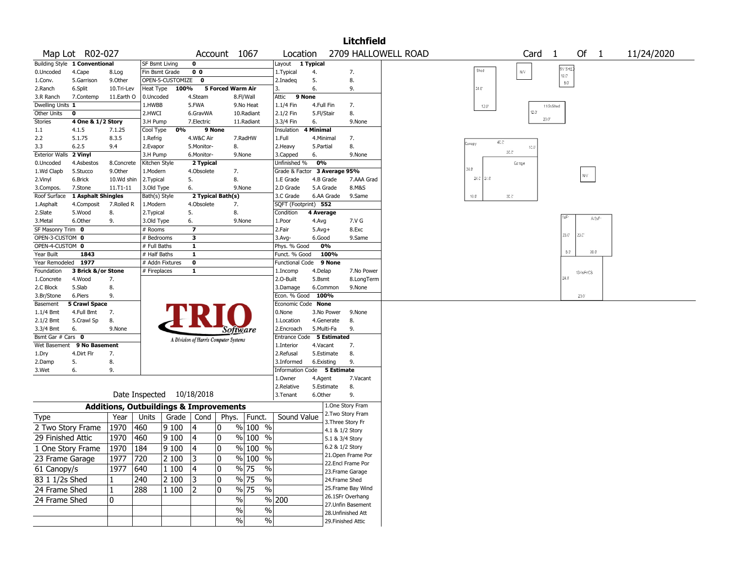# Litchfield

**Map Lot** R02-027 **Account** 1067 **Location** 2709 HALLOWELL ROAD **Card** 1 **Of** 1 11/24/2020

| Building Style | 1 Conventional | | SF Bsmt Living | 0 | | Layout | 1 Typical | |
|---|---|---|---|---|---|---|---|---|
| 0.Uncoded | 4.Cape | 8.Log | Fin Bsmt Grade | 0 0 | | 1.Typical | 4. | 7. |
| 1.Conv. | 5.Garrison | 9.Other | OPEN-5-CUSTOMIZE | 0 | | 2.Inadeq | 5. | 8. |
| 2.Ranch | 6.Split | 10.Tri-Lev | Heat Type | 100% | 5 Forced Warm Air | 3. | 6. | 9. |
| 3.R Ranch | 7.Contemp | 11.Earth O | 0.Uncoded | 4.Steam | 8.Fl/Wall | Attic | 9 None | |
| Dwelling Units | 1 | | 1.HWBB | 5.FWA | 9.No Heat | 1.1/4 Fin | 4.Full Fin | 7. |
| Other Units | 0 | | 2.HWCI | 6.GravWA | 10.Radiant | 2.1/2 Fin | 5.Fl/Stair | 8. |
| Stories | 4 One & 1/2 Story | | 3.H Pump | 7.Electric | 11.Radiant | 3.3/4 Fin | 6. | 9.None |
| 1.1 | 4.1.5 | 7.1.25 | Cool Type | 0% | 9 None | Insulation | 4 Minimal | |
| 2.2 | 5.1.75 | 8.3.5 | 1.Refrig | 4.W&C Air | 7.RadHW | 1.Full | 4.Minimal | 7. |
| 3.3 | 6.2.5 | 9.4 | 2.Evapor | 5.Monitor- | 8. | 2.Heavy | 5.Partial | 8. |
| Exterior Walls | 2 Vinyl | | 3.H Pump | 6.Monitor- | 9.None | 3.Capped | 6. | 9.None |
| 0.Uncoded | 4.Asbestos | 8.Concrete | Kitchen Style | 2 Typical | | Unfinished % | 0% | |
| 1.Wd Clapb | 5.Stucco | 9.Other | 1.Modern | 4.Obsolete | 7. | Grade & Factor | 3 Average 95% | |
| 2.Vinyl | 6.Brick | 10.Wd shin | 2.Typical | 5. | 8. | 1.E Grade | 4.B Grade | 7.AAA Grad |
| 3.Compos. | 7.Stone | 11.T1-11 | 3.Old Type | 6. | 9.None | 2.D Grade | 5.A Grade | 8.M&S |
| Roof Surface | 1 Asphalt Shingles | | Bath(s) Style | 2 Typical Bath(s) | | 3.C Grade | 6.AA Grade | 9.Same |
| 1.Asphalt | 4.Composit | 7.Rolled R | 1.Modern | 4.Obsolete | 7. | SQFT (Footprint) | 552 | |
| 2.Slate | 5.Wood | 8. | 2.Typical | 5. | 8. | Condition | 4 Average | |
| 3.Metal | 6.Other | 9. | 3.Old Type | 6. | 9.None | 1.Poor | 4.Avg | 7.V G |
| SF Masonry Trim | 0 | | # Rooms | 7 | | 2.Fair | 5.Avg+ | 8.Exc |
| OPEN-3-CUSTOM | 0 | | # Bedrooms | 3 | | 3.Avg- | 6.Good | 9.Same |
| OPEN-4-CUSTOM | 0 | | # Full Baths | 1 | | Phys. % Good | 0% | |
| Year Built | 1843 | | # Half Baths | 1 | | Funct. % Good | 100% | |
| Year Remodeled | 1977 | | # Addn Fixtures | 0 | | Functional Code | 9 None | |
| Foundation | 3 Brick &/or Stone | | # Fireplaces | 1 | | 1.Incomp | 4.Delap | 7.No Power |
| 1.Concrete | 4.Wood | 7. | | | | 2.O-Built | 5.Bsmt | 8.LongTerm |
| 2.C Block | 5.Slab | 8. | | | | 3.Damage | 6.Common | 9.None |
| 3.Br/Stone | 6.Piers | 9. | | | | Econ. % Good | 100% | |
| Basement | 5 Crawl Space | | | | | Economic Code | None | |
| 1.1/4 Bmt | 4.Full Bmt | 7. | | | | 0.None | 3.No Power | 9.None |
| 2.1/2 Bmt | 5.Crawl Sp | 8. | | | | 1.Location | 4.Generate | 8. |
| 3.3/4 Bmt | 6. | 9.None | | | | 2.Encroach | 5.Multi-Fa | 9. |
| Bsmt Gar # Cars | 0 | | | | | Entrance Code | 5 Estimated | |
| Wet Basement | 9 No Basement | | | | | 1.Interior | 4.Vacant | 7. |
| 1.Dry | 4.Dirt Flr | 7. | | | | 2.Refusal | 5.Estimate | 8. |
| 2.Damp | 5. | 8. | | | | 3.Informed | 6.Existing | 9. |
| 3.Wet | 6. | 9. | | | | Information Code | 5 Estimate | |
| | | | | | | 1.Owner | 4.Agent | 7.Vacant |
| | | | | | | 2.Relative | 5.Estimate | 8. |
| Date Inspected | 10/18/2018 | | | | | 3.Tenant | 6.Other | 9. |

TRIO Software — A Division of Harris Computer Systems

## Additions, Outbuildings & Improvements

| Type | Year | Units | Grade | Cond | Phys. | Funct. | Sound Value |
|---|---|---|---|---|---|---|---|
| 2 Two Story Frame | 1970 | 460 | 9 100 | 4 | 0 % | 100 % | |
| 29 Finished Attic | 1970 | 460 | 9 100 | 4 | 0 % | 100 % | |
| 1 One Story Frame | 1970 | 184 | 9 100 | 4 | 0 % | 100 % | |
| 23 Frame Garage | 1977 | 720 | 2 100 | 3 | 0 % | 100 % | |
| 61 Canopy/s | 1977 | 640 | 1 100 | 4 | 0 % | 75 % | |
| 83 1 1/2s Shed | 1 | 240 | 2 100 | 3 | 0 % | 75 % | |
| 24 Frame Shed | 1 | 288 | 1 100 | 2 | 0 % | 75 % | |
| 24 Frame Shed | 0 | | | | % | % | 200 |
| | | | | | % | % | |
| | | | | | % | % | |

1.One Story Fram
2.Two Story Fram
3.Three Story Fr
4.1 & 1/2 Story
5.1 & 3/4 Story
6.2 & 1/2 Story
21.Open Frame Por
22.Encl Frame Por
23.Frame Garage
24.Frame Shed
25.Frame Bay Wind
26.1SFr Overhang
27.Unfin Basement
28.Unfinished Att
29.Finished Attic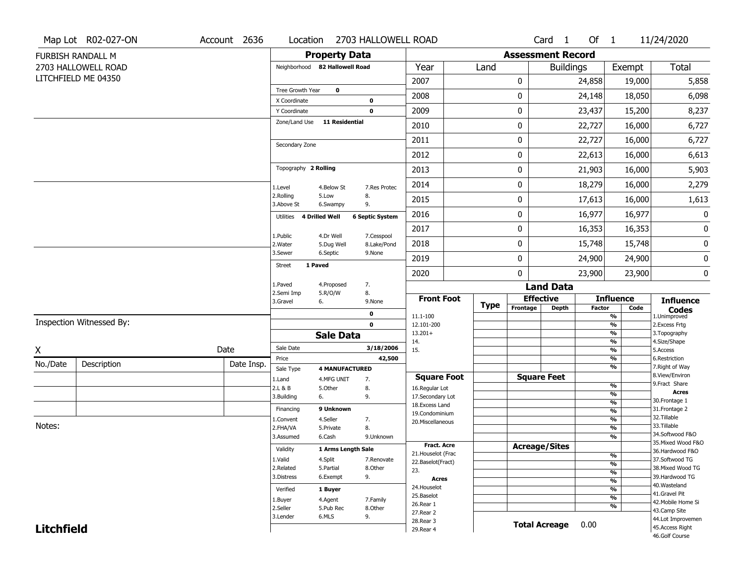Map Lot R02-027-ON | Account 2636 | Location 2703 HALLOWELL ROAD | Card 1 Of 1 | 11/24/2020

FURBISH RANDALL M
2703 HALLOWELL ROAD
LITCHFIELD ME 04350

## Property Data

Neighborhood **82 Hallowell Road**

Tree Growth Year **0**
X Coordinate **0**
Y Coordinate **0**
Zone/Land Use **11 Residential**

Secondary Zone

Topography **2 Rolling**

1.Level 4.Below St 7.Res Protec
2.Rolling 5.Low 8.
3.Above St 6.Swampy 9.

Utilities **4 Drilled Well** **6 Septic System**

1.Public 4.Dr Well 7.Cesspool
2.Water 5.Dug Well 8.Lake/Pond
3.Sewer 6.Septic 9.None

Street **1 Paved**

1.Paved 4.Proposed 7.
2.Semi Imp 5.R/O/W 8.
3.Gravel 6. 9.None

**0**
**0**

## Sale Data

Sale Date **3/18/2006**
Price **42,500**
Sale Type **4 MANUFACTURED**

1.Land 4.MFG UNIT 7.
2.L & B 5.Other 8.
3.Building 6. 9.

Financing **9 Unknown**

1.Convent 4.Seller 7.
2.FHA/VA 5.Private 8.
3.Assumed 6.Cash 9.Unknown

Validity **1 Arms Length Sale**

1.Valid 4.Split 7.Renovate
2.Related 5.Partial 8.Other
3.Distress 6.Exempt 9.

Verified **1 Buyer**

1.Buyer 4.Agent 7.Family
2.Seller 5.Pub Rec 8.Other
3.Lender 6.MLS 9.

## Assessment Record

| Year | Land | Buildings | Exempt | Total |
|---|---|---|---|---|
| 2007 | 0 | 24,858 | 19,000 | 5,858 |
| 2008 | 0 | 24,148 | 18,050 | 6,098 |
| 2009 | 0 | 23,437 | 15,200 | 8,237 |
| 2010 | 0 | 22,727 | 16,000 | 6,727 |
| 2011 | 0 | 22,727 | 16,000 | 6,727 |
| 2012 | 0 | 22,613 | 16,000 | 6,613 |
| 2013 | 0 | 21,903 | 16,000 | 5,903 |
| 2014 | 0 | 18,279 | 16,000 | 2,279 |
| 2015 | 0 | 17,613 | 16,000 | 1,613 |
| 2016 | 0 | 16,977 | 16,977 | 0 |
| 2017 | 0 | 16,353 | 16,353 | 0 |
| 2018 | 0 | 15,748 | 15,748 | 0 |
| 2019 | 0 | 24,900 | 24,900 | 0 |
| 2020 | 0 | 23,900 | 23,900 | 0 |

## Land Data

| Front Foot | Type | Effective Frontage | Effective Depth | Influence Factor | Influence Code |
|---|---|---|---|---|---|
| 11.1-100 | | | | % | |
| 12.101-200 | | | | % | |
| 13.201+ | | | | % | |
| 14. | | | | % | |
| 15. | | | | % | |
| | | | | % | |
| | | | | % | |

| Square Foot | | Square Feet | | |
|---|---|---|---|---|
| 16.Regular Lot | | | % | |
| 17.Secondary Lot | | | % | |
| 18.Excess Land | | | % | |
| 19.Condominium | | | % | |
| 20.Miscellaneous | | | % | |
| | | | % | |
| | | | % | |

| Fract. Acre | | Acreage/Sites | | |
|---|---|---|---|---|
| 21.Houselot (Frac | | | % | |
| 22.Baselot(Fract) | | | % | |
| 23. | | | % | |
| **Acres** | | | % | |
| 24.Houselot | | | % | |
| 25.Baselot | | | % | |
| 26.Rear 1 | | | % | |
| 27.Rear 2 | | | | |
| 28.Rear 3 | | | | |
| 29.Rear 4 | | | | |

**Total Acreage** 0.00

**Influence Codes**
1.Unimproved
2.Excess Frtg
3.Topography
4.Size/Shape
5.Access
6.Restriction
7.Right of Way
8.View/Environ
9.Fract Share

**Acres**
30.Frontage 1
31.Frontage 2
32.Tillable
33.Tillable
34.Softwood F&O
35.Mixed Wood F&O
36.Hardwood F&O
37.Softwood TG
38.Mixed Wood TG
39.Hardwood TG
40.Wasteland
41.Gravel Pit
42.Mobile Home Si
43.Camp Site
44.Lot Improvemen
45.Access Right
46.Golf Course

Inspection Witnessed By:

X ______________________ Date

| No./Date | Description | Date Insp. |
|---|---|---|
| | | |
| | | |
| | | |

Notes:

**Litchfield**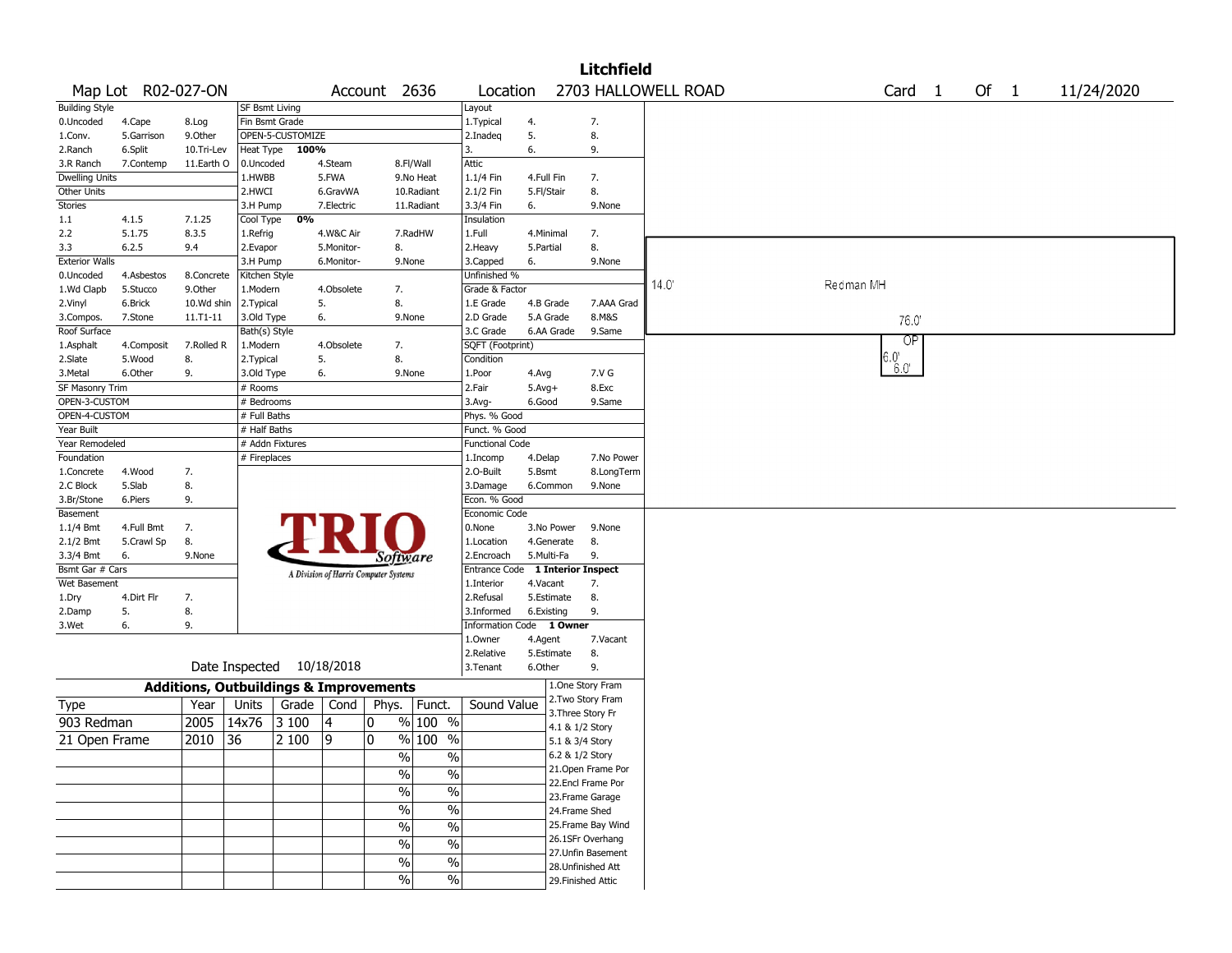# Litchfield

Map Lot R02-027-ON | Account 2636 | Location 2703 HALLOWELL ROAD | Card 1 Of 1 | 11/24/2020

| Building Style | | | SF Bsmt Living | | | Layout | | |
|---|---|---|---|---|---|---|---|---|
| 0.Uncoded | 4.Cape | 8.Log | Fin Bsmt Grade | | | 1.Typical | 4. | 7. |
| 1.Conv. | 5.Garrison | 9.Other | OPEN-5-CUSTOMIZE | | | 2.Inadeq | 5. | 8. |
| 2.Ranch | 6.Split | 10.Tri-Lev | Heat Type 100% | | | 3. | 6. | 9. |
| 3.R Ranch | 7.Contemp | 11.Earth O | 0.Uncoded | 4.Steam | 8.Fl/Wall | Attic | | |
| Dwelling Units | | | 1.HWBB | 5.FWA | 9.No Heat | 1.1/4 Fin | 4.Full Fin | 7. |
| Other Units | | | 2.HWCI | 6.GravWA | 10.Radiant | 2.1/2 Fin | 5.Fl/Stair | 8. |
| Stories | | | 3.H Pump | 7.Electric | 11.Radiant | 3.3/4 Fin | 6. | 9.None |
| 1.1 | 4.1.5 | 7.1.25 | Cool Type 0% | | | Insulation | | |
| 2.2 | 5.1.75 | 8.3.5 | 1.Refrig | 4.W&C Air | 7.RadHW | 1.Full | 4.Minimal | 7. |
| 3.3 | 6.2.5 | 9.4 | 2.Evapor | 5.Monitor- | 8. | 2.Heavy | 5.Partial | 8. |
| Exterior Walls | | | 3.H Pump | 6.Monitor- | 9.None | 3.Capped | 6. | 9.None |
| 0.Uncoded | 4.Asbestos | 8.Concrete | Kitchen Style | | | Unfinished % | | |
| 1.Wd Clapb | 5.Stucco | 9.Other | 1.Modern | 4.Obsolete | 7. | Grade & Factor | | |
| 2.Vinyl | 6.Brick | 10.Wd shin | 2.Typical | 5. | 8. | 1.E Grade | 4.B Grade | 7.AAA Grad |
| 3.Compos. | 7.Stone | 11.T1-11 | 3.Old Type | 6. | 9.None | 2.D Grade | 5.A Grade | 8.M&S |
| Roof Surface | | | Bath(s) Style | | | 3.C Grade | 6.AA Grade | 9.Same |
| 1.Asphalt | 4.Composit | 7.Rolled R | 1.Modern | 4.Obsolete | 7. | SQFT (Footprint) | | |
| 2.Slate | 5.Wood | 8. | 2.Typical | 5. | 8. | Condition | | |
| 3.Metal | 6.Other | 9. | 3.Old Type | 6. | 9.None | 1.Poor | 4.Avg | 7.V G |
| SF Masonry Trim | | | # Rooms | | | 2.Fair | 5.Avg+ | 8.Exc |
| OPEN-3-CUSTOM | | | # Bedrooms | | | 3.Avg- | 6.Good | 9.Same |
| OPEN-4-CUSTOM | | | # Full Baths | | | Phys. % Good | | |
| Year Built | | | # Half Baths | | | Funct. % Good | | |
| Year Remodeled | | | # Addn Fixtures | | | Functional Code | | |
| Foundation | | | # Fireplaces | | | 1.Incomp | 4.Delap | 7.No Power |
| 1.Concrete | 4.Wood | 7. | | | | 2.O-Built | 5.Bsmt | 8.LongTerm |
| 2.C Block | 5.Slab | 8. | | | | 3.Damage | 6.Common | 9.None |
| 3.Br/Stone | 6.Piers | 9. | | | | Econ. % Good | | |
| Basement | | | | | | Economic Code | | |
| 1.1/4 Bmt | 4.Full Bmt | 7. | | | | 0.None | 3.No Power | 9.None |
| 2.1/2 Bmt | 5.Crawl Sp | 8. | | | | 1.Location | 4.Generate | 8. |
| 3.3/4 Bmt | 6. | 9.None | | | | 2.Encroach | 5.Multi-Fa | 9. |
| Bsmt Gar # Cars | | | | | | Entrance Code 1 Interior Inspect | | |
| Wet Basement | | | | | | 1.Interior | 4.Vacant | 7. |
| 1.Dry | 4.Dirt Flr | 7. | | | | 2.Refusal | 5.Estimate | 8. |
| 2.Damp | 5. | 8. | | | | 3.Informed | 6.Existing | 9. |
| 3.Wet | 6. | 9. | | | | Information Code 1 Owner | | |
| | | | | | | 1.Owner | 4.Agent | 7.Vacant |
| | | | | | | 2.Relative | 5.Estimate | 8. |
| | | | Date Inspected 10/18/2018 | | | 3.Tenant | 6.Other | 9. |

TRIO Software — A Division of Harris Computer Systems

## Additions, Outbuildings & Improvements

| Type | Year | Units | Grade | Cond | Phys. | Funct. | Sound Value |
|---|---|---|---|---|---|---|---|
| 903 Redman | 2005 | 14x76 | 3 100 | 4 | 0 % | 100 % | |
| 21 Open Frame | 2010 | 36 | 2 100 | 9 | 0 % | 100 % | |
| | | | | | % | % | |
| | | | | | % | % | |
| | | | | | % | % | |
| | | | | | % | % | |
| | | | | | % | % | |
| | | | | | % | % | |
| | | | | | % | % | |
| | | | | | % | % | |

1.One Story Fram
2.Two Story Fram
3.Three Story Fr
4.1 & 1/2 Story
5.1 & 3/4 Story
6.2 & 1/2 Story
21.Open Frame Por
22.Encl Frame Por
23.Frame Garage
24.Frame Shed
25.Frame Bay Wind
26.1SFr Overhang
27.Unfin Basement
28.Unfinished Att
29.Finished Attic

Sketch: Redman MH 14.0' x 76.0'; OP 6.0' x 6.0'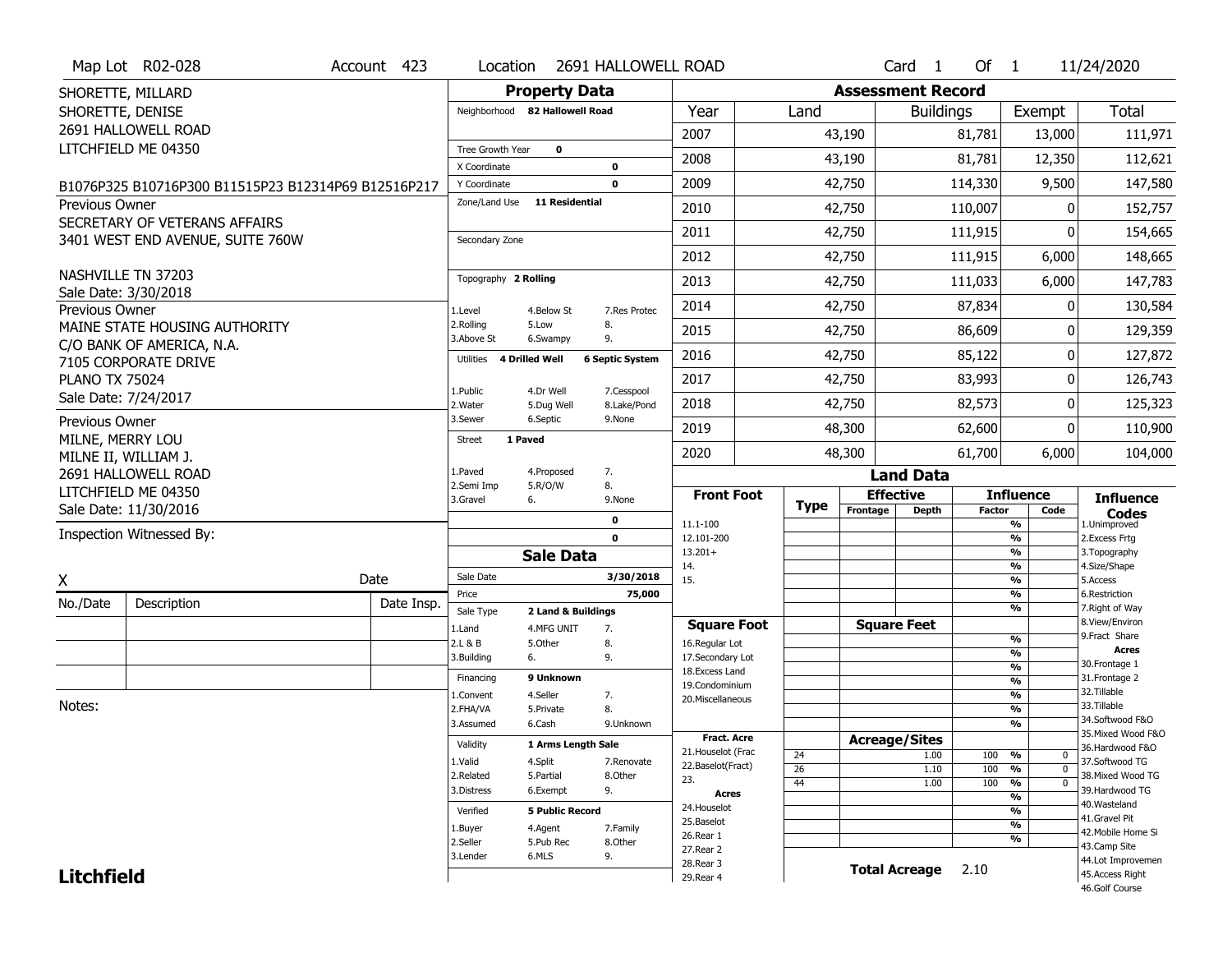Map Lot R02-028 | Account 423 | Location 2691 HALLOWELL ROAD | Card 1 Of 1 | 11/24/2020

SHORETTE, MILLARD
SHORETTE, DENISE
2691 HALLOWELL ROAD
LITCHFIELD ME 04350

B1076P325 B10716P300 B11515P23 B12314P69 B12516P217

Previous Owner
SECRETARY OF VETERANS AFFAIRS
3401 WEST END AVENUE, SUITE 760W

NASHVILLE TN 37203
Sale Date: 3/30/2018

Previous Owner
MAINE STATE HOUSING AUTHORITY
C/O BANK OF AMERICA, N.A.
7105 CORPORATE DRIVE
PLANO TX 75024
Sale Date: 7/24/2017

Previous Owner
MILNE, MERRY LOU
MILNE II, WILLIAM J.
2691 HALLOWELL ROAD
LITCHFIELD ME 04350
Sale Date: 11/30/2016

Inspection Witnessed By:

X _______________ Date

| No./Date | Description | Date Insp. |
|---|---|---|
| | | |
| | | |
| | | |

Notes:

**Litchfield**

## Property Data

- Neighborhood: 82 Hallowell Road
- Tree Growth Year: 0
- X Coordinate: 0
- Y Coordinate: 0
- Zone/Land Use: 11 Residential
- Secondary Zone:
- Topography: 2 Rolling
  - 1.Level, 2.Rolling, 3.Above St, 4.Below St, 5.Low, 6.Swampy, 7.Res Protec, 8., 9.
- Utilities: 4 Drilled Well, 6 Septic System
  - 1.Public, 2.Water, 3.Sewer, 4.Dr Well, 5.Dug Well, 6.Septic, 7.Cesspool, 8.Lake/Pond, 9.None
- Street: 1 Paved
  - 1.Paved, 2.Semi Imp, 3.Gravel, 4.Proposed, 5.R/O/W, 6., 7., 8., 9.None
- 0
- 0

## Sale Data

- Sale Date: 3/30/2018
- Price: 75,000
- Sale Type: 2 Land & Buildings
  - 1.Land, 2.L & B, 3.Building, 4.MFG UNIT, 5.Other, 6., 7., 8., 9.
- Financing: 9 Unknown
  - 1.Convent, 2.FHA/VA, 3.Assumed, 4.Seller, 5.Private, 6.Cash, 7., 8., 9.Unknown
- Validity: 1 Arms Length Sale
  - 1.Valid, 2.Related, 3.Distress, 4.Split, 5.Partial, 6.Exempt, 7.Renovate, 8.Other, 9.
- Verified: 5 Public Record
  - 1.Buyer, 2.Seller, 3.Lender, 4.Agent, 5.Pub Rec, 6.MLS, 7.Family, 8.Other, 9.

## Assessment Record

| Year | Land | Buildings | Exempt | Total |
|---|---|---|---|---|
| 2007 | 43,190 | 81,781 | 13,000 | 111,971 |
| 2008 | 43,190 | 81,781 | 12,350 | 112,621 |
| 2009 | 42,750 | 114,330 | 9,500 | 147,580 |
| 2010 | 42,750 | 110,007 | 0 | 152,757 |
| 2011 | 42,750 | 111,915 | 0 | 154,665 |
| 2012 | 42,750 | 111,915 | 6,000 | 148,665 |
| 2013 | 42,750 | 111,033 | 6,000 | 147,783 |
| 2014 | 42,750 | 87,834 | 0 | 130,584 |
| 2015 | 42,750 | 86,609 | 0 | 129,359 |
| 2016 | 42,750 | 85,122 | 0 | 127,872 |
| 2017 | 42,750 | 83,993 | 0 | 126,743 |
| 2018 | 42,750 | 82,573 | 0 | 125,323 |
| 2019 | 48,300 | 62,600 | 0 | 110,900 |
| 2020 | 48,300 | 61,700 | 6,000 | 104,000 |

## Land Data

| Front Foot | Type | Effective Frontage | Effective Depth | Influence Factor | Influence Code |
|---|---|---|---|---|---|
| 11.1-100 | | | | % | |
| 12.101-200 | | | | % | |
| 13.201+ | | | | % | |
| 14. | | | | % | |
| 15. | | | | % | |
| | | | | % | |
| | | | | % | |
| **Square Foot** | | **Square Feet** | | | |
| 16.Regular Lot | | | | % | |
| 17.Secondary Lot | | | | % | |
| 18.Excess Land | | | | % | |
| 19.Condominium | | | | % | |
| 20.Miscellaneous | | | | % | |
| | | | | % | |
| | | | | % | |
| **Fract. Acre** | | **Acreage/Sites** | | | |
| 21.Houselot (Frac | 24 | | 1.00 | 100 % | 0 |
| 22.Baselot(Fract) | 26 | | 1.10 | 100 % | 0 |
| 23. | 44 | | 1.00 | 100 % | 0 |
| **Acres** | | | | % | |
| 24.Houselot | | | | % | |
| 25.Baselot | | | | % | |
| 26.Rear 1 | | | | % | |
| 27.Rear 2 | | | | | |
| 28.Rear 3 | | | | | |
| 29.Rear 4 | | | | | |

**Total Acreage** 2.10

**Influence Codes**
1.Unimproved
2.Excess Frtg
3.Topography
4.Size/Shape
5.Access
6.Restriction
7.Right of Way
8.View/Environ
9.Fract Share

**Acres**
30.Frontage 1
31.Frontage 2
32.Tillable
33.Tillable
34.Softwood F&O
35.Mixed Wood F&O
36.Hardwood F&O
37.Softwood TG
38.Mixed Wood TG
39.Hardwood TG
40.Wasteland
41.Gravel Pit
42.Mobile Home Si
43.Camp Site
44.Lot Improvemen
45.Access Right
46.Golf Course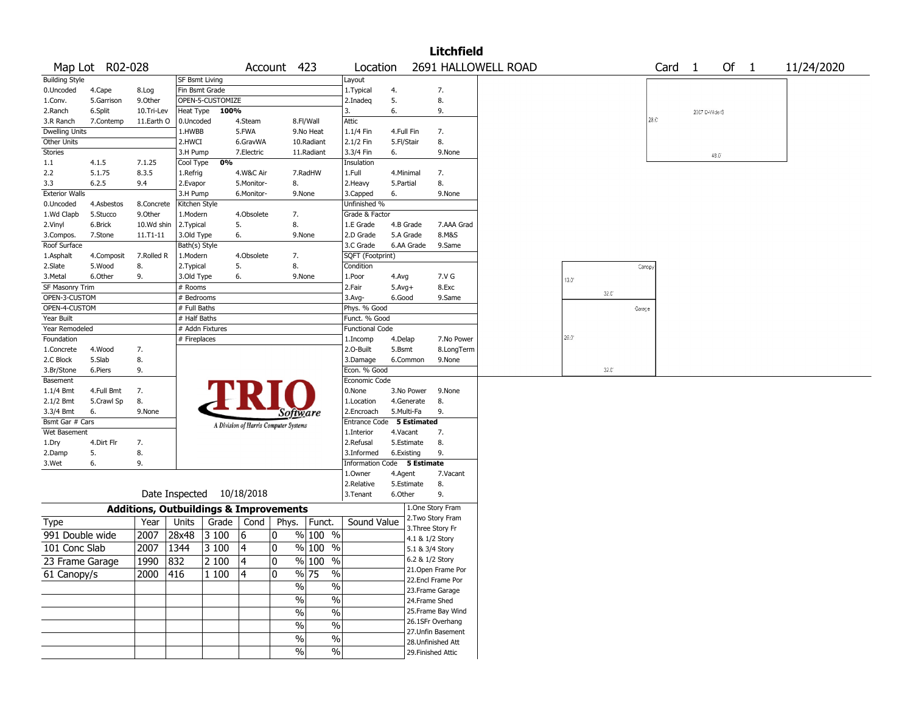# Litchfield

Map Lot R02-028 | Account 423 | Location 2691 HALLOWELL ROAD | Card 1 Of 1 | 11/24/2020

| Building Style | | | SF Bsmt Living | | | Layout | | |
|---|---|---|---|---|---|---|---|---|
| 0.Uncoded | 4.Cape | 8.Log | Fin Bsmt Grade | | | 1.Typical | 4. | 7. |
| 1.Conv. | 5.Garrison | 9.Other | OPEN-5-CUSTOMIZE | | | 2.Inadeq | 5. | 8. |
| 2.Ranch | 6.Split | 10.Tri-Lev | Heat Type 100% | | | 3. | 6. | 9. |
| 3.R Ranch | 7.Contemp | 11.Earth O | 0.Uncoded | 4.Steam | 8.Fl/Wall | Attic | | |
| Dwelling Units | | | 1.HWBB | 5.FWA | 9.No Heat | 1.1/4 Fin | 4.Full Fin | 7. |
| Other Units | | | 2.HWCI | 6.GravWA | 10.Radiant | 2.1/2 Fin | 5.Fl/Stair | 8. |
| Stories | | | 3.H Pump | 7.Electric | 11.Radiant | 3.3/4 Fin | 6. | 9.None |
| 1.1 | 4.1.5 | 7.1.25 | Cool Type 0% | | | Insulation | | |
| 2.2 | 5.1.75 | 8.3.5 | 1.Refrig | 4.W&C Air | 7.RadHW | 1.Full | 4.Minimal | 7. |
| 3.3 | 6.2.5 | 9.4 | 2.Evapor | 5.Monitor- | 8. | 2.Heavy | 5.Partial | 8. |
| Exterior Walls | | | 3.H Pump | 6.Monitor- | 9.None | 3.Capped | 6. | 9.None |
| 0.Uncoded | 4.Asbestos | 8.Concrete | Kitchen Style | | | Unfinished % | | |
| 1.Wd Clapb | 5.Stucco | 9.Other | 1.Modern | 4.Obsolete | 7. | Grade & Factor | | |
| 2.Vinyl | 6.Brick | 10.Wd shin | 2.Typical | 5. | 8. | 1.E Grade | 4.B Grade | 7.AAA Grad |
| 3.Compos. | 7.Stone | 11.T1-11 | 3.Old Type | 6. | 9.None | 2.D Grade | 5.A Grade | 8.M&S |
| Roof Surface | | | Bath(s) Style | | | 3.C Grade | 6.AA Grade | 9.Same |
| 1.Asphalt | 4.Composit | 7.Rolled R | 1.Modern | 4.Obsolete | 7. | SQFT (Footprint) | | |
| 2.Slate | 5.Wood | 8. | 2.Typical | 5. | 8. | Condition | | |
| 3.Metal | 6.Other | 9. | 3.Old Type | 6. | 9.None | 1.Poor | 4.Avg | 7.V G |
| SF Masonry Trim | | | # Rooms | | | 2.Fair | 5.Avg+ | 8.Exc |
| OPEN-3-CUSTOM | | | # Bedrooms | | | 3.Avg- | 6.Good | 9.Same |
| OPEN-4-CUSTOM | | | # Full Baths | | | Phys. % Good | | |
| Year Built | | | # Half Baths | | | Funct. % Good | | |
| Year Remodeled | | | # Addn Fixtures | | | Functional Code | | |
| Foundation | | | # Fireplaces | | | 1.Incomp | 4.Delap | 7.No Power |
| 1.Concrete | 4.Wood | 7. | | | | 2.O-Built | 5.Bsmt | 8.LongTerm |
| 2.C Block | 5.Slab | 8. | | | | 3.Damage | 6.Common | 9.None |
| 3.Br/Stone | 6.Piers | 9. | | | | Econ. % Good | | |
| Basement | | | | | | Economic Code | | |
| 1.1/4 Bmt | 4.Full Bmt | 7. | | | | 0.None | 3.No Power | 9.None |
| 2.1/2 Bmt | 5.Crawl Sp | 8. | | | | 1.Location | 4.Generate | 8. |
| 3.3/4 Bmt | 6. | 9.None | | | | 2.Encroach | 5.Multi-Fa | 9. |
| Bsmt Gar # Cars | | | | | | Entrance Code 5 Estimated | | |
| Wet Basement | | | | | | 1.Interior | 4.Vacant | 7. |
| 1.Dry | 4.Dirt Flr | 7. | | | | 2.Refusal | 5.Estimate | 8. |
| 2.Damp | 5. | 8. | | | | 3.Informed | 6.Existing | 9. |
| 3.Wet | 6. | 9. | | | | Information Code 5 Estimate | | |
| | | | | | | 1.Owner | 4.Agent | 7.Vacant |
| | | | | | | 2.Relative | 5.Estimate | 8. |
| | | | Date Inspected 10/18/2018 | | | 3.Tenant | 6.Other | 9. |

TRIO Software — A Division of Harris Computer Systems

## Additions, Outbuildings & Improvements

| Type | Year | Units | Grade | Cond | Phys. | Funct. | Sound Value |
|---|---|---|---|---|---|---|---|
| 991 Double wide | 2007 | 28x48 | 3 100 | 6 | 0 % | 100 % | |
| 101 Conc Slab | 2007 | 1344 | 3 100 | 4 | 0 % | 100 % | |
| 23 Frame Garage | 1990 | 832 | 2 100 | 4 | 0 % | 100 % | |
| 61 Canopy/s | 2000 | 416 | 1 100 | 4 | 0 % | 75 % | |
| | | | | | % | % | |
| | | | | | % | % | |
| | | | | | % | % | |
| | | | | | % | % | |
| | | | | | % | % | |
| | | | | | % | % | |

1.One Story Fram
2.Two Story Fram
3.Three Story Fr
4.1 & 1/2 Story
5.1 & 3/4 Story
6.2 & 1/2 Story
21.Open Frame Por
22.Encl Frame Por
23.Frame Garage
24.Frame Shed
25.Frame Bay Wind
26.1SFr Overhang
27.Unfin Basement
28.Unfinished Att
29.Finished Attic

Sketch labels: 2007 D-Wide/S, 28.0', 48.0'; Canopy 13.0' x 32.0'; Garage 26.0' x 32.0'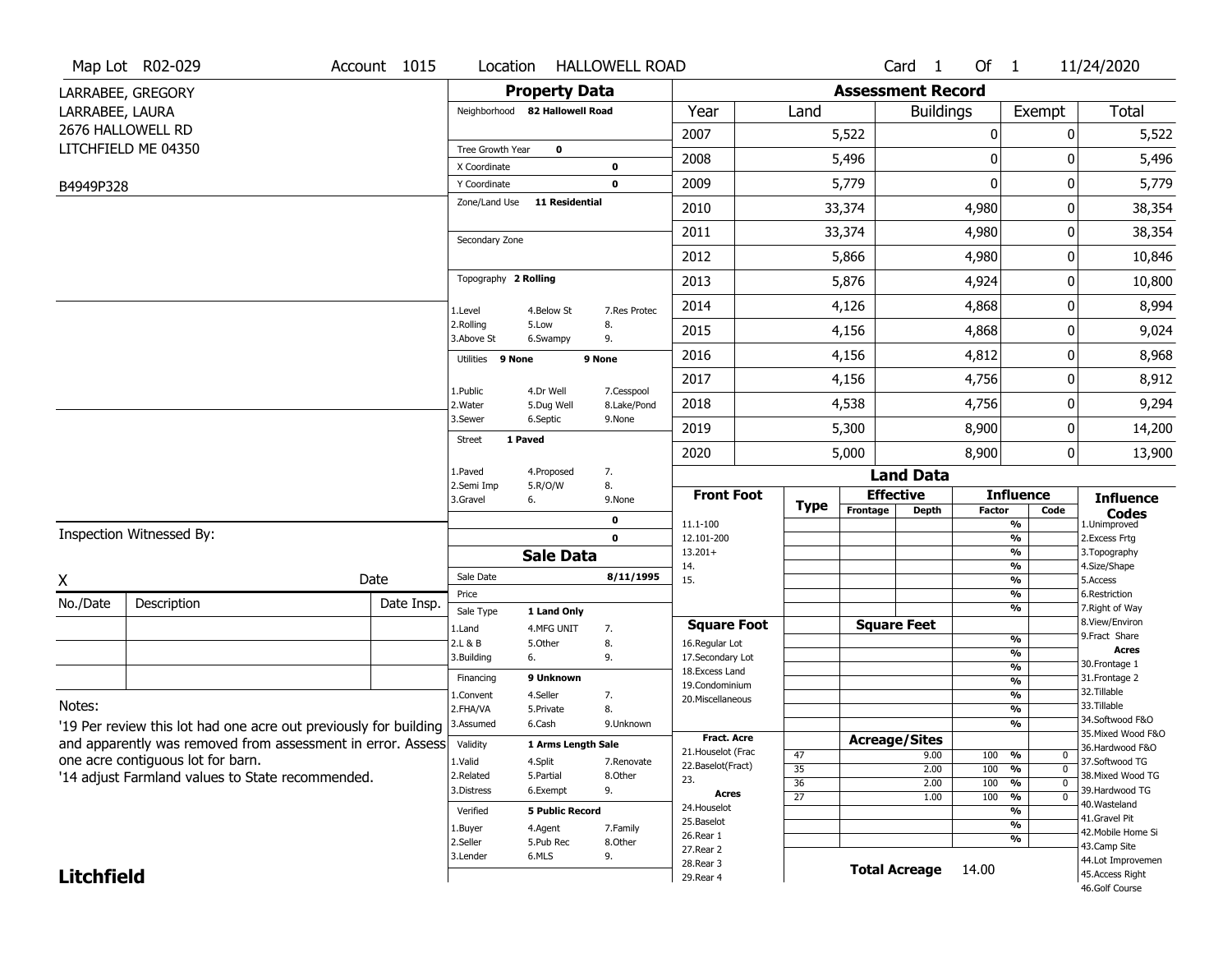Map Lot R02-029 | Account 1015 | Location HALLOWELL ROAD | Card 1 Of 1 | 11/24/2020

LARRABEE, GREGORY
LARRABEE, LAURA
2676 HALLOWELL RD
LITCHFIELD ME 04350

B4949P328

## Property Data

| | | |
|---|---|---|
| Neighborhood | 82 Hallowell Road | |
| Tree Growth Year | 0 | |
| X Coordinate | | 0 |
| Y Coordinate | | 0 |
| Zone/Land Use | 11 Residential | |
| Secondary Zone | | |
| Topography | 2 Rolling | |
| 1.Level | 4.Below St | 7.Res Protec |
| 2.Rolling | 5.Low | 8. |
| 3.Above St | 6.Swampy | 9. |
| Utilities | 9 None | 9 None |
| 1.Public | 4.Dr Well | 7.Cesspool |
| 2.Water | 5.Dug Well | 8.Lake/Pond |
| 3.Sewer | 6.Septic | 9.None |
| Street | 1 Paved | |
| 1.Paved | 4.Proposed | 7. |
| 2.Semi Imp | 5.R/O/W | 8. |
| 3.Gravel | 6. | 9.None |
| | | 0 |
| | | 0 |

## Sale Data

| | | |
|---|---|---|
| Sale Date | | 8/11/1995 |
| Price | | |
| Sale Type | 1 Land Only | |
| 1.Land | 4.MFG UNIT | 7. |
| 2.L & B | 5.Other | 8. |
| 3.Building | 6. | 9. |
| Financing | 9 Unknown | |
| 1.Convent | 4.Seller | 7. |
| 2.FHA/VA | 5.Private | 8. |
| 3.Assumed | 6.Cash | 9.Unknown |
| Validity | 1 Arms Length Sale | |
| 1.Valid | 4.Split | 7.Renovate |
| 2.Related | 5.Partial | 8.Other |
| 3.Distress | 6.Exempt | 9. |
| Verified | 5 Public Record | |
| 1.Buyer | 4.Agent | 7.Family |
| 2.Seller | 5.Pub Rec | 8.Other |
| 3.Lender | 6.MLS | 9. |

## Assessment Record

| Year | Land | Buildings | Exempt | Total |
|---|---|---|---|---|
| 2007 | 5,522 | 0 | 0 | 5,522 |
| 2008 | 5,496 | 0 | 0 | 5,496 |
| 2009 | 5,779 | 0 | 0 | 5,779 |
| 2010 | 33,374 | 4,980 | 0 | 38,354 |
| 2011 | 33,374 | 4,980 | 0 | 38,354 |
| 2012 | 5,866 | 4,980 | 0 | 10,846 |
| 2013 | 5,876 | 4,924 | 0 | 10,800 |
| 2014 | 4,126 | 4,868 | 0 | 8,994 |
| 2015 | 4,156 | 4,868 | 0 | 9,024 |
| 2016 | 4,156 | 4,812 | 0 | 8,968 |
| 2017 | 4,156 | 4,756 | 0 | 8,912 |
| 2018 | 4,538 | 4,756 | 0 | 9,294 |
| 2019 | 5,300 | 8,900 | 0 | 14,200 |
| 2020 | 5,000 | 8,900 | 0 | 13,900 |

## Land Data

| Front Foot | Type | Effective Frontage | Effective Depth | Influence Factor | Influence Code |
|---|---|---|---|---|---|
| 11.1-100 | | | | % | |
| 12.101-200 | | | | % | |
| 13.201+ | | | | % | |
| 14. | | | | % | |
| 15. | | | | % | |
| **Square Foot** | | **Square Feet** | | | |
| 16.Regular Lot | | | | % | |
| 17.Secondary Lot | | | | % | |
| 18.Excess Land | | | | % | |
| 19.Condominium | | | | % | |
| 20.Miscellaneous | | | | % | |
| **Fract. Acre** | | **Acreage/Sites** | | | |
| 21.Houselot (Frac | 47 | | 9.00 | 100 % | 0 |
| 22.Baselot(Fract) | 35 | | 2.00 | 100 % | 0 |
| 23. | 36 | | 2.00 | 100 % | 0 |
| **Acres** | 27 | | 1.00 | 100 % | 0 |
| 24.Houselot | | | | % | |
| 25.Baselot | | | | % | |
| 26.Rear 1 | | | | % | |
| 27.Rear 2 | | | | | |
| 28.Rear 3 | | | | | |
| 29.Rear 4 | | | | | |

**Total Acreage** 14.00

**Influence Codes**
1.Unimproved
2.Excess Frtg
3.Topography
4.Size/Shape
5.Access
6.Restriction
7.Right of Way
8.View/Environ
9.Fract Share
**Acres**
30.Frontage 1
31.Frontage 2
32.Tillable
33.Tillable
34.Softwood F&O
35.Mixed Wood F&O
36.Hardwood F&O
37.Softwood TG
38.Mixed Wood TG
39.Hardwood TG
40.Wasteland
41.Gravel Pit
42.Mobile Home Si
43.Camp Site
44.Lot Improvemen
45.Access Right
46.Golf Course

Inspection Witnessed By:

X ______________________ Date

| No./Date | Description | Date Insp. |
|---|---|---|
| | | |
| | | |
| | | |

Notes:
'19 Per review this lot had one acre out previously for building and apparently was removed from assessment in error. Assess one acre contiguous lot for barn.
'14 adjust Farmland values to State recommended.

**Litchfield**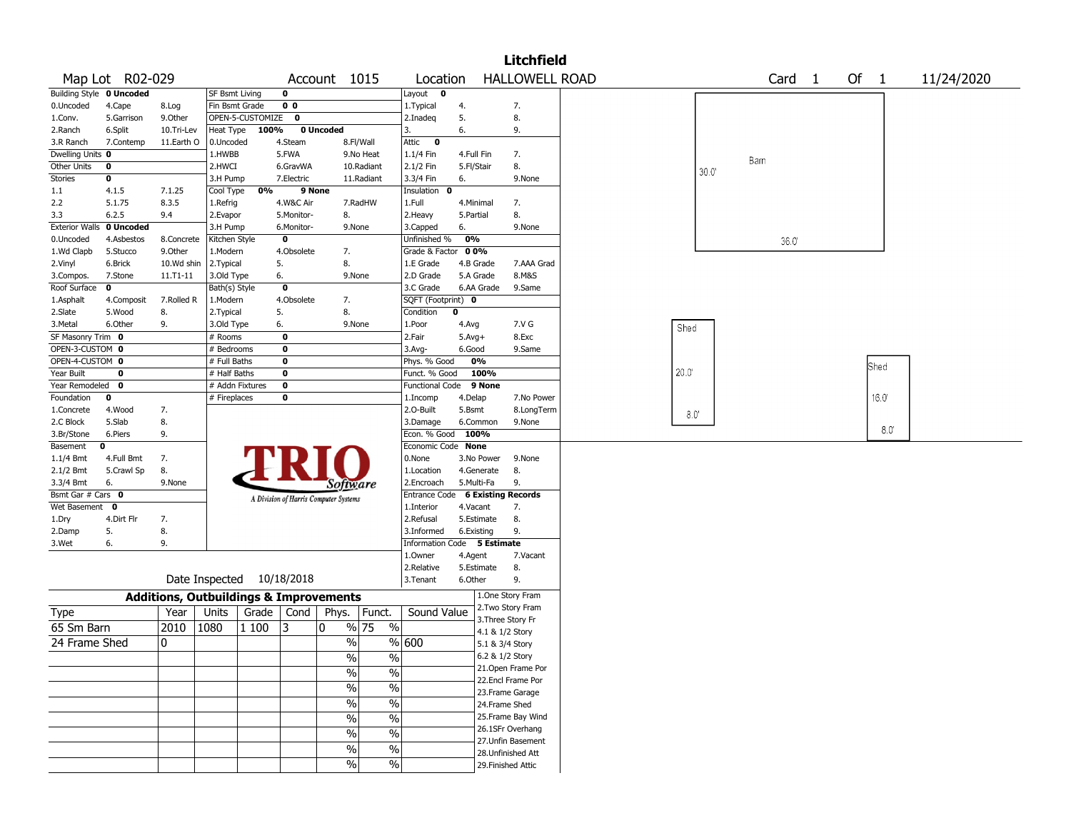# Litchfield

| Map Lot | R02-029 | Account | 1015 | Location | HALLOWELL ROAD | Card | 1 | Of | 1 | 11/24/2020 |
|---|---|---|---|---|---|---|---|---|---|---|

| Building Style **0 Uncoded** | | | SF Bsmt Living | 0 | | Layout **0** | | |
|---|---|---|---|---|---|---|---|---|
| 0.Uncoded | 4.Cape | 8.Log | Fin Bsmt Grade | 0 0 | | 1.Typical | 4. | 7. |
| 1.Conv. | 5.Garrison | 9.Other | OPEN-5-CUSTOMIZE | 0 | | 2.Inadeq | 5. | 8. |
| 2.Ranch | 6.Split | 10.Tri-Lev | Heat Type 100% | 0 Uncoded | | 3. | 6. | 9. |
| 3.R Ranch | 7.Contemp | 11.Earth O | 0.Uncoded | 4.Steam | 8.Fl/Wall | Attic **0** | | |
| Dwelling Units **0** | | | 1.HWBB | 5.FWA | 9.No Heat | 1.1/4 Fin | 4.Full Fin | 7. |
| Other Units **0** | | | 2.HWCI | 6.GravWA | 10.Radiant | 2.1/2 Fin | 5.Fl/Stair | 8. |
| Stories **0** | | | 3.H Pump | 7.Electric | 11.Radiant | 3.3/4 Fin | 6. | 9.None |
| 1.1 | 4.1.5 | 7.1.25 | Cool Type 0% | 9 None | | Insulation **0** | | |
| 2.2 | 5.1.75 | 8.3.5 | 1.Refrig | 4.W&C Air | 7.RadHW | 1.Full | 4.Minimal | 7. |
| 3.3 | 6.2.5 | 9.4 | 2.Evapor | 5.Monitor- | 8. | 2.Heavy | 5.Partial | 8. |
| Exterior Walls **0 Uncoded** | | | 3.H Pump | 6.Monitor- | 9.None | 3.Capped | 6. | 9.None |
| 0.Uncoded | 4.Asbestos | 8.Concrete | Kitchen Style | 0 | | Unfinished % | 0% | |
| 1.Wd Clapb | 5.Stucco | 9.Other | 1.Modern | 4.Obsolete | 7. | Grade & Factor | 0 0% | |
| 2.Vinyl | 6.Brick | 10.Wd shin | 2.Typical | 5. | 8. | 1.E Grade | 4.B Grade | 7.AAA Grad |
| 3.Compos. | 7.Stone | 11.T1-11 | 3.Old Type | 6. | 9.None | 2.D Grade | 5.A Grade | 8.M&S |
| Roof Surface **0** | | | Bath(s) Style | 0 | | 3.C Grade | 6.AA Grade | 9.Same |
| 1.Asphalt | 4.Composit | 7.Rolled R | 1.Modern | 4.Obsolete | 7. | SQFT (Footprint) | 0 | |
| 2.Slate | 5.Wood | 8. | 2.Typical | 5. | 8. | Condition | 0 | |
| 3.Metal | 6.Other | 9. | 3.Old Type | 6. | 9.None | 1.Poor | 4.Avg | 7.V G |
| SF Masonry Trim **0** | | | # Rooms | 0 | | 2.Fair | 5.Avg+ | 8.Exc |
| OPEN-3-CUSTOM **0** | | | # Bedrooms | 0 | | 3.Avg- | 6.Good | 9.Same |
| OPEN-4-CUSTOM **0** | | | # Full Baths | 0 | | Phys. % Good | 0% | |
| Year Built **0** | | | # Half Baths | 0 | | Funct. % Good | 100% | |
| Year Remodeled **0** | | | # Addn Fixtures | 0 | | Functional Code | 9 None | |
| Foundation **0** | | | # Fireplaces | 0 | | 1.Incomp | 4.Delap | 7.No Power |
| 1.Concrete | 4.Wood | 7. | | | | 2.O-Built | 5.Bsmt | 8.LongTerm |
| 2.C Block | 5.Slab | 8. | | | | 3.Damage | 6.Common | 9.None |
| 3.Br/Stone | 6.Piers | 9. | | | | Econ. % Good | 100% | |
| Basement **0** | | | | | | Economic Code | None | |
| 1.1/4 Bmt | 4.Full Bmt | 7. | | | | 0.None | 3.No Power | 9.None |
| 2.1/2 Bmt | 5.Crawl Sp | 8. | | | | 1.Location | 4.Generate | 8. |
| 3.3/4 Bmt | 6. | 9.None | | | | 2.Encroach | 5.Multi-Fa | 9. |
| Bsmt Gar # Cars **0** | | | | | | Entrance Code | 6 Existing Records | |
| Wet Basement **0** | | | | | | 1.Interior | 4.Vacant | 7. |
| 1.Dry | 4.Dirt Flr | 7. | | | | 2.Refusal | 5.Estimate | 8. |
| 2.Damp | 5. | 8. | | | | 3.Informed | 6.Existing | 9. |
| 3.Wet | 6. | 9. | | | | Information Code | 5 Estimate | |
| | | | | | | 1.Owner | 4.Agent | 7.Vacant |
| | | | | | | 2.Relative | 5.Estimate | 8. |
| | | | Date Inspected | 10/18/2018 | | 3.Tenant | 6.Other | 9. |

TRIO Software — A Division of Harris Computer Systems

## Additions, Outbuildings & Improvements

| Type | Year | Units | Grade | Cond | Phys. | Funct. | Sound Value |
|---|---|---|---|---|---|---|---|
| 65 Sm Barn | 2010 | 1080 | 1 100 | 3 | 0 % | 75 % | |
| 24 Frame Shed | 0 | | | | % | % | 600 |
| | | | | | % | % | |
| | | | | | % | % | |
| | | | | | % | % | |
| | | | | | % | % | |
| | | | | | % | % | |
| | | | | | % | % | |
| | | | | | % | % | |
| | | | | | % | % | |

1.One Story Fram
2.Two Story Fram
3.Three Story Fr
4.1 & 1/2 Story
5.1 & 3/4 Story
6.2 & 1/2 Story
21.Open Frame Por
22.Encl Frame Por
23.Frame Garage
24.Frame Shed
25.Frame Bay Wind
26.1SFr Overhang
27.Unfin Basement
28.Unfinished Att
29.Finished Attic

Barn 30.0' × 36.0'

Shed 20.0' × 8.0'

Shed 16.0' × 8.0'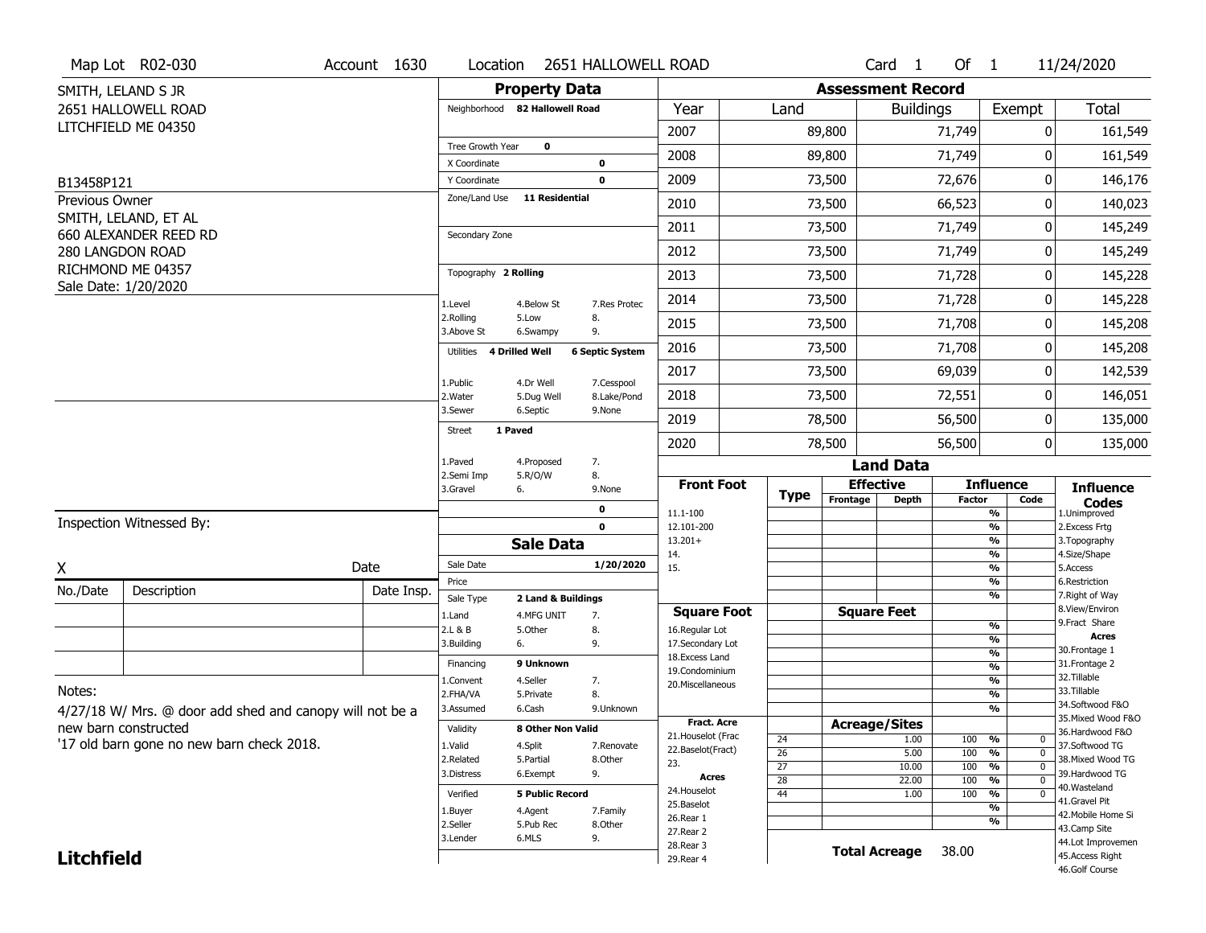Map Lot R02-030 | Account 1630 | Location 2651 HALLOWELL ROAD | Card 1 Of 1 | 11/24/2020

SMITH, LELAND S JR
2651 HALLOWELL ROAD
LITCHFIELD ME 04350

B13458P121

Previous Owner
SMITH, LELAND, ET AL
660 ALEXANDER REED RD
280 LANGDON ROAD
RICHMOND ME 04357
Sale Date: 1/20/2020

## Property Data

Neighborhood: 82 Hallowell Road

Tree Growth Year: 0
X Coordinate: 0
Y Coordinate: 0
Zone/Land Use: 11 Residential

Secondary Zone

Topography: 2 Rolling

1.Level | 4.Below St | 7.Res Protec
2.Rolling | 5.Low | 8.
3.Above St | 6.Swampy | 9.

Utilities: 4 Drilled Well, 6 Septic System

1.Public | 4.Dr Well | 7.Cesspool
2.Water | 5.Dug Well | 8.Lake/Pond
3.Sewer | 6.Septic | 9.None

Street: 1 Paved

1.Paved | 4.Proposed | 7.
2.Semi Imp | 5.R/O/W | 8.
3.Gravel | 6. | 9.None

0
0

## Sale Data

Sale Date: 1/20/2020
Price
Sale Type: 2 Land & Buildings

1.Land | 4.MFG UNIT | 7.
2.L & B | 5.Other | 8.
3.Building | 6. | 9.

Financing: 9 Unknown

1.Convent | 4.Seller | 7.
2.FHA/VA | 5.Private | 8.
3.Assumed | 6.Cash | 9.Unknown

Validity: 8 Other Non Valid

1.Valid | 4.Split | 7.Renovate
2.Related | 5.Partial | 8.Other
3.Distress | 6.Exempt | 9.

Verified: 5 Public Record

1.Buyer | 4.Agent | 7.Family
2.Seller | 5.Pub Rec | 8.Other
3.Lender | 6.MLS | 9.

## Assessment Record

| Year | Land | Buildings | Exempt | Total |
|---|---|---|---|---|
| 2007 | 89,800 | 71,749 | 0 | 161,549 |
| 2008 | 89,800 | 71,749 | 0 | 161,549 |
| 2009 | 73,500 | 72,676 | 0 | 146,176 |
| 2010 | 73,500 | 66,523 | 0 | 140,023 |
| 2011 | 73,500 | 71,749 | 0 | 145,249 |
| 2012 | 73,500 | 71,749 | 0 | 145,249 |
| 2013 | 73,500 | 71,728 | 0 | 145,228 |
| 2014 | 73,500 | 71,728 | 0 | 145,228 |
| 2015 | 73,500 | 71,708 | 0 | 145,208 |
| 2016 | 73,500 | 71,708 | 0 | 145,208 |
| 2017 | 73,500 | 69,039 | 0 | 142,539 |
| 2018 | 73,500 | 72,551 | 0 | 146,051 |
| 2019 | 78,500 | 56,500 | 0 | 135,000 |
| 2020 | 78,500 | 56,500 | 0 | 135,000 |

## Land Data

| Front Foot | Type | Effective Frontage | Effective Depth | Influence Factor | Influence Code |
|---|---|---|---|---|---|
| 11.1-100 | | | | % | |
| 12.101-200 | | | | % | |
| 13.201+ | | | | % | |
| 14. | | | | % | |
| 15. | | | | % | |

| Square Foot | Square Feet | Influence Factor | Influence Code |
|---|---|---|---|
| 16.Regular Lot | | % | |
| 17.Secondary Lot | | % | |
| 18.Excess Land | | % | |
| 19.Condominium | | % | |
| 20.Miscellaneous | | % | |

| Fract. Acre / Acres | Type | Acreage/Sites | Influence Factor | Influence Code |
|---|---|---|---|---|
| 21.Houselot (Frac | 24 | 1.00 | 100 % | 0 |
| 22.Baselot(Fract) | 26 | 5.00 | 100 % | 0 |
| 23. | 27 | 10.00 | 100 % | 0 |
| 24.Houselot | 28 | 22.00 | 100 % | 0 |
| 25.Baselot | 44 | 1.00 | 100 % | 0 |
| 26.Rear 1 | | | % | |
| 27.Rear 2 | | | % | |
| 28.Rear 3 | | | | |
| 29.Rear 4 | | | | |

Total Acreage: 38.00

Influence Codes: 1.Unimproved, 2.Excess Frtg, 3.Topography, 4.Size/Shape, 5.Access, 6.Restriction, 7.Right of Way, 8.View/Environ, 9.Fract Share

Acres: 30.Frontage 1, 31.Frontage 2, 32.Tillable, 33.Tillable, 34.Softwood F&O, 35.Mixed Wood F&O, 36.Hardwood F&O, 37.Softwood TG, 38.Mixed Wood TG, 39.Hardwood TG, 40.Wasteland, 41.Gravel Pit, 42.Mobile Home Si, 43.Camp Site, 44.Lot Improvemen, 45.Access Right, 46.Golf Course

Inspection Witnessed By:

X ______________________ Date

| No./Date | Description | Date Insp. |
|---|---|---|
| | | |
| | | |
| | | |

Notes:
4/27/18 W/ Mrs. @ door add shed and canopy will not be a new barn constructed
'17 old barn gone no new barn check 2018.

**Litchfield**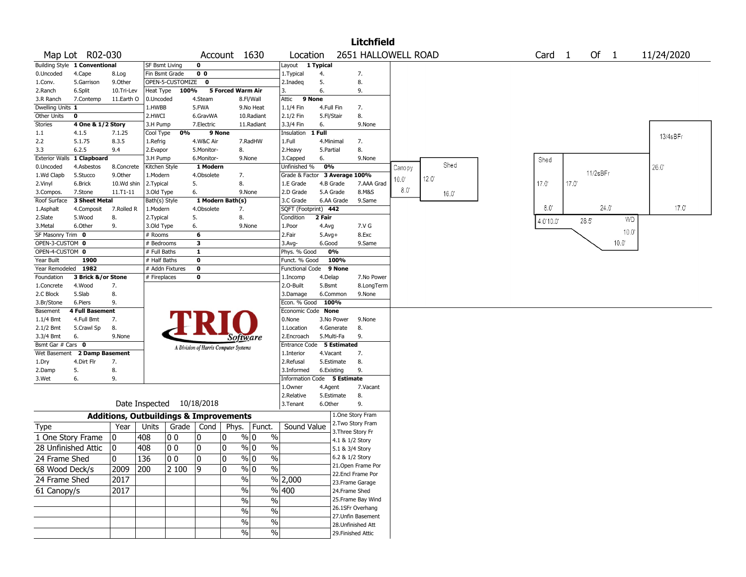# Litchfield

**Map Lot** R02-030 **Account** 1630 **Location** 2651 HALLOWELL ROAD **Card** 1 **Of** 1 11/24/2020

| | | | | | | | | | |
|---|---|---|---|---|---|---|---|---|---|
| Building Style | **1 Conventional** | | SF Bsmt Living | **0** | | Layout | **1 Typical** | | |
| 0.Uncoded | 4.Cape | 8.Log | Fin Bsmt Grade | **0 0** | | 1.Typical | 4. | 7. | |
| 1.Conv. | 5.Garrison | 9.Other | OPEN-5-CUSTOMIZE | **0** | | 2.Inadeq | 5. | 8. | |
| 2.Ranch | 6.Split | 10.Tri-Lev | Heat Type **100%** | **5 Forced Warm Air** | | 3. | 6. | 9. | |
| 3.R Ranch | 7.Contemp | 11.Earth O | 0.Uncoded | 4.Steam | 8.Fl/Wall | Attic | **9 None** | | |
| Dwelling Units | **1** | | 1.HWBB | 5.FWA | 9.No Heat | 1.1/4 Fin | 4.Full Fin | 7. | |
| Other Units | **0** | | 2.HWCI | 6.GravWA | 10.Radiant | 2.1/2 Fin | 5.Fl/Stair | 8. | |
| Stories | **4 One & 1/2 Story** | | 3.H Pump | 7.Electric | 11.Radiant | 3.3/4 Fin | 6. | 9.None | |
| 1.1 | 4.1.5 | 7.1.25 | Cool Type **0%** | **9 None** | | Insulation | **1 Full** | | |
| 2.2 | 5.1.75 | 8.3.5 | 1.Refrig | 4.W&C Air | 7.RadHW | 1.Full | 4.Minimal | 7. | |
| 3.3 | 6.2.5 | 9.4 | 2.Evapor | 5.Monitor- | 8. | 2.Heavy | 5.Partial | 8. | |
| Exterior Walls | **1 Clapboard** | | 3.H Pump | 6.Monitor- | 9.None | 3.Capped | 6. | 9.None | |
| 0.Uncoded | 4.Asbestos | 8.Concrete | Kitchen Style | **1 Modern** | | Unfinished % | **0%** | | |
| 1.Wd Clapb | 5.Stucco | 9.Other | 1.Modern | 4.Obsolete | 7. | Grade & Factor | **3 Average 100%** | | |
| 2.Vinyl | 6.Brick | 10.Wd shin | 2.Typical | 5. | 8. | 1.E Grade | 4.B Grade | 7.AAA Grad | |
| 3.Compos. | 7.Stone | 11.T1-11 | 3.Old Type | 6. | 9.None | 2.D Grade | 5.A Grade | 8.M&S | |
| Roof Surface | **3 Sheet Metal** | | Bath(s) Style | **1 Modern Bath(s)** | | 3.C Grade | 6.AA Grade | 9.Same | |
| 1.Asphalt | 4.Composit | 7.Rolled R | 1.Modern | 4.Obsolete | 7. | SQFT (Footprint) | **442** | | |
| 2.Slate | 5.Wood | 8. | 2.Typical | 5. | 8. | Condition | **2 Fair** | | |
| 3.Metal | 6.Other | 9. | 3.Old Type | 6. | 9.None | 1.Poor | 4.Avg | 7.V G | |
| SF Masonry Trim | **0** | | # Rooms | **6** | | 2.Fair | 5.Avg+ | 8.Exc | |
| OPEN-3-CUSTOM | **0** | | # Bedrooms | **3** | | 3.Avg- | 6.Good | 9.Same | |
| OPEN-4-CUSTOM | **0** | | # Full Baths | **1** | | Phys. % Good | **0%** | | |
| Year Built | **1900** | | # Half Baths | **0** | | Funct. % Good | **100%** | | |
| Year Remodeled | **1982** | | # Addn Fixtures | **0** | | Functional Code | **9 None** | | |
| Foundation | **3 Brick &/or Stone** | | # Fireplaces | **0** | | 1.Incomp | 4.Delap | 7.No Power | |
| 1.Concrete | 4.Wood | 7. | | | | 2.O-Built | 5.Bsmt | 8.LongTerm | |
| 2.C Block | 5.Slab | 8. | | | | 3.Damage | 6.Common | 9.None | |
| 3.Br/Stone | 6.Piers | 9. | | | | Econ. % Good | **100%** | | |
| Basement | **4 Full Basement** | | | | | Economic Code | **None** | | |
| 1.1/4 Bmt | 4.Full Bmt | 7. | | | | 0.None | 3.No Power | 9.None | |
| 2.1/2 Bmt | 5.Crawl Sp | 8. | | | | 1.Location | 4.Generate | 8. | |
| 3.3/4 Bmt | 6. | 9.None | | | | 2.Encroach | 5.Multi-Fa | 9. | |
| Bsmt Gar # Cars | **0** | | | | | Entrance Code | **5 Estimated** | | |
| Wet Basement | **2 Damp Basement** | | | | | 1.Interior | 4.Vacant | 7. | |
| 1.Dry | 4.Dirt Flr | 7. | | | | 2.Refusal | 5.Estimate | 8. | |
| 2.Damp | 5. | 8. | | | | 3.Informed | 6.Existing | 9. | |
| 3.Wet | 6. | 9. | | | | Information Code | **5 Estimate** | | |
| | | | | | | 1.Owner | 4.Agent | 7.Vacant | |
| | | | | | | 2.Relative | 5.Estimate | 8. | |
| | Date Inspected | 10/18/2018 | | | | 3.Tenant | 6.Other | 9. | |

TRIO Software — A Division of Harris Computer Systems

## Additions, Outbuildings & Improvements

| Type | Year | Units | Grade | Cond | Phys. | Funct. | Sound Value |
|---|---|---|---|---|---|---|---|
| 1 One Story Frame | 0 | 408 | 0 0 | 0 | 0 % | 0 % | |
| 28 Unfinished Attic | 0 | 408 | 0 0 | 0 | 0 % | 0 % | |
| 24 Frame Shed | 0 | 136 | 0 0 | 0 | 0 % | 0 % | |
| 68 Wood Deck/s | 2009 | 200 | 2 100 | 9 | 0 % | 0 % | |
| 24 Frame Shed | 2017 | | | | % | % | 2,000 |
| 61 Canopy/s | 2017 | | | | % | % | 400 |
| | | | | | % | % | |
| | | | | | % | % | |
| | | | | | % | % | |
| | | | | | % | % | |

1.One Story Fram
2.Two Story Fram
3.Three Story Fr
4.1 & 1/2 Story
5.1 & 3/4 Story
6.2 & 1/2 Story
21.Open Frame Por
22.Encl Frame Por
23.Frame Garage
24.Frame Shed
25.Frame Bay Wind
26.1SFr Overhang
27.Unfin Basement
28.Unfinished Att
29.Finished Attic

Canopy
10.0'
8.0'
Shed
12.0'
16.0'
Shed
17.0'
8.0'
17.0'
11/2sBFr
24.0'
13/4sBFr
26.0'
17.0'
4.0'10.0'
28.5'
WD
10.0'
10.0'